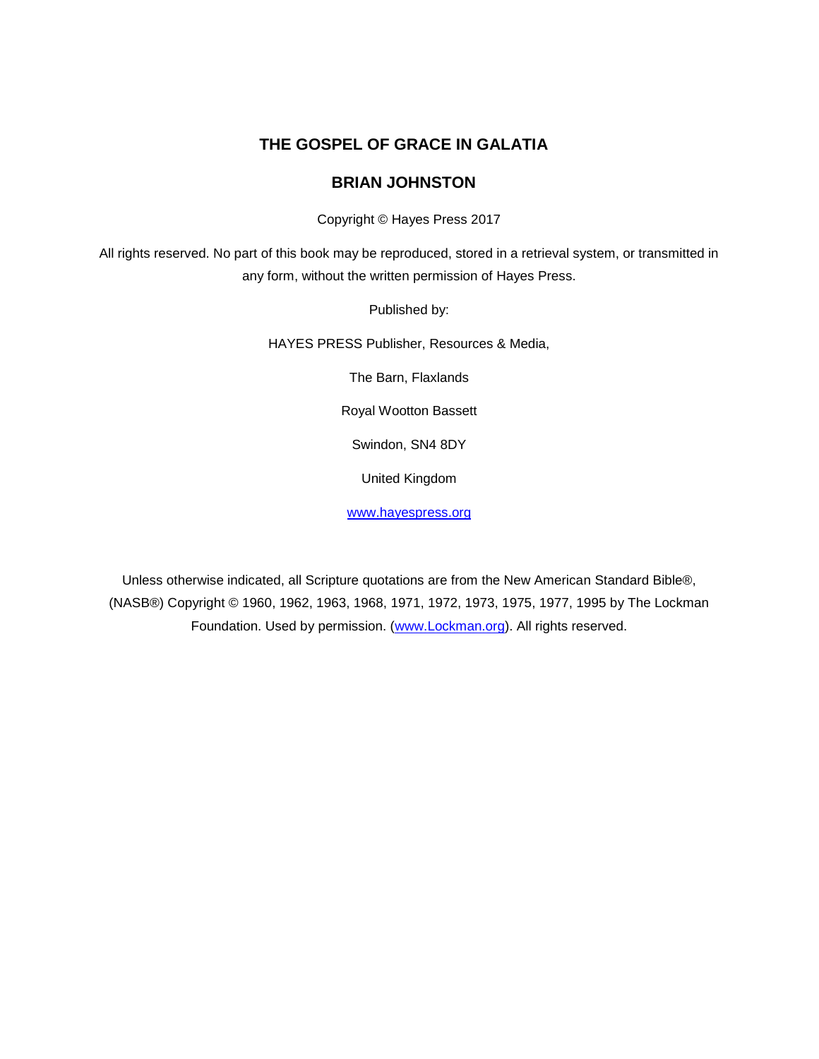# THE GOSPEL OF GRACE IN GALATIA

## BRIAN JOHNSTON

Copyright © Hayes Press 2017

All rights reserved. No part of this book may be reproduced, stored in a retrieval system, or transmitted in any form, without the written permission of Hayes Press.

Published by:

HAYES PRESS Publisher, Resources & Media,

The Barn, Flaxlands

Royal Wootton Bassett

Swindon, SN4 8DY

United Kingdom

www.hayespress.org

Unless otherwise indicated, all Scripture quotations are from the New American Standard Bible®, (NASB®) Copyright © 1960, 1962, 1963, 1968, 1971, 1972, 1973, 1975, 1977, 1995 by The Lockman Foundation. Used by permission. (www.Lockman.org). All rights reserved.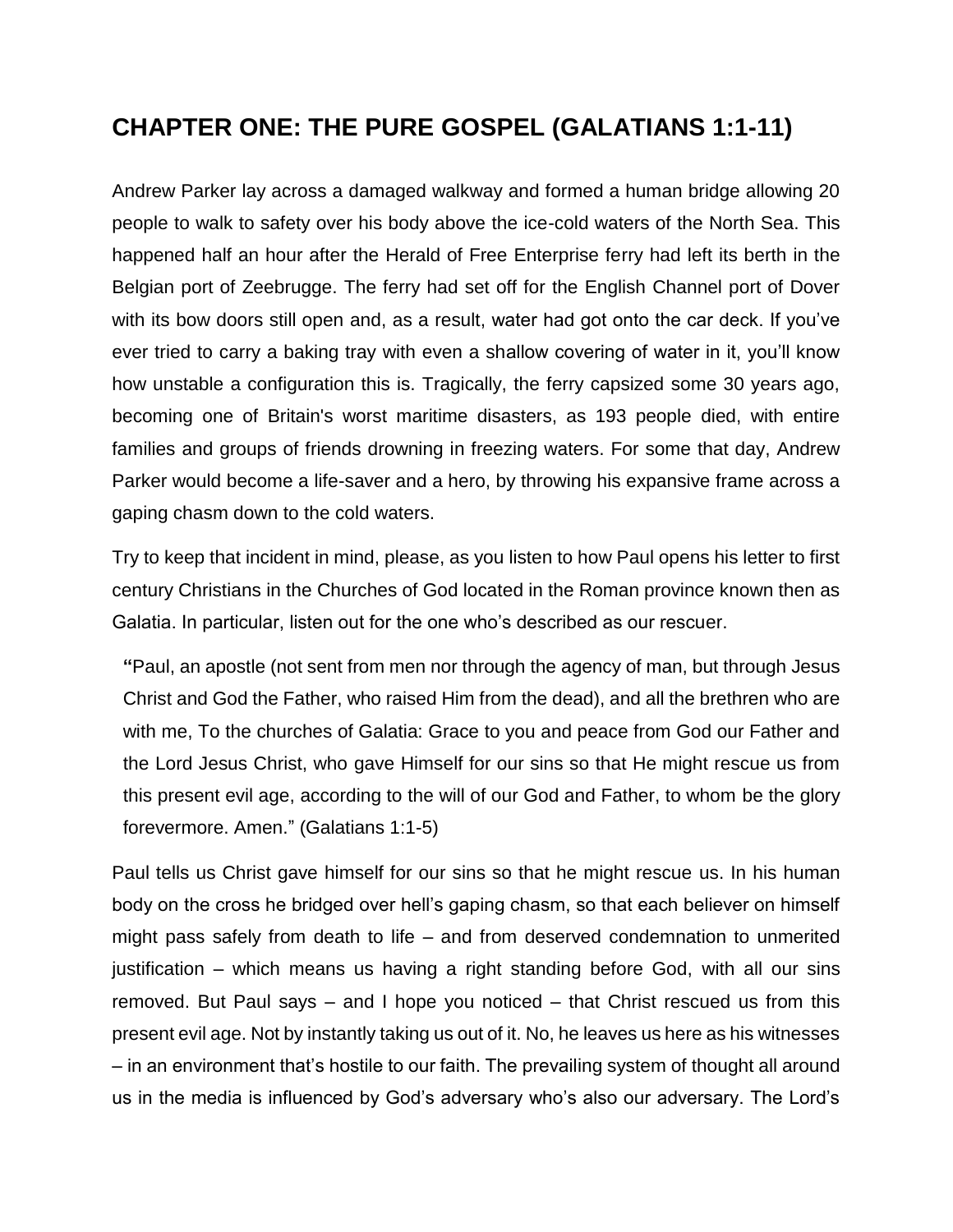## CHAPTER ONE: THE PURE GOSPEL (GALATIANS 1:1-11)

Andrew Parker lay across a damaged walkway and formed a human bridge allowing 20 people to walk to safety over his body above the ice-cold waters of the North Sea. This happened half an hour after the Herald of Free Enterprise ferry had left its berth in the Belgian port of Zeebrugge. The ferry had set off for the English Channel port of Dover with its bow doors still open and, as a result, water had got onto the car deck. If you've ever tried to carry a baking tray with even a shallow covering of water in it, you'll know how unstable a configuration this is. Tragically, the ferry capsized some 30 years ago, becoming one of Britain's worst maritime disasters, as 193 people died, with entire families and groups of friends drowning in freezing waters. For some that day, Andrew Parker would become a life-saver and a hero, by throwing his expansive frame across a gaping chasm down to the cold waters.

Try to keep that incident in mind, please, as you listen to how Paul opens his letter to first century Christians in the Churches of God located in the Roman province known then as Galatia. In particular, listen out for the one who's described as our rescuer.

> **"**Paul, an apostle (not sent from men nor through the agency of man, but through Jesus Christ and God the Father, who raised Him from the dead), and all the brethren who are with me, To the churches of Galatia: Grace to you and peace from God our Father and the Lord Jesus Christ, who gave Himself for our sins so that He might rescue us from this present evil age, according to the will of our God and Father, to whom be the glory forevermore. Amen." (Galatians 1:1-5)

Paul tells us Christ gave himself for our sins so that he might rescue us. In his human body on the cross he bridged over hell's gaping chasm, so that each believer on himself might pass safely from death to life – and from deserved condemnation to unmerited justification – which means us having a right standing before God, with all our sins removed. But Paul says – and I hope you noticed – that Christ rescued us from this present evil age. Not by instantly taking us out of it. No, he leaves us here as his witnesses – in an environment that's hostile to our faith. The prevailing system of thought all around us in the media is influenced by God's adversary who's also our adversary. The Lord's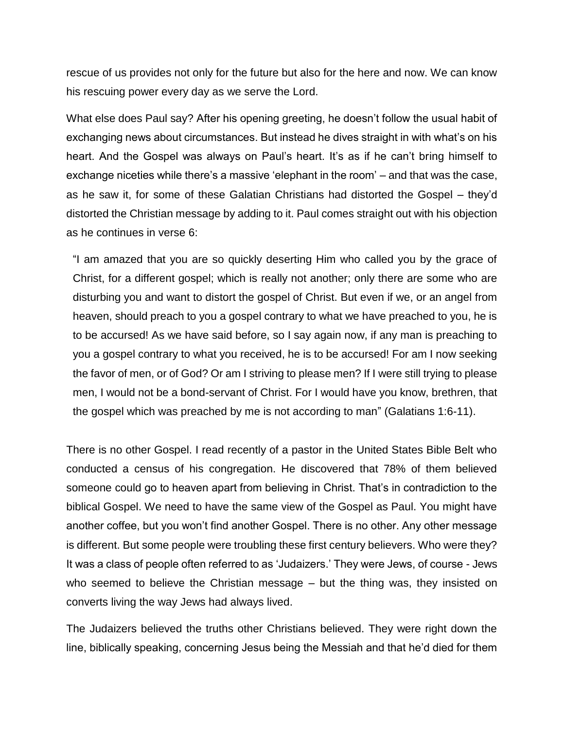rescue of us provides not only for the future but also for the here and now. We can know his rescuing power every day as we serve the Lord.

What else does Paul say? After his opening greeting, he doesn't follow the usual habit of exchanging news about circumstances. But instead he dives straight in with what's on his heart. And the Gospel was always on Paul's heart. It's as if he can't bring himself to exchange niceties while there's a massive 'elephant in the room' – and that was the case, as he saw it, for some of these Galatian Christians had distorted the Gospel – they'd distorted the Christian message by adding to it. Paul comes straight out with his objection as he continues in verse 6:

> "I am amazed that you are so quickly deserting Him who called you by the grace of Christ, for a different gospel; which is really not another; only there are some who are disturbing you and want to distort the gospel of Christ. But even if we, or an angel from heaven, should preach to you a gospel contrary to what we have preached to you, he is to be accursed! As we have said before, so I say again now, if any man is preaching to you a gospel contrary to what you received, he is to be accursed! For am I now seeking the favor of men, or of God? Or am I striving to please men? If I were still trying to please men, I would not be a bond-servant of Christ. For I would have you know, brethren, that the gospel which was preached by me is not according to man" (Galatians 1:6-11).

There is no other Gospel. I read recently of a pastor in the United States Bible Belt who conducted a census of his congregation. He discovered that 78% of them believed someone could go to heaven apart from believing in Christ. That's in contradiction to the biblical Gospel. We need to have the same view of the Gospel as Paul. You might have another coffee, but you won't find another Gospel. There is no other. Any other message is different. But some people were troubling these first century believers. Who were they? It was a class of people often referred to as 'Judaizers.' They were Jews, of course - Jews who seemed to believe the Christian message – but the thing was, they insisted on converts living the way Jews had always lived.

The Judaizers believed the truths other Christians believed. They were right down the line, biblically speaking, concerning Jesus being the Messiah and that he'd died for them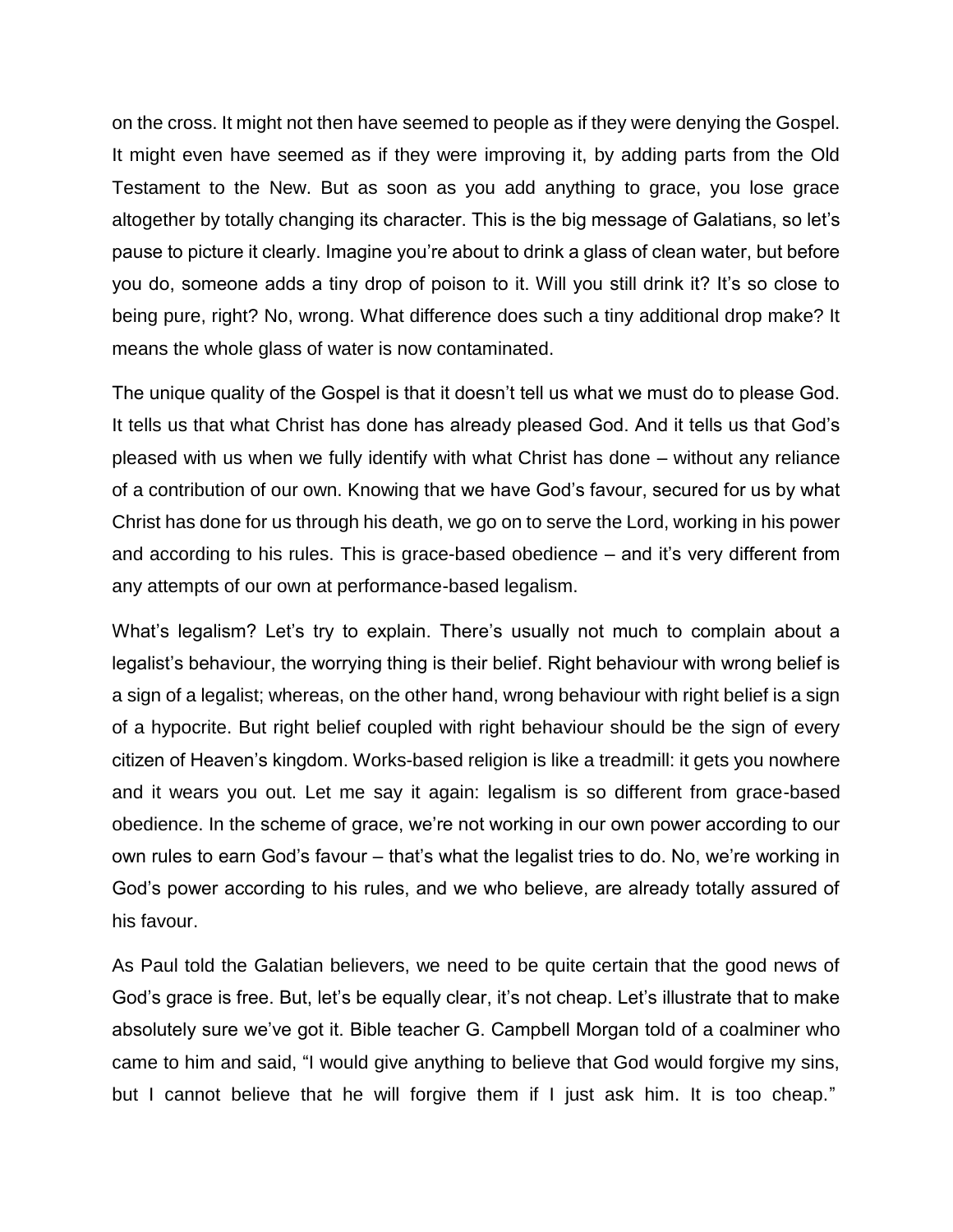on the cross. It might not then have seemed to people as if they were denying the Gospel. It might even have seemed as if they were improving it, by adding parts from the Old Testament to the New. But as soon as you add anything to grace, you lose grace altogether by totally changing its character. This is the big message of Galatians, so let's pause to picture it clearly. Imagine you're about to drink a glass of clean water, but before you do, someone adds a tiny drop of poison to it. Will you still drink it? It's so close to being pure, right? No, wrong. What difference does such a tiny additional drop make? It means the whole glass of water is now contaminated.

The unique quality of the Gospel is that it doesn't tell us what we must do to please God. It tells us that what Christ has done has already pleased God. And it tells us that God's pleased with us when we fully identify with what Christ has done – without any reliance of a contribution of our own. Knowing that we have God's favour, secured for us by what Christ has done for us through his death, we go on to serve the Lord, working in his power and according to his rules. This is grace-based obedience – and it's very different from any attempts of our own at performance-based legalism.

What's legalism? Let's try to explain. There's usually not much to complain about a legalist's behaviour, the worrying thing is their belief. Right behaviour with wrong belief is a sign of a legalist; whereas, on the other hand, wrong behaviour with right belief is a sign of a hypocrite. But right belief coupled with right behaviour should be the sign of every citizen of Heaven's kingdom. Works-based religion is like a treadmill: it gets you nowhere and it wears you out. Let me say it again: legalism is so different from grace-based obedience. In the scheme of grace, we're not working in our own power according to our own rules to earn God's favour – that's what the legalist tries to do. No, we're working in God's power according to his rules, and we who believe, are already totally assured of his favour.

As Paul told the Galatian believers, we need to be quite certain that the good news of God's grace is free. But, let's be equally clear, it's not cheap. Let's illustrate that to make absolutely sure we've got it. Bible teacher G. Campbell Morgan told of a coalminer who came to him and said, "I would give anything to believe that God would forgive my sins, but I cannot believe that he will forgive them if I just ask him. It is too cheap."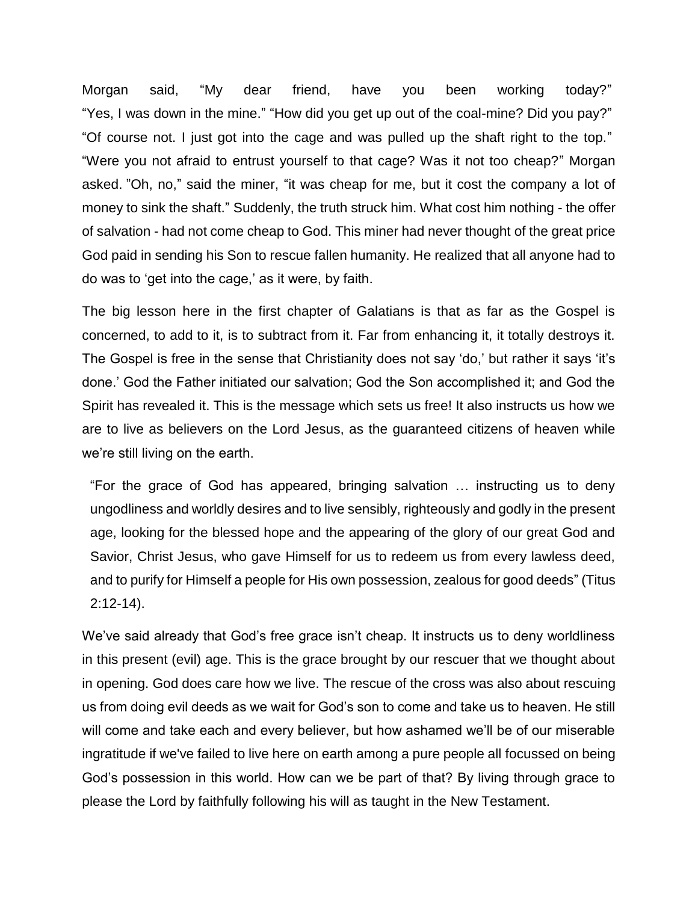Morgan said, “My dear friend, have you been working today?” “Yes, I was down in the mine.” “How did you get up out of the coal-mine? Did you pay?” “Of course not. I just got into the cage and was pulled up the shaft right to the top.” “Were you not afraid to entrust yourself to that cage? Was it not too cheap?” Morgan asked. ”Oh, no,” said the miner, “it was cheap for me, but it cost the company a lot of money to sink the shaft.” Suddenly, the truth struck him. What cost him nothing - the offer of salvation - had not come cheap to God. This miner had never thought of the great price God paid in sending his Son to rescue fallen humanity. He realized that all anyone had to do was to ‘get into the cage,’ as it were, by faith.

The big lesson here in the first chapter of Galatians is that as far as the Gospel is concerned, to add to it, is to subtract from it. Far from enhancing it, it totally destroys it. The Gospel is free in the sense that Christianity does not say ‘do,’ but rather it says ‘it’s done.’ God the Father initiated our salvation; God the Son accomplished it; and God the Spirit has revealed it. This is the message which sets us free! It also instructs us how we are to live as believers on the Lord Jesus, as the guaranteed citizens of heaven while we’re still living on the earth.

> “For the grace of God has appeared, bringing salvation … instructing us to deny ungodliness and worldly desires and to live sensibly, righteously and godly in the present age, looking for the blessed hope and the appearing of the glory of our great God and Savior, Christ Jesus, who gave Himself for us to redeem us from every lawless deed, and to purify for Himself a people for His own possession, zealous for good deeds” (Titus 2:12-14).

We’ve said already that God’s free grace isn’t cheap. It instructs us to deny worldliness in this present (evil) age. This is the grace brought by our rescuer that we thought about in opening. God does care how we live. The rescue of the cross was also about rescuing us from doing evil deeds as we wait for God’s son to come and take us to heaven. He still will come and take each and every believer, but how ashamed we’ll be of our miserable ingratitude if we've failed to live here on earth among a pure people all focussed on being God’s possession in this world. How can we be part of that? By living through grace to please the Lord by faithfully following his will as taught in the New Testament.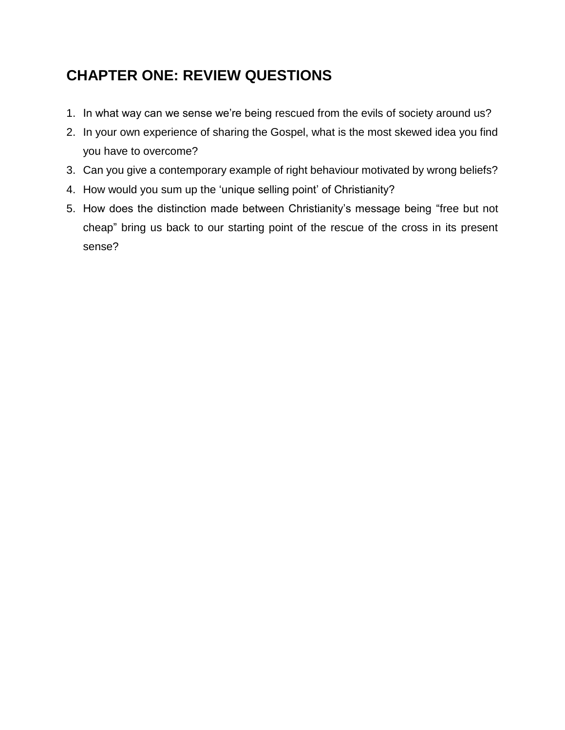## CHAPTER ONE: REVIEW QUESTIONS

1. In what way can we sense we’re being rescued from the evils of society around us?
2. In your own experience of sharing the Gospel, what is the most skewed idea you find you have to overcome?
3. Can you give a contemporary example of right behaviour motivated by wrong beliefs?
4. How would you sum up the ‘unique selling point’ of Christianity?
5. How does the distinction made between Christianity’s message being “free but not cheap” bring us back to our starting point of the rescue of the cross in its present sense?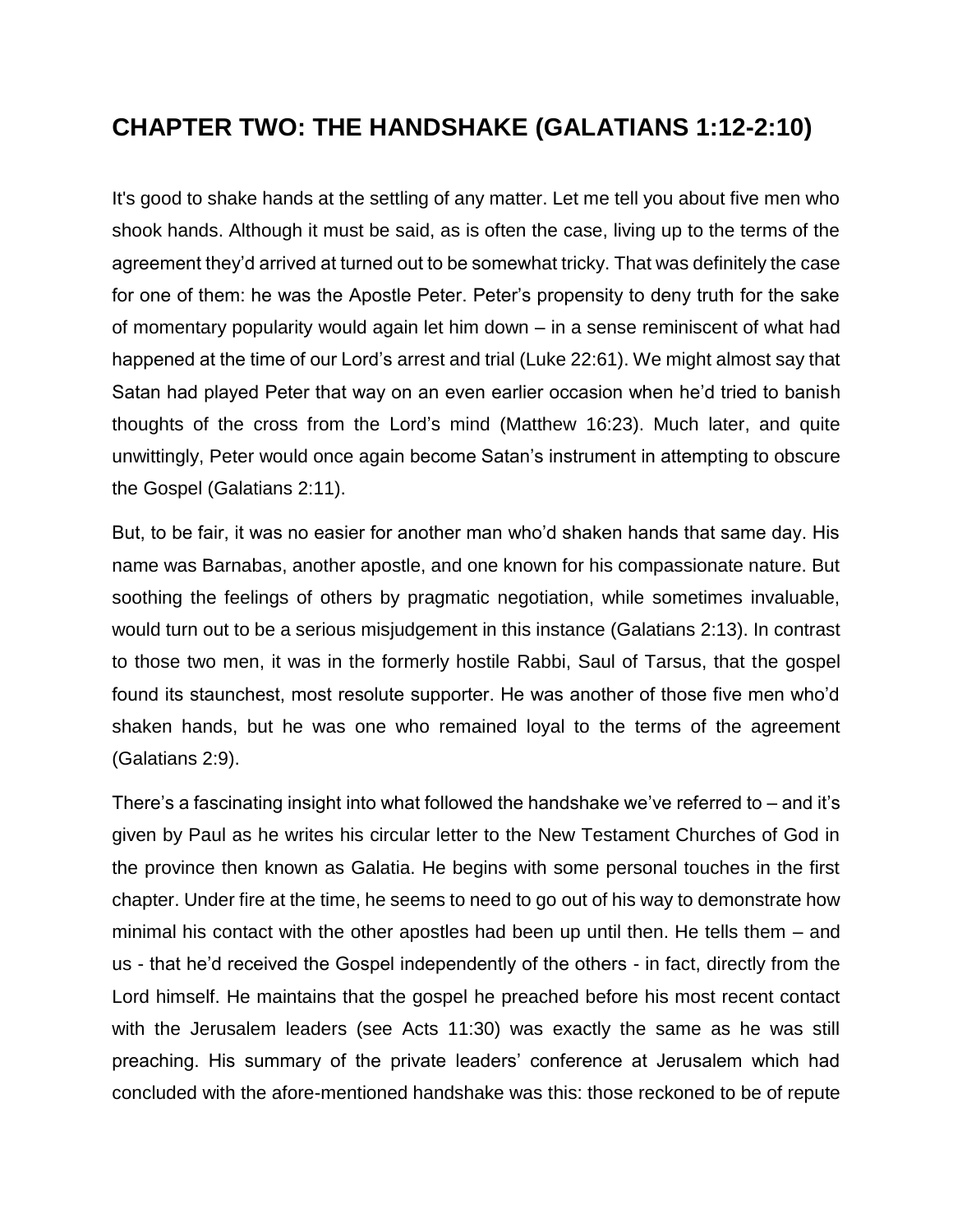## CHAPTER TWO: THE HANDSHAKE (GALATIANS 1:12-2:10)

It's good to shake hands at the settling of any matter. Let me tell you about five men who shook hands. Although it must be said, as is often the case, living up to the terms of the agreement they'd arrived at turned out to be somewhat tricky. That was definitely the case for one of them: he was the Apostle Peter. Peter's propensity to deny truth for the sake of momentary popularity would again let him down – in a sense reminiscent of what had happened at the time of our Lord's arrest and trial (Luke 22:61). We might almost say that Satan had played Peter that way on an even earlier occasion when he'd tried to banish thoughts of the cross from the Lord's mind (Matthew 16:23). Much later, and quite unwittingly, Peter would once again become Satan's instrument in attempting to obscure the Gospel (Galatians 2:11).

But, to be fair, it was no easier for another man who'd shaken hands that same day. His name was Barnabas, another apostle, and one known for his compassionate nature. But soothing the feelings of others by pragmatic negotiation, while sometimes invaluable, would turn out to be a serious misjudgement in this instance (Galatians 2:13). In contrast to those two men, it was in the formerly hostile Rabbi, Saul of Tarsus, that the gospel found its staunchest, most resolute supporter. He was another of those five men who'd shaken hands, but he was one who remained loyal to the terms of the agreement (Galatians 2:9).

There's a fascinating insight into what followed the handshake we've referred to – and it's given by Paul as he writes his circular letter to the New Testament Churches of God in the province then known as Galatia. He begins with some personal touches in the first chapter. Under fire at the time, he seems to need to go out of his way to demonstrate how minimal his contact with the other apostles had been up until then. He tells them – and us - that he'd received the Gospel independently of the others - in fact, directly from the Lord himself. He maintains that the gospel he preached before his most recent contact with the Jerusalem leaders (see Acts 11:30) was exactly the same as he was still preaching. His summary of the private leaders' conference at Jerusalem which had concluded with the afore-mentioned handshake was this: those reckoned to be of repute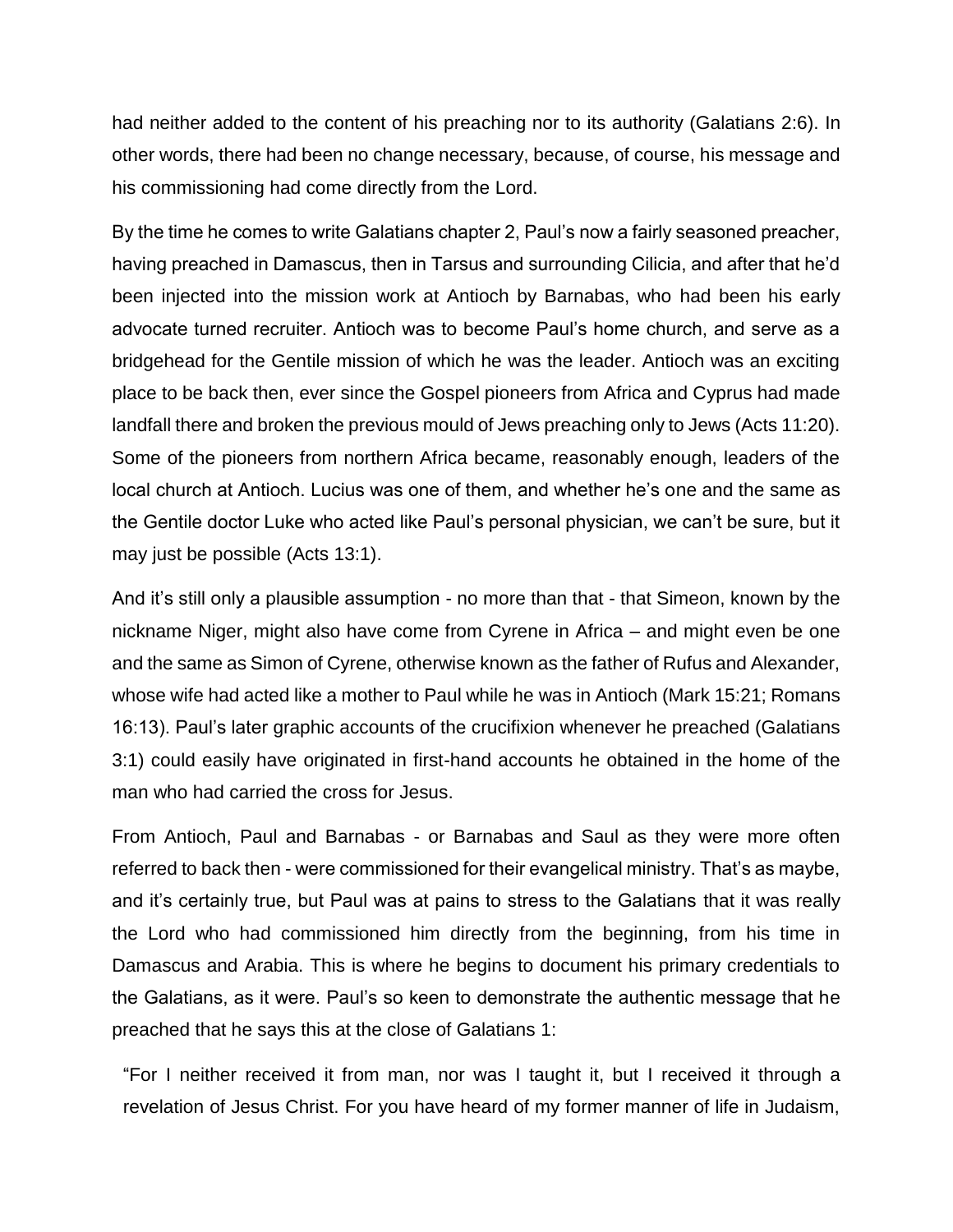had neither added to the content of his preaching nor to its authority (Galatians 2:6). In other words, there had been no change necessary, because, of course, his message and his commissioning had come directly from the Lord.

By the time he comes to write Galatians chapter 2, Paul's now a fairly seasoned preacher, having preached in Damascus, then in Tarsus and surrounding Cilicia, and after that he'd been injected into the mission work at Antioch by Barnabas, who had been his early advocate turned recruiter. Antioch was to become Paul's home church, and serve as a bridgehead for the Gentile mission of which he was the leader. Antioch was an exciting place to be back then, ever since the Gospel pioneers from Africa and Cyprus had made landfall there and broken the previous mould of Jews preaching only to Jews (Acts 11:20). Some of the pioneers from northern Africa became, reasonably enough, leaders of the local church at Antioch. Lucius was one of them, and whether he's one and the same as the Gentile doctor Luke who acted like Paul's personal physician, we can't be sure, but it may just be possible (Acts 13:1).

And it's still only a plausible assumption - no more than that - that Simeon, known by the nickname Niger, might also have come from Cyrene in Africa – and might even be one and the same as Simon of Cyrene, otherwise known as the father of Rufus and Alexander, whose wife had acted like a mother to Paul while he was in Antioch (Mark 15:21; Romans 16:13). Paul's later graphic accounts of the crucifixion whenever he preached (Galatians 3:1) could easily have originated in first-hand accounts he obtained in the home of the man who had carried the cross for Jesus.

From Antioch, Paul and Barnabas - or Barnabas and Saul as they were more often referred to back then - were commissioned for their evangelical ministry. That's as maybe, and it's certainly true, but Paul was at pains to stress to the Galatians that it was really the Lord who had commissioned him directly from the beginning, from his time in Damascus and Arabia. This is where he begins to document his primary credentials to the Galatians, as it were. Paul's so keen to demonstrate the authentic message that he preached that he says this at the close of Galatians 1:

> "For I neither received it from man, nor was I taught it, but I received it through a revelation of Jesus Christ. For you have heard of my former manner of life in Judaism,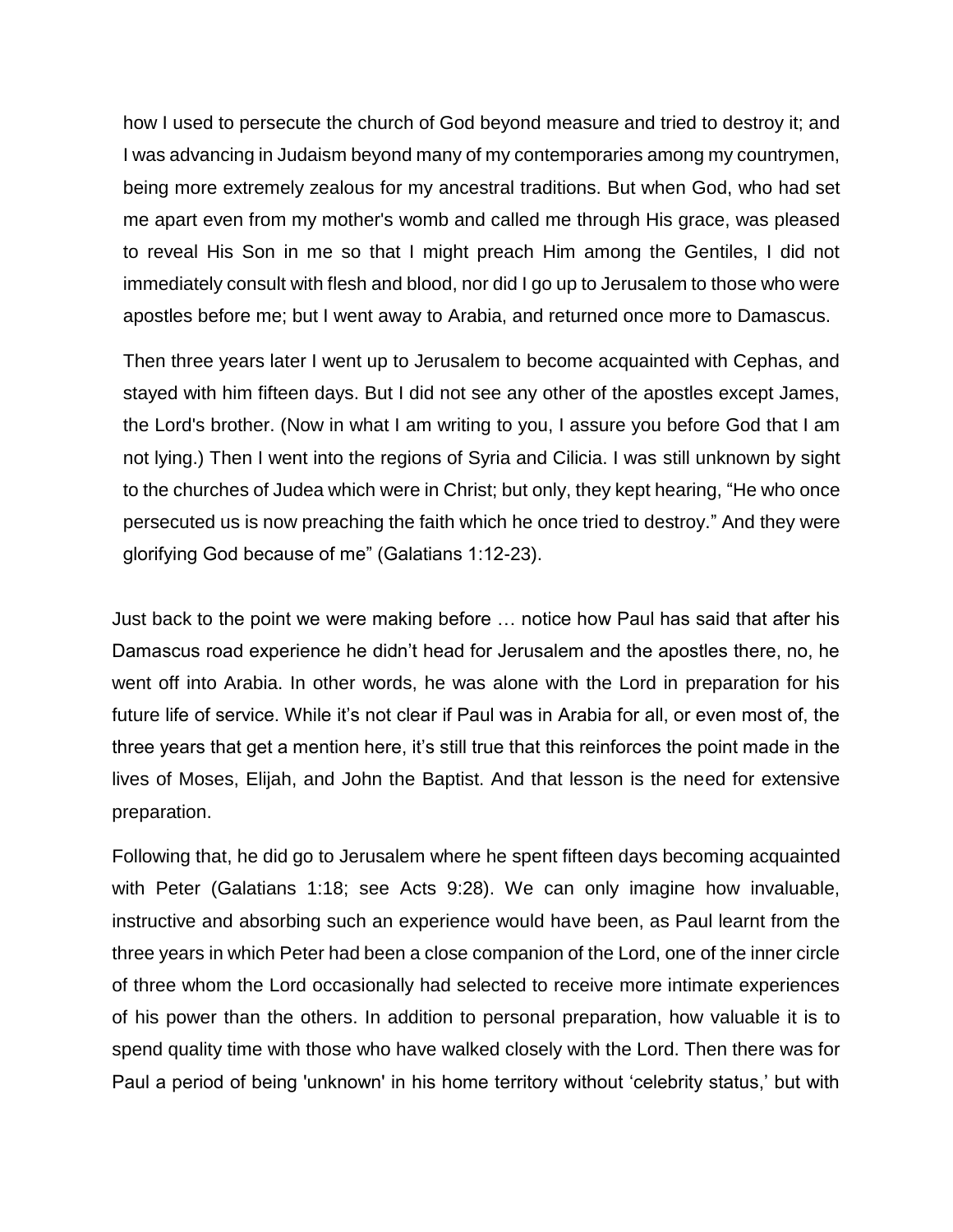> how I used to persecute the church of God beyond measure and tried to destroy it; and I was advancing in Judaism beyond many of my contemporaries among my countrymen, being more extremely zealous for my ancestral traditions. But when God, who had set me apart even from my mother's womb and called me through His grace, was pleased to reveal His Son in me so that I might preach Him among the Gentiles, I did not immediately consult with flesh and blood, nor did I go up to Jerusalem to those who were apostles before me; but I went away to Arabia, and returned once more to Damascus.
>
> Then three years later I went up to Jerusalem to become acquainted with Cephas, and stayed with him fifteen days. But I did not see any other of the apostles except James, the Lord's brother. (Now in what I am writing to you, I assure you before God that I am not lying.) Then I went into the regions of Syria and Cilicia. I was still unknown by sight to the churches of Judea which were in Christ; but only, they kept hearing, "He who once persecuted us is now preaching the faith which he once tried to destroy." And they were glorifying God because of me" (Galatians 1:12-23).

Just back to the point we were making before … notice how Paul has said that after his Damascus road experience he didn't head for Jerusalem and the apostles there, no, he went off into Arabia. In other words, he was alone with the Lord in preparation for his future life of service. While it's not clear if Paul was in Arabia for all, or even most of, the three years that get a mention here, it's still true that this reinforces the point made in the lives of Moses, Elijah, and John the Baptist. And that lesson is the need for extensive preparation.

Following that, he did go to Jerusalem where he spent fifteen days becoming acquainted with Peter (Galatians 1:18; see Acts 9:28). We can only imagine how invaluable, instructive and absorbing such an experience would have been, as Paul learnt from the three years in which Peter had been a close companion of the Lord, one of the inner circle of three whom the Lord occasionally had selected to receive more intimate experiences of his power than the others. In addition to personal preparation, how valuable it is to spend quality time with those who have walked closely with the Lord. Then there was for Paul a period of being 'unknown' in his home territory without 'celebrity status,' but with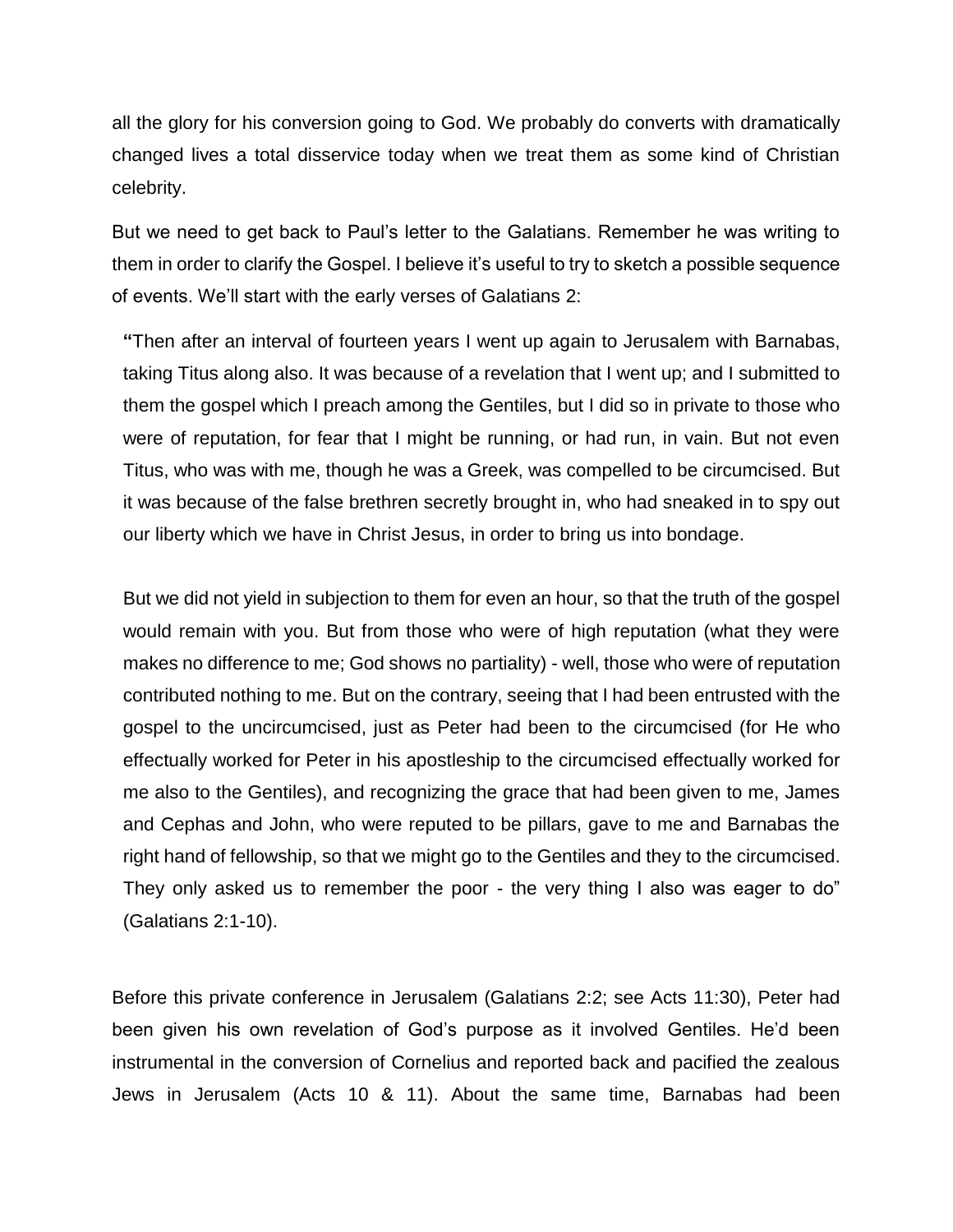all the glory for his conversion going to God. We probably do converts with dramatically changed lives a total disservice today when we treat them as some kind of Christian celebrity.

But we need to get back to Paul's letter to the Galatians. Remember he was writing to them in order to clarify the Gospel. I believe it's useful to try to sketch a possible sequence of events. We'll start with the early verses of Galatians 2:

> **"**Then after an interval of fourteen years I went up again to Jerusalem with Barnabas, taking Titus along also. It was because of a revelation that I went up; and I submitted to them the gospel which I preach among the Gentiles, but I did so in private to those who were of reputation, for fear that I might be running, or had run, in vain. But not even Titus, who was with me, though he was a Greek, was compelled to be circumcised. But it was because of the false brethren secretly brought in, who had sneaked in to spy out our liberty which we have in Christ Jesus, in order to bring us into bondage.
>
> But we did not yield in subjection to them for even an hour, so that the truth of the gospel would remain with you. But from those who were of high reputation (what they were makes no difference to me; God shows no partiality) - well, those who were of reputation contributed nothing to me. But on the contrary, seeing that I had been entrusted with the gospel to the uncircumcised, just as Peter had been to the circumcised (for He who effectually worked for Peter in his apostleship to the circumcised effectually worked for me also to the Gentiles), and recognizing the grace that had been given to me, James and Cephas and John, who were reputed to be pillars, gave to me and Barnabas the right hand of fellowship, so that we might go to the Gentiles and they to the circumcised. They only asked us to remember the poor - the very thing I also was eager to do" (Galatians 2:1-10).

Before this private conference in Jerusalem (Galatians 2:2; see Acts 11:30), Peter had been given his own revelation of God's purpose as it involved Gentiles. He'd been instrumental in the conversion of Cornelius and reported back and pacified the zealous Jews in Jerusalem (Acts 10 & 11). About the same time, Barnabas had been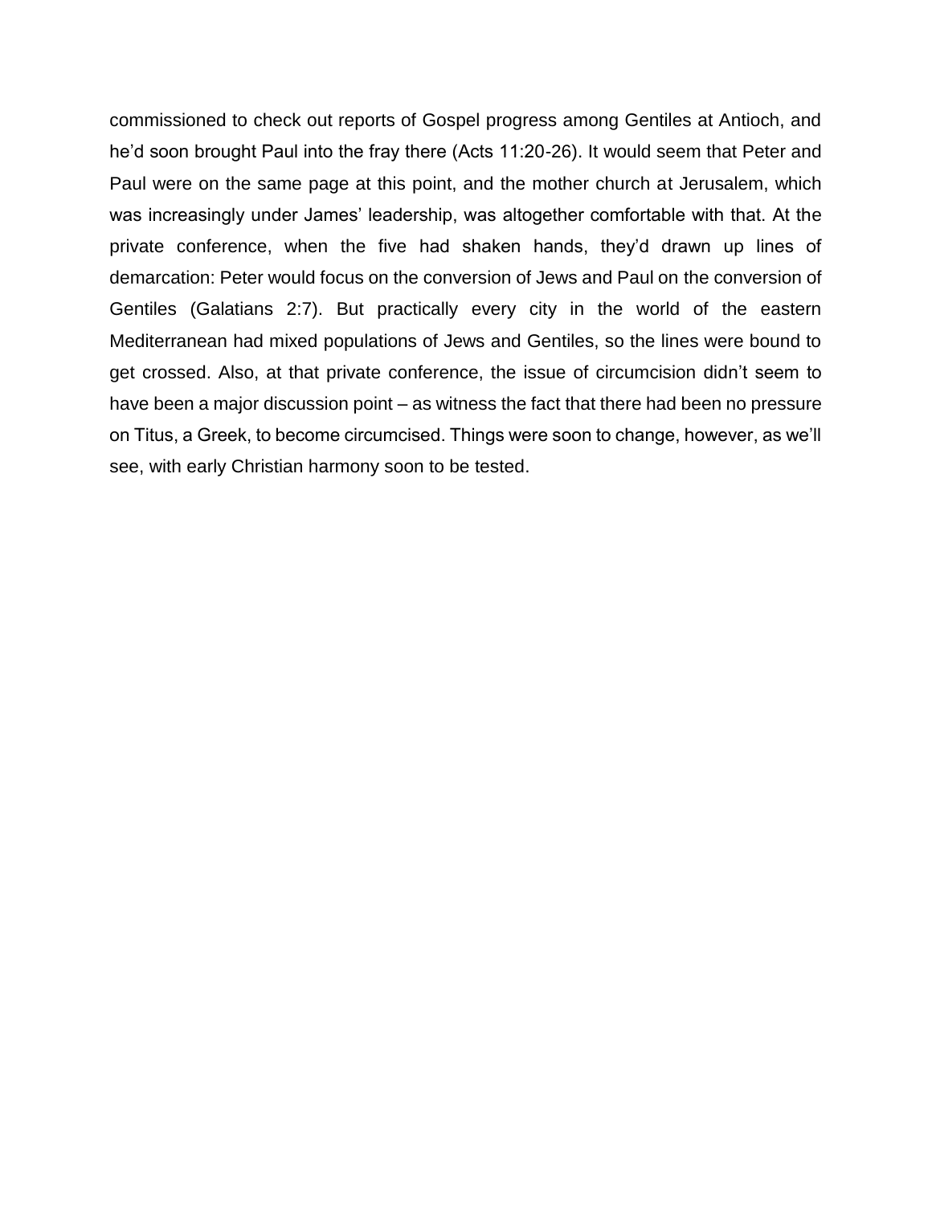commissioned to check out reports of Gospel progress among Gentiles at Antioch, and he'd soon brought Paul into the fray there (Acts 11:20-26). It would seem that Peter and Paul were on the same page at this point, and the mother church at Jerusalem, which was increasingly under James' leadership, was altogether comfortable with that. At the private conference, when the five had shaken hands, they'd drawn up lines of demarcation: Peter would focus on the conversion of Jews and Paul on the conversion of Gentiles (Galatians 2:7). But practically every city in the world of the eastern Mediterranean had mixed populations of Jews and Gentiles, so the lines were bound to get crossed. Also, at that private conference, the issue of circumcision didn't seem to have been a major discussion point – as witness the fact that there had been no pressure on Titus, a Greek, to become circumcised. Things were soon to change, however, as we'll see, with early Christian harmony soon to be tested.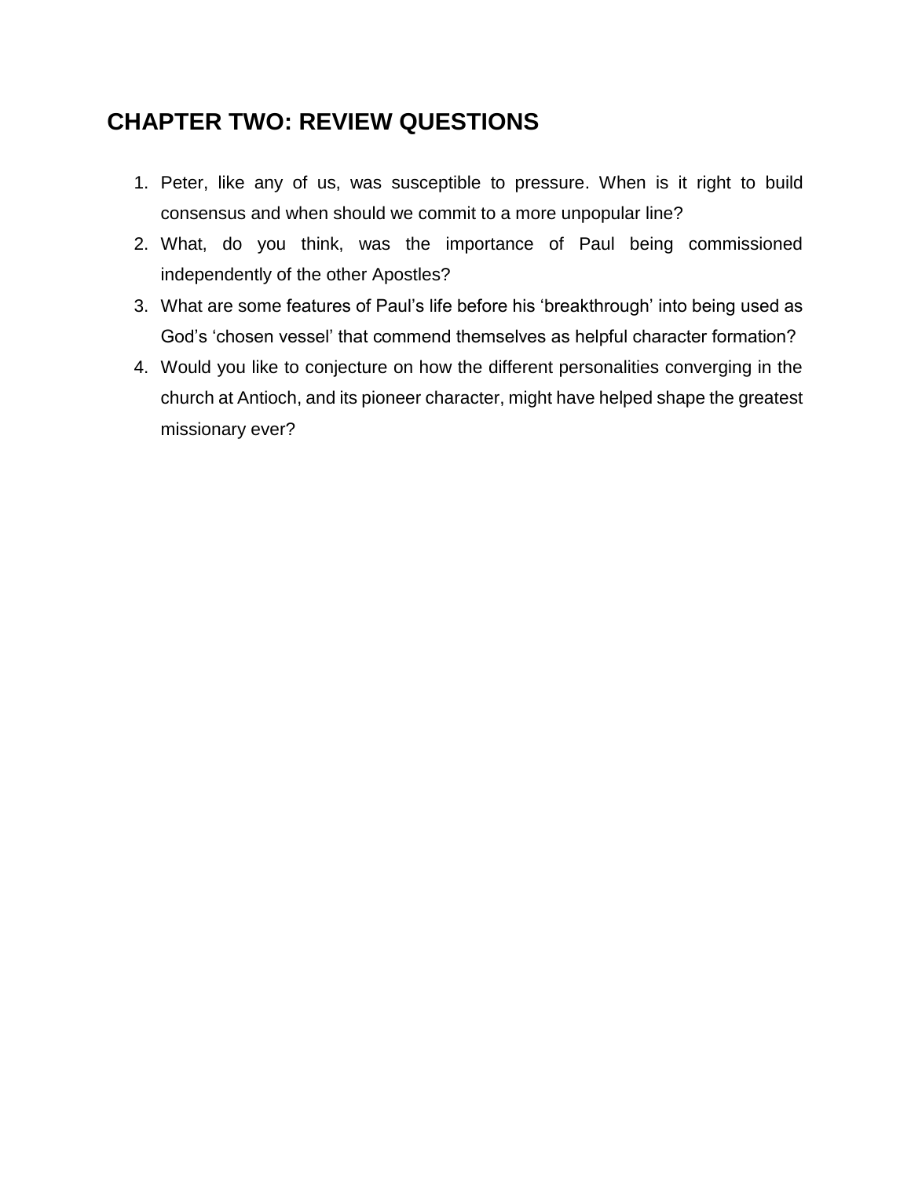## CHAPTER TWO: REVIEW QUESTIONS

1. Peter, like any of us, was susceptible to pressure. When is it right to build consensus and when should we commit to a more unpopular line?
2. What, do you think, was the importance of Paul being commissioned independently of the other Apostles?
3. What are some features of Paul's life before his 'breakthrough' into being used as God's 'chosen vessel' that commend themselves as helpful character formation?
4. Would you like to conjecture on how the different personalities converging in the church at Antioch, and its pioneer character, might have helped shape the greatest missionary ever?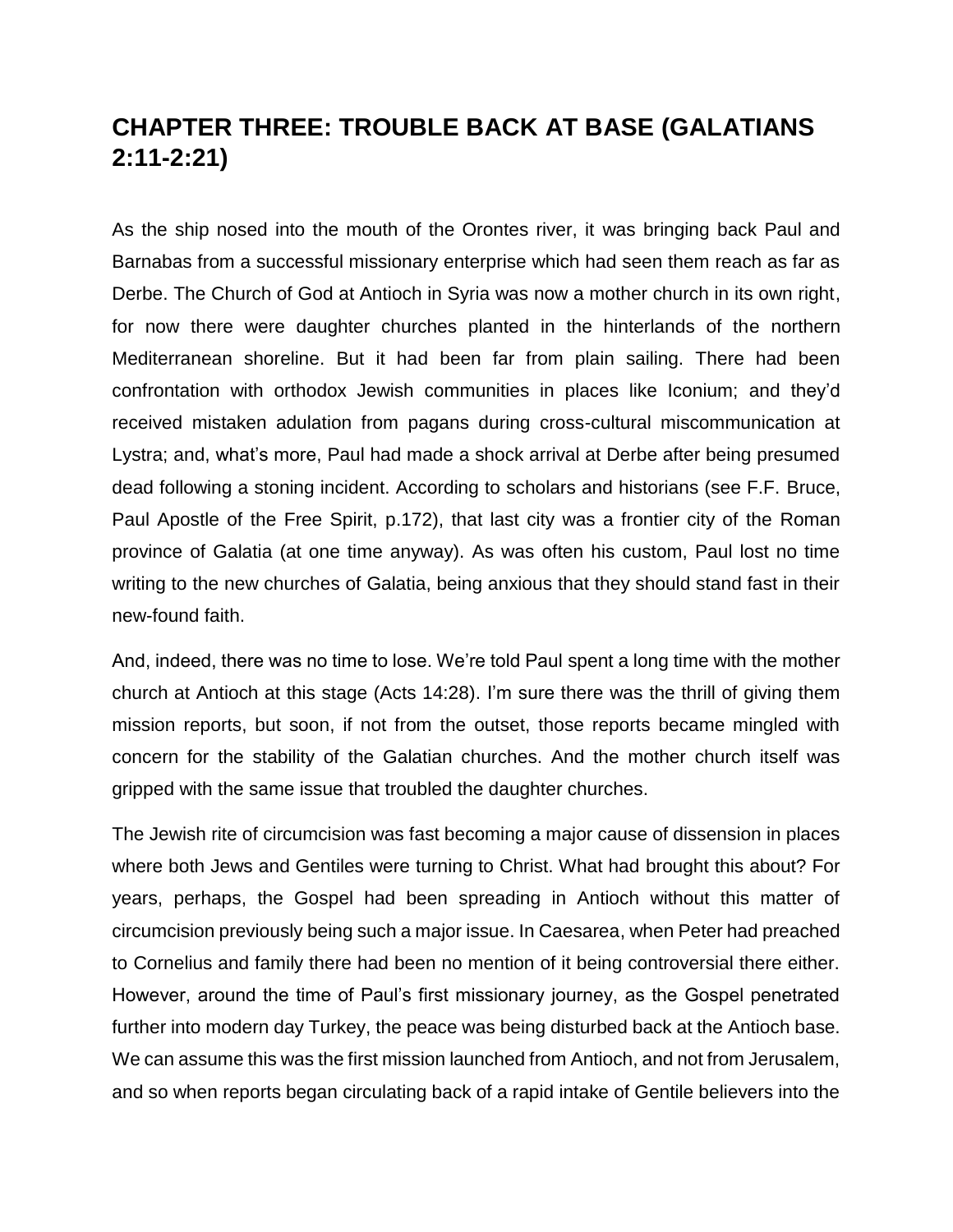## CHAPTER THREE: TROUBLE BACK AT BASE (GALATIANS 2:11-2:21)

As the ship nosed into the mouth of the Orontes river, it was bringing back Paul and Barnabas from a successful missionary enterprise which had seen them reach as far as Derbe. The Church of God at Antioch in Syria was now a mother church in its own right, for now there were daughter churches planted in the hinterlands of the northern Mediterranean shoreline. But it had been far from plain sailing. There had been confrontation with orthodox Jewish communities in places like Iconium; and they'd received mistaken adulation from pagans during cross-cultural miscommunication at Lystra; and, what's more, Paul had made a shock arrival at Derbe after being presumed dead following a stoning incident. According to scholars and historians (see F.F. Bruce, Paul Apostle of the Free Spirit, p.172), that last city was a frontier city of the Roman province of Galatia (at one time anyway). As was often his custom, Paul lost no time writing to the new churches of Galatia, being anxious that they should stand fast in their new-found faith.

And, indeed, there was no time to lose. We're told Paul spent a long time with the mother church at Antioch at this stage (Acts 14:28). I'm sure there was the thrill of giving them mission reports, but soon, if not from the outset, those reports became mingled with concern for the stability of the Galatian churches. And the mother church itself was gripped with the same issue that troubled the daughter churches.

The Jewish rite of circumcision was fast becoming a major cause of dissension in places where both Jews and Gentiles were turning to Christ. What had brought this about? For years, perhaps, the Gospel had been spreading in Antioch without this matter of circumcision previously being such a major issue. In Caesarea, when Peter had preached to Cornelius and family there had been no mention of it being controversial there either. However, around the time of Paul's first missionary journey, as the Gospel penetrated further into modern day Turkey, the peace was being disturbed back at the Antioch base. We can assume this was the first mission launched from Antioch, and not from Jerusalem, and so when reports began circulating back of a rapid intake of Gentile believers into the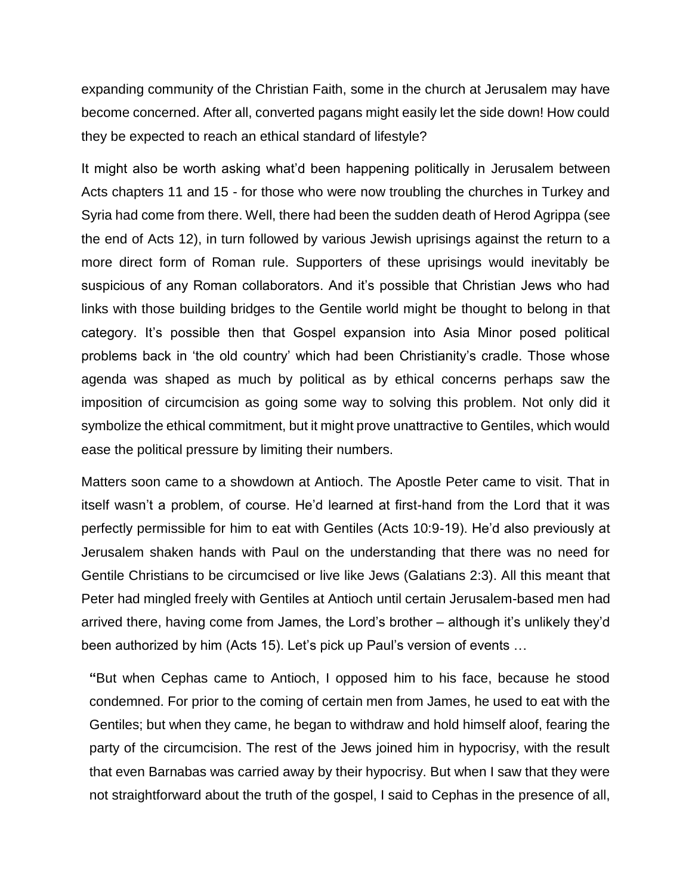expanding community of the Christian Faith, some in the church at Jerusalem may have become concerned. After all, converted pagans might easily let the side down! How could they be expected to reach an ethical standard of lifestyle?

It might also be worth asking what'd been happening politically in Jerusalem between Acts chapters 11 and 15 - for those who were now troubling the churches in Turkey and Syria had come from there. Well, there had been the sudden death of Herod Agrippa (see the end of Acts 12), in turn followed by various Jewish uprisings against the return to a more direct form of Roman rule. Supporters of these uprisings would inevitably be suspicious of any Roman collaborators. And it's possible that Christian Jews who had links with those building bridges to the Gentile world might be thought to belong in that category. It's possible then that Gospel expansion into Asia Minor posed political problems back in 'the old country' which had been Christianity's cradle. Those whose agenda was shaped as much by political as by ethical concerns perhaps saw the imposition of circumcision as going some way to solving this problem. Not only did it symbolize the ethical commitment, but it might prove unattractive to Gentiles, which would ease the political pressure by limiting their numbers.

Matters soon came to a showdown at Antioch. The Apostle Peter came to visit. That in itself wasn't a problem, of course. He'd learned at first-hand from the Lord that it was perfectly permissible for him to eat with Gentiles (Acts 10:9-19). He'd also previously at Jerusalem shaken hands with Paul on the understanding that there was no need for Gentile Christians to be circumcised or live like Jews (Galatians 2:3). All this meant that Peter had mingled freely with Gentiles at Antioch until certain Jerusalem-based men had arrived there, having come from James, the Lord's brother – although it's unlikely they'd been authorized by him (Acts 15). Let's pick up Paul's version of events …

> **"**But when Cephas came to Antioch, I opposed him to his face, because he stood condemned. For prior to the coming of certain men from James, he used to eat with the Gentiles; but when they came, he began to withdraw and hold himself aloof, fearing the party of the circumcision. The rest of the Jews joined him in hypocrisy, with the result that even Barnabas was carried away by their hypocrisy. But when I saw that they were not straightforward about the truth of the gospel, I said to Cephas in the presence of all,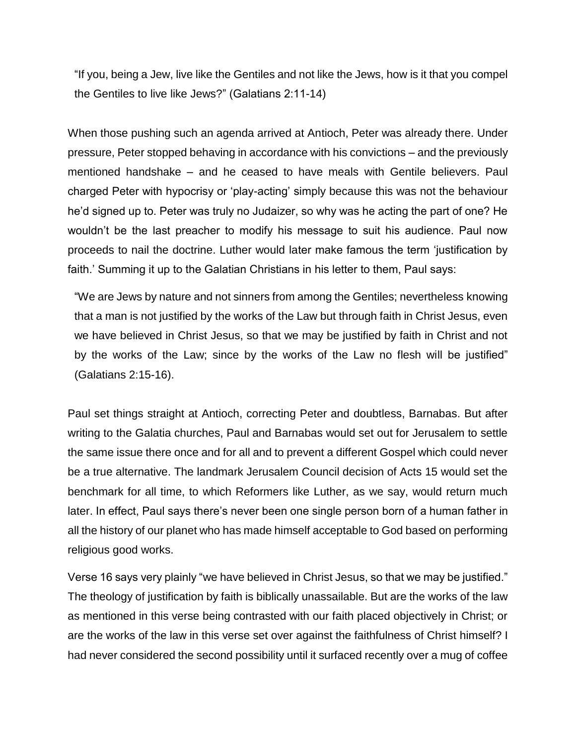> "If you, being a Jew, live like the Gentiles and not like the Jews, how is it that you compel the Gentiles to live like Jews?" (Galatians 2:11-14)

When those pushing such an agenda arrived at Antioch, Peter was already there. Under pressure, Peter stopped behaving in accordance with his convictions – and the previously mentioned handshake – and he ceased to have meals with Gentile believers. Paul charged Peter with hypocrisy or 'play-acting' simply because this was not the behaviour he'd signed up to. Peter was truly no Judaizer, so why was he acting the part of one? He wouldn't be the last preacher to modify his message to suit his audience. Paul now proceeds to nail the doctrine. Luther would later make famous the term 'justification by faith.' Summing it up to the Galatian Christians in his letter to them, Paul says:

> "We are Jews by nature and not sinners from among the Gentiles; nevertheless knowing that a man is not justified by the works of the Law but through faith in Christ Jesus, even we have believed in Christ Jesus, so that we may be justified by faith in Christ and not by the works of the Law; since by the works of the Law no flesh will be justified" (Galatians 2:15-16).

Paul set things straight at Antioch, correcting Peter and doubtless, Barnabas. But after writing to the Galatia churches, Paul and Barnabas would set out for Jerusalem to settle the same issue there once and for all and to prevent a different Gospel which could never be a true alternative. The landmark Jerusalem Council decision of Acts 15 would set the benchmark for all time, to which Reformers like Luther, as we say, would return much later. In effect, Paul says there's never been one single person born of a human father in all the history of our planet who has made himself acceptable to God based on performing religious good works.

Verse 16 says very plainly "we have believed in Christ Jesus, so that we may be justified." The theology of justification by faith is biblically unassailable. But are the works of the law as mentioned in this verse being contrasted with our faith placed objectively in Christ; or are the works of the law in this verse set over against the faithfulness of Christ himself? I had never considered the second possibility until it surfaced recently over a mug of coffee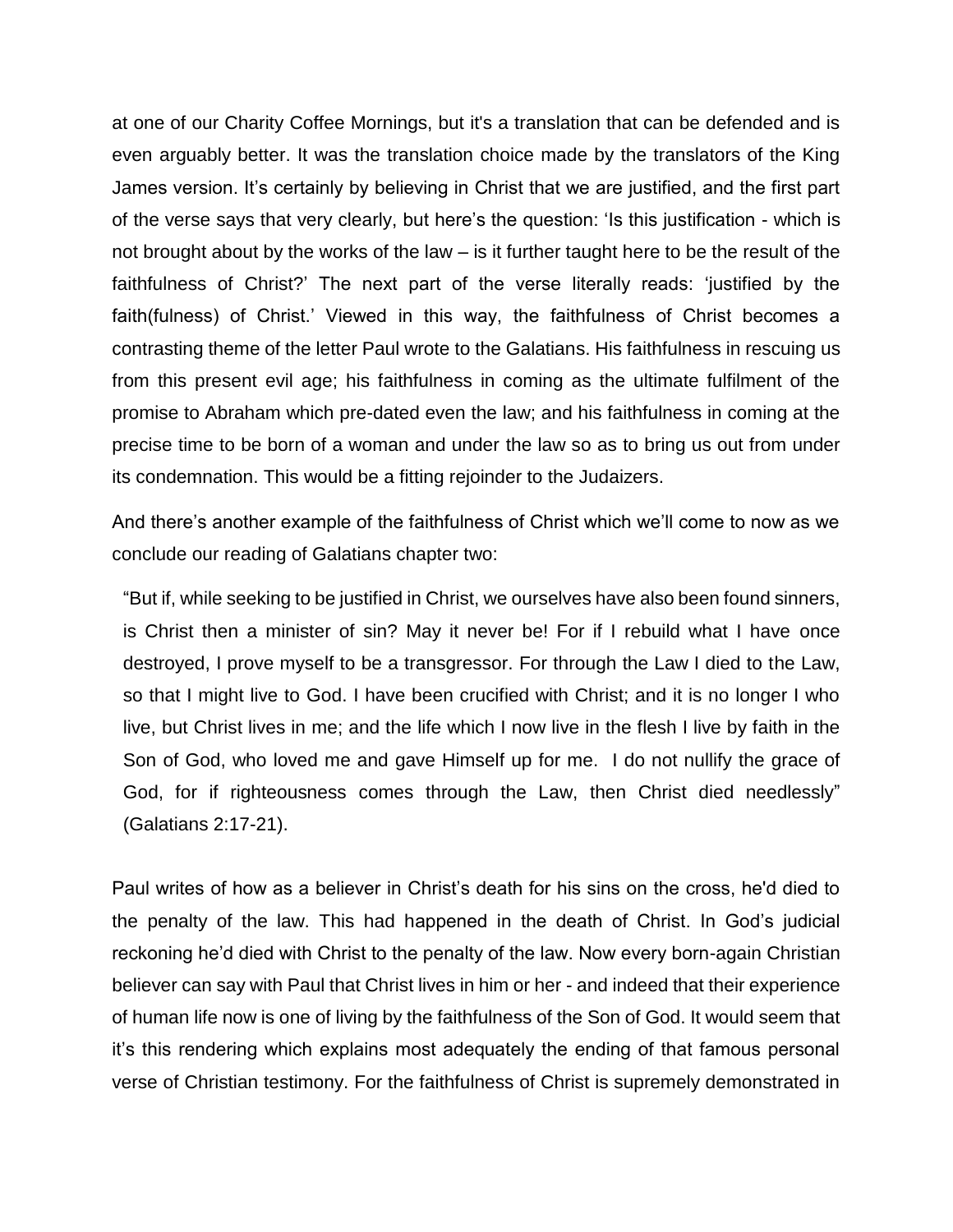at one of our Charity Coffee Mornings, but it's a translation that can be defended and is even arguably better. It was the translation choice made by the translators of the King James version. It's certainly by believing in Christ that we are justified, and the first part of the verse says that very clearly, but here's the question: 'Is this justification - which is not brought about by the works of the law – is it further taught here to be the result of the faithfulness of Christ?' The next part of the verse literally reads: 'justified by the faith(fulness) of Christ.' Viewed in this way, the faithfulness of Christ becomes a contrasting theme of the letter Paul wrote to the Galatians. His faithfulness in rescuing us from this present evil age; his faithfulness in coming as the ultimate fulfilment of the promise to Abraham which pre-dated even the law; and his faithfulness in coming at the precise time to be born of a woman and under the law so as to bring us out from under its condemnation. This would be a fitting rejoinder to the Judaizers.

And there's another example of the faithfulness of Christ which we'll come to now as we conclude our reading of Galatians chapter two:

> "But if, while seeking to be justified in Christ, we ourselves have also been found sinners, is Christ then a minister of sin? May it never be! For if I rebuild what I have once destroyed, I prove myself to be a transgressor. For through the Law I died to the Law, so that I might live to God. I have been crucified with Christ; and it is no longer I who live, but Christ lives in me; and the life which I now live in the flesh I live by faith in the Son of God, who loved me and gave Himself up for me. I do not nullify the grace of God, for if righteousness comes through the Law, then Christ died needlessly" (Galatians 2:17-21).

Paul writes of how as a believer in Christ's death for his sins on the cross, he'd died to the penalty of the law. This had happened in the death of Christ. In God's judicial reckoning he'd died with Christ to the penalty of the law. Now every born-again Christian believer can say with Paul that Christ lives in him or her - and indeed that their experience of human life now is one of living by the faithfulness of the Son of God. It would seem that it's this rendering which explains most adequately the ending of that famous personal verse of Christian testimony. For the faithfulness of Christ is supremely demonstrated in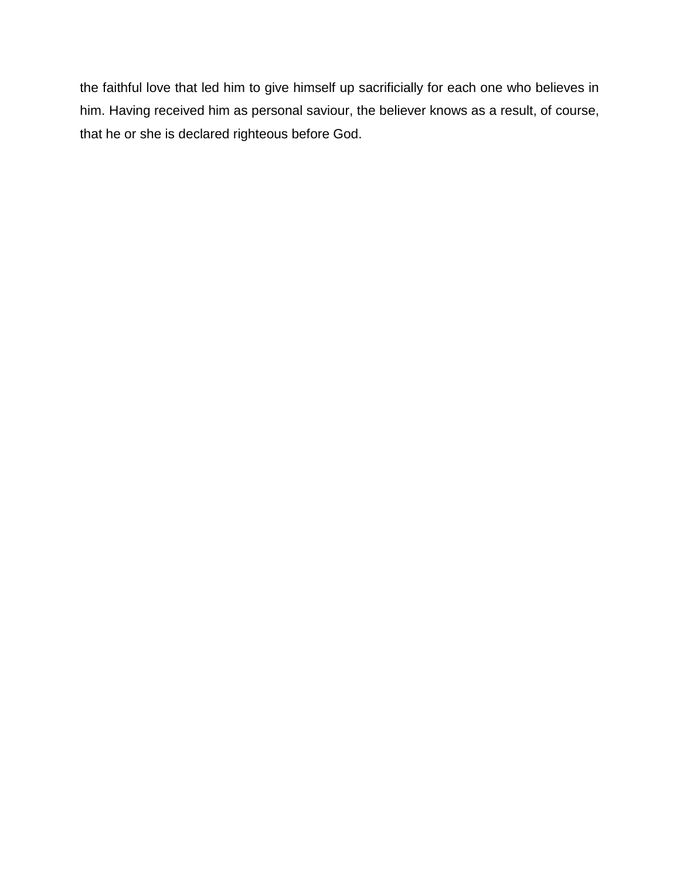the faithful love that led him to give himself up sacrificially for each one who believes in him. Having received him as personal saviour, the believer knows as a result, of course, that he or she is declared righteous before God.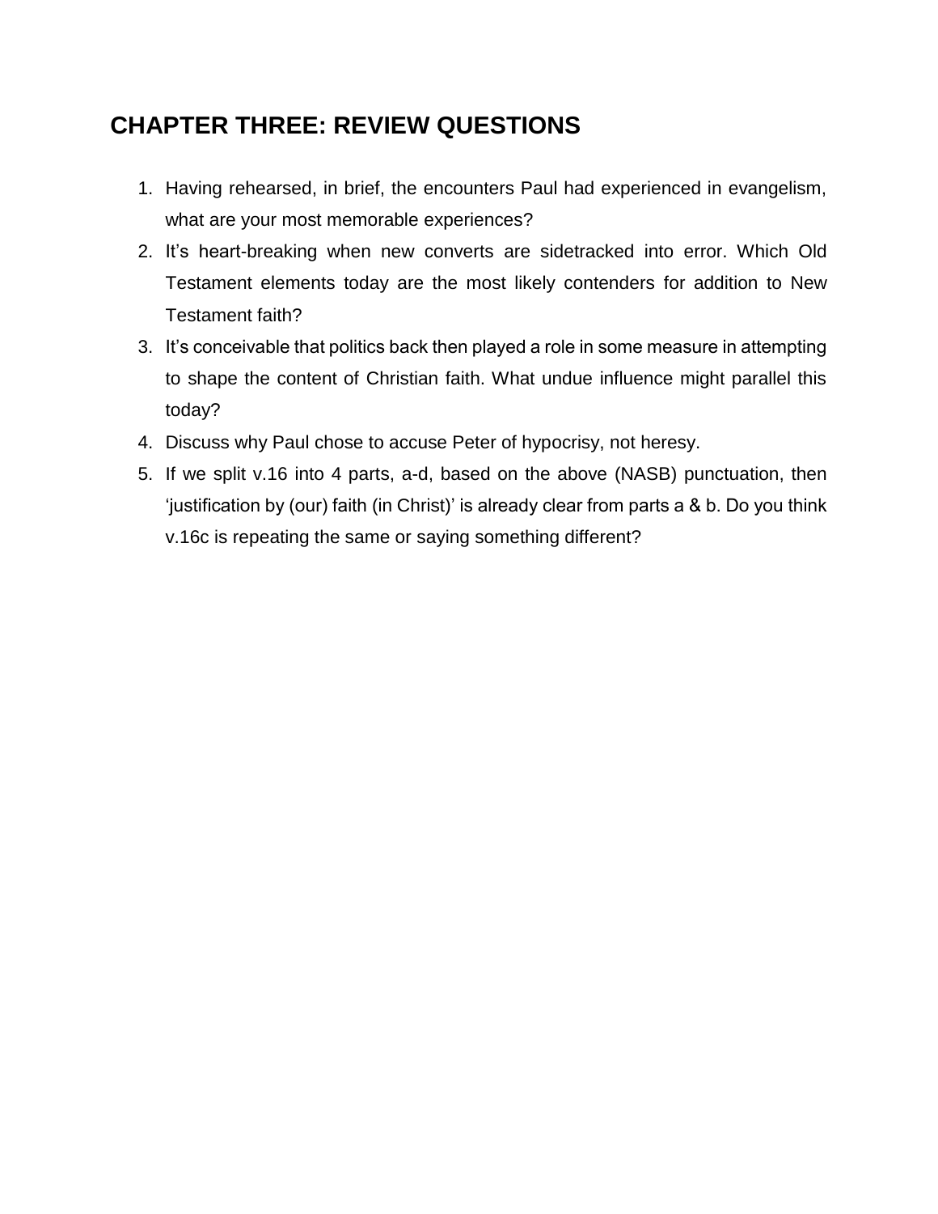## CHAPTER THREE: REVIEW QUESTIONS

1. Having rehearsed, in brief, the encounters Paul had experienced in evangelism, what are your most memorable experiences?
2. It's heart-breaking when new converts are sidetracked into error. Which Old Testament elements today are the most likely contenders for addition to New Testament faith?
3. It's conceivable that politics back then played a role in some measure in attempting to shape the content of Christian faith. What undue influence might parallel this today?
4. Discuss why Paul chose to accuse Peter of hypocrisy, not heresy.
5. If we split v.16 into 4 parts, a-d, based on the above (NASB) punctuation, then 'justification by (our) faith (in Christ)' is already clear from parts a & b. Do you think v.16c is repeating the same or saying something different?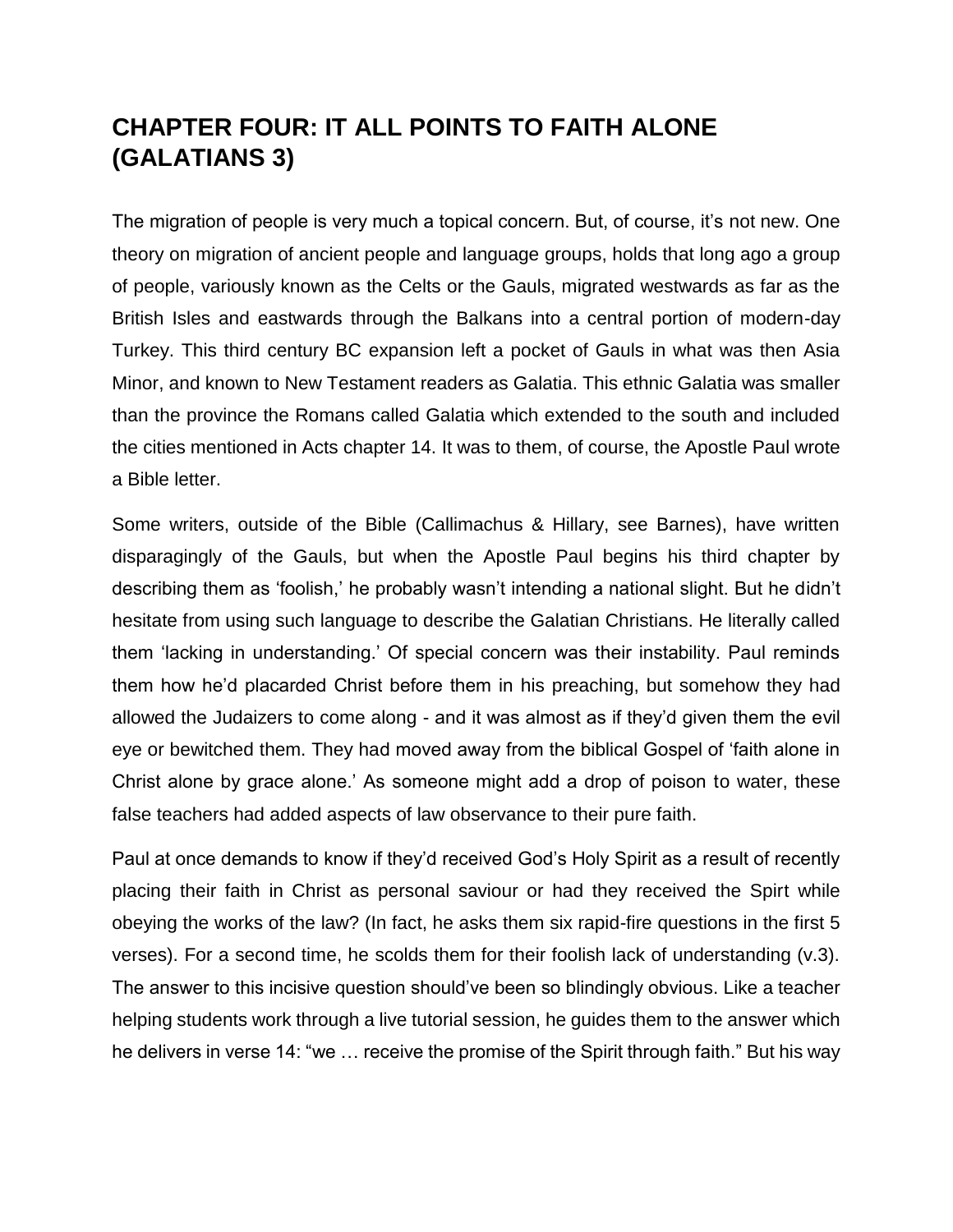# CHAPTER FOUR: IT ALL POINTS TO FAITH ALONE (GALATIANS 3)

The migration of people is very much a topical concern. But, of course, it's not new. One theory on migration of ancient people and language groups, holds that long ago a group of people, variously known as the Celts or the Gauls, migrated westwards as far as the British Isles and eastwards through the Balkans into a central portion of modern-day Turkey. This third century BC expansion left a pocket of Gauls in what was then Asia Minor, and known to New Testament readers as Galatia. This ethnic Galatia was smaller than the province the Romans called Galatia which extended to the south and included the cities mentioned in Acts chapter 14. It was to them, of course, the Apostle Paul wrote a Bible letter.

Some writers, outside of the Bible (Callimachus & Hillary, see Barnes), have written disparagingly of the Gauls, but when the Apostle Paul begins his third chapter by describing them as 'foolish,' he probably wasn't intending a national slight. But he didn't hesitate from using such language to describe the Galatian Christians. He literally called them 'lacking in understanding.' Of special concern was their instability. Paul reminds them how he'd placarded Christ before them in his preaching, but somehow they had allowed the Judaizers to come along - and it was almost as if they'd given them the evil eye or bewitched them. They had moved away from the biblical Gospel of 'faith alone in Christ alone by grace alone.' As someone might add a drop of poison to water, these false teachers had added aspects of law observance to their pure faith.

Paul at once demands to know if they'd received God's Holy Spirit as a result of recently placing their faith in Christ as personal saviour or had they received the Spirt while obeying the works of the law? (In fact, he asks them six rapid-fire questions in the first 5 verses). For a second time, he scolds them for their foolish lack of understanding (v.3). The answer to this incisive question should've been so blindingly obvious. Like a teacher helping students work through a live tutorial session, he guides them to the answer which he delivers in verse 14: "we … receive the promise of the Spirit through faith." But his way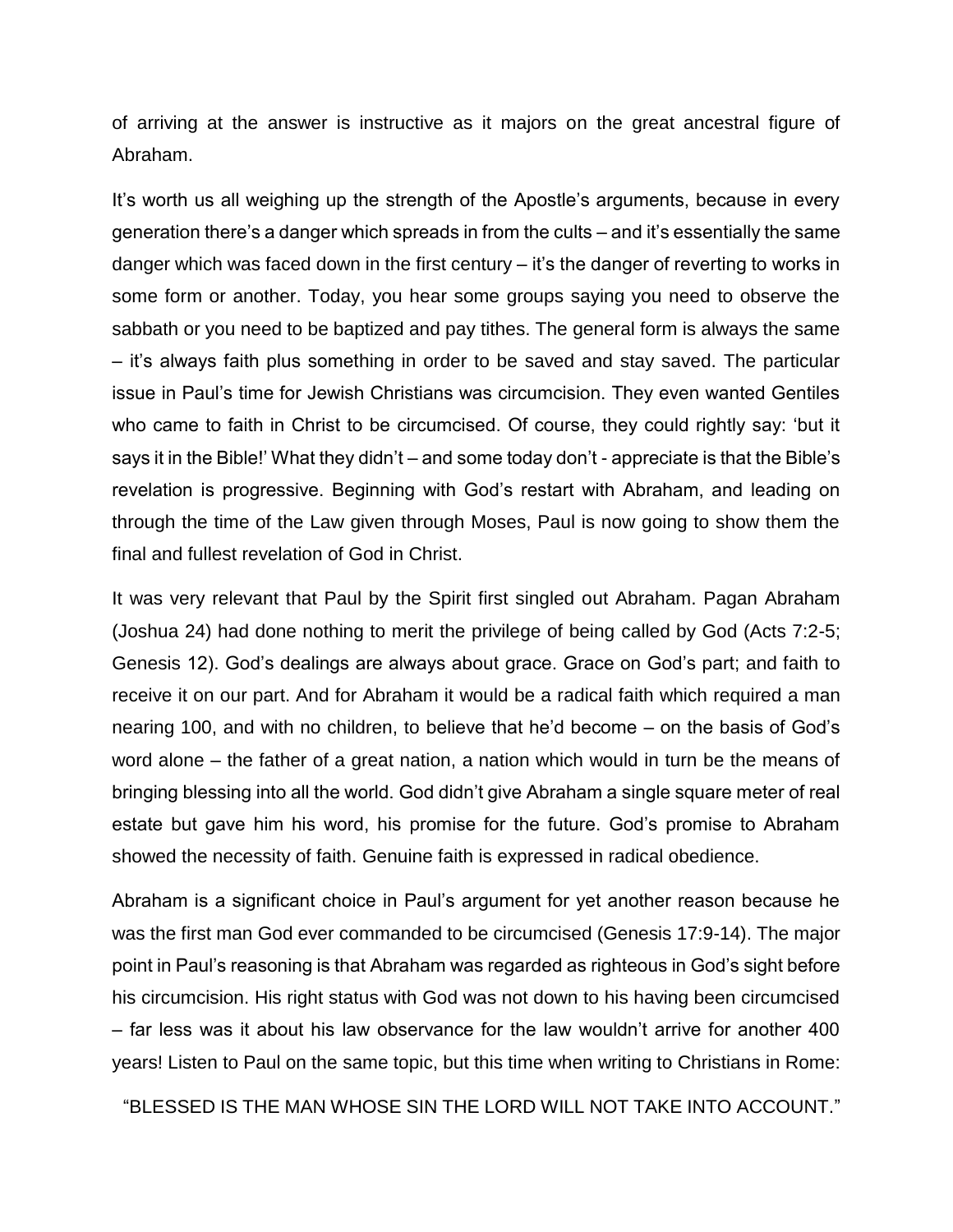of arriving at the answer is instructive as it majors on the great ancestral figure of Abraham.

It's worth us all weighing up the strength of the Apostle's arguments, because in every generation there's a danger which spreads in from the cults – and it's essentially the same danger which was faced down in the first century – it's the danger of reverting to works in some form or another. Today, you hear some groups saying you need to observe the sabbath or you need to be baptized and pay tithes. The general form is always the same – it's always faith plus something in order to be saved and stay saved. The particular issue in Paul's time for Jewish Christians was circumcision. They even wanted Gentiles who came to faith in Christ to be circumcised. Of course, they could rightly say: 'but it says it in the Bible!' What they didn't – and some today don't - appreciate is that the Bible's revelation is progressive. Beginning with God's restart with Abraham, and leading on through the time of the Law given through Moses, Paul is now going to show them the final and fullest revelation of God in Christ.

It was very relevant that Paul by the Spirit first singled out Abraham. Pagan Abraham (Joshua 24) had done nothing to merit the privilege of being called by God (Acts 7:2-5; Genesis 12). God's dealings are always about grace. Grace on God's part; and faith to receive it on our part. And for Abraham it would be a radical faith which required a man nearing 100, and with no children, to believe that he'd become – on the basis of God's word alone – the father of a great nation, a nation which would in turn be the means of bringing blessing into all the world. God didn't give Abraham a single square meter of real estate but gave him his word, his promise for the future. God's promise to Abraham showed the necessity of faith. Genuine faith is expressed in radical obedience.

Abraham is a significant choice in Paul's argument for yet another reason because he was the first man God ever commanded to be circumcised (Genesis 17:9-14). The major point in Paul's reasoning is that Abraham was regarded as righteous in God's sight before his circumcision. His right status with God was not down to his having been circumcised – far less was it about his law observance for the law wouldn't arrive for another 400 years! Listen to Paul on the same topic, but this time when writing to Christians in Rome:

"BLESSED IS THE MAN WHOSE SIN THE LORD WILL NOT TAKE INTO ACCOUNT."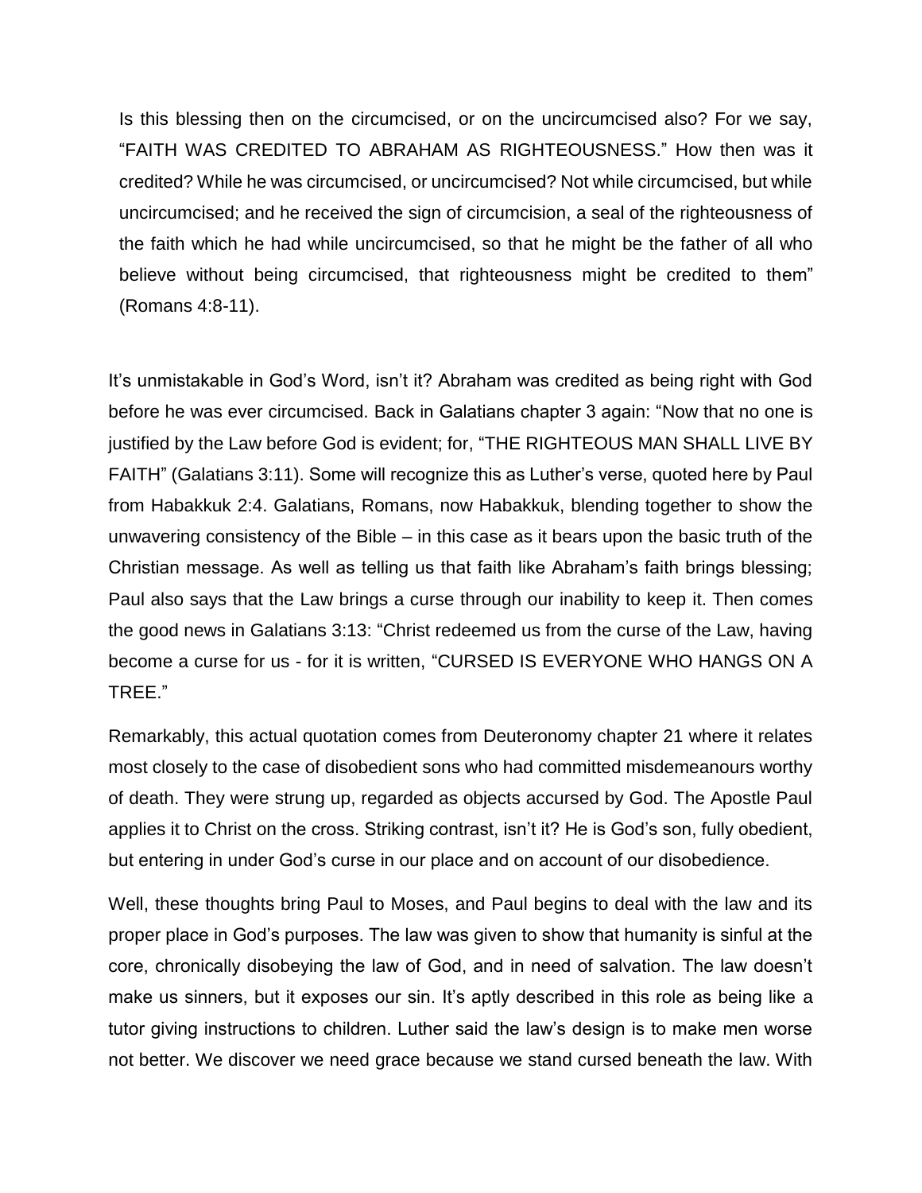> Is this blessing then on the circumcised, or on the uncircumcised also? For we say, “FAITH WAS CREDITED TO ABRAHAM AS RIGHTEOUSNESS.” How then was it credited? While he was circumcised, or uncircumcised? Not while circumcised, but while uncircumcised; and he received the sign of circumcision, a seal of the righteousness of the faith which he had while uncircumcised, so that he might be the father of all who believe without being circumcised, that righteousness might be credited to them” (Romans 4:8-11).

It’s unmistakable in God’s Word, isn’t it? Abraham was credited as being right with God before he was ever circumcised. Back in Galatians chapter 3 again: “Now that no one is justified by the Law before God is evident; for, “THE RIGHTEOUS MAN SHALL LIVE BY FAITH” (Galatians 3:11). Some will recognize this as Luther’s verse, quoted here by Paul from Habakkuk 2:4. Galatians, Romans, now Habakkuk, blending together to show the unwavering consistency of the Bible – in this case as it bears upon the basic truth of the Christian message. As well as telling us that faith like Abraham’s faith brings blessing; Paul also says that the Law brings a curse through our inability to keep it. Then comes the good news in Galatians 3:13: “Christ redeemed us from the curse of the Law, having become a curse for us - for it is written, “CURSED IS EVERYONE WHO HANGS ON A TREE.”

Remarkably, this actual quotation comes from Deuteronomy chapter 21 where it relates most closely to the case of disobedient sons who had committed misdemeanours worthy of death. They were strung up, regarded as objects accursed by God. The Apostle Paul applies it to Christ on the cross. Striking contrast, isn’t it? He is God’s son, fully obedient, but entering in under God’s curse in our place and on account of our disobedience.

Well, these thoughts bring Paul to Moses, and Paul begins to deal with the law and its proper place in God’s purposes. The law was given to show that humanity is sinful at the core, chronically disobeying the law of God, and in need of salvation. The law doesn’t make us sinners, but it exposes our sin. It’s aptly described in this role as being like a tutor giving instructions to children. Luther said the law’s design is to make men worse not better. We discover we need grace because we stand cursed beneath the law. With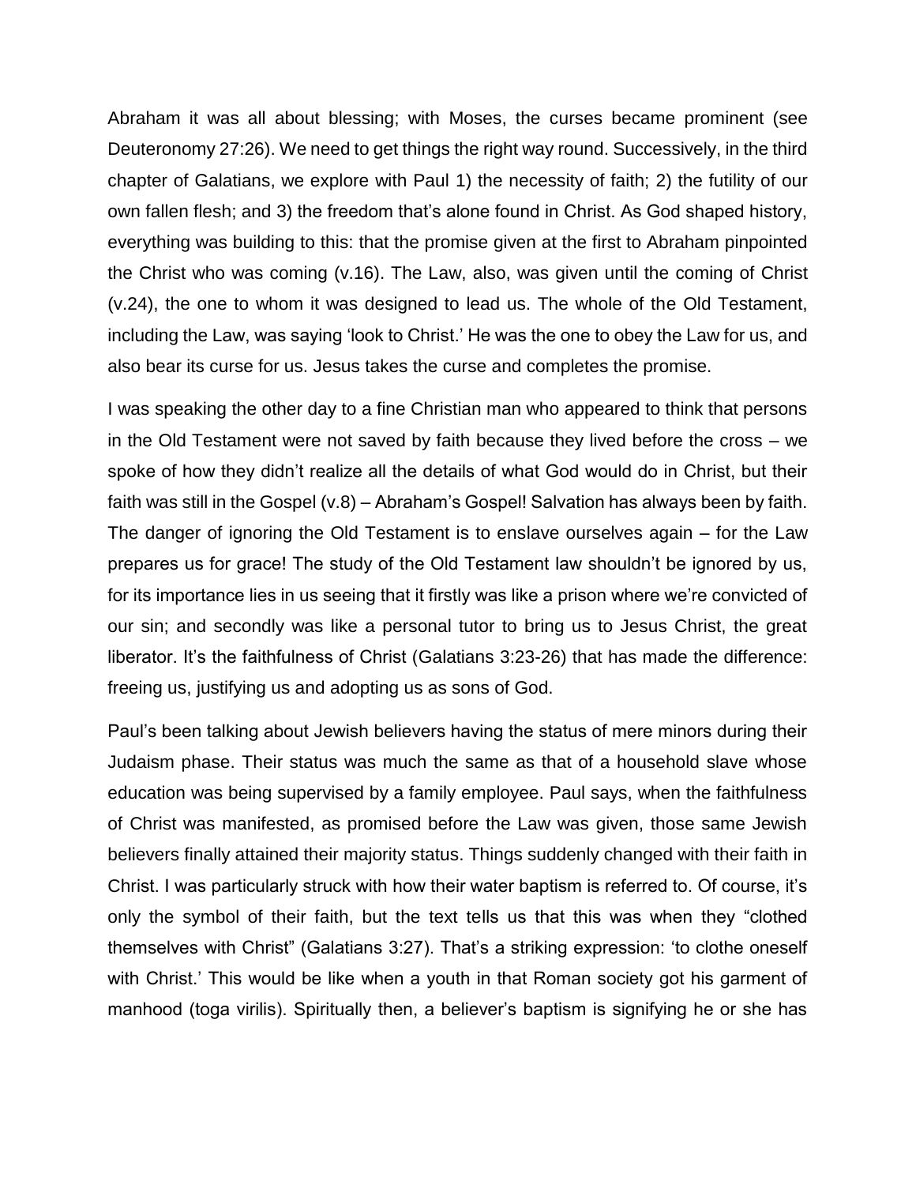Abraham it was all about blessing; with Moses, the curses became prominent (see Deuteronomy 27:26). We need to get things the right way round. Successively, in the third chapter of Galatians, we explore with Paul 1) the necessity of faith; 2) the futility of our own fallen flesh; and 3) the freedom that's alone found in Christ. As God shaped history, everything was building to this: that the promise given at the first to Abraham pinpointed the Christ who was coming (v.16). The Law, also, was given until the coming of Christ (v.24), the one to whom it was designed to lead us. The whole of the Old Testament, including the Law, was saying 'look to Christ.' He was the one to obey the Law for us, and also bear its curse for us. Jesus takes the curse and completes the promise.

I was speaking the other day to a fine Christian man who appeared to think that persons in the Old Testament were not saved by faith because they lived before the cross – we spoke of how they didn't realize all the details of what God would do in Christ, but their faith was still in the Gospel (v.8) – Abraham's Gospel! Salvation has always been by faith. The danger of ignoring the Old Testament is to enslave ourselves again – for the Law prepares us for grace! The study of the Old Testament law shouldn't be ignored by us, for its importance lies in us seeing that it firstly was like a prison where we're convicted of our sin; and secondly was like a personal tutor to bring us to Jesus Christ, the great liberator. It's the faithfulness of Christ (Galatians 3:23-26) that has made the difference: freeing us, justifying us and adopting us as sons of God.

Paul's been talking about Jewish believers having the status of mere minors during their Judaism phase. Their status was much the same as that of a household slave whose education was being supervised by a family employee. Paul says, when the faithfulness of Christ was manifested, as promised before the Law was given, those same Jewish believers finally attained their majority status. Things suddenly changed with their faith in Christ. I was particularly struck with how their water baptism is referred to. Of course, it's only the symbol of their faith, but the text tells us that this was when they "clothed themselves with Christ" (Galatians 3:27). That's a striking expression: 'to clothe oneself with Christ.' This would be like when a youth in that Roman society got his garment of manhood (toga virilis). Spiritually then, a believer's baptism is signifying he or she has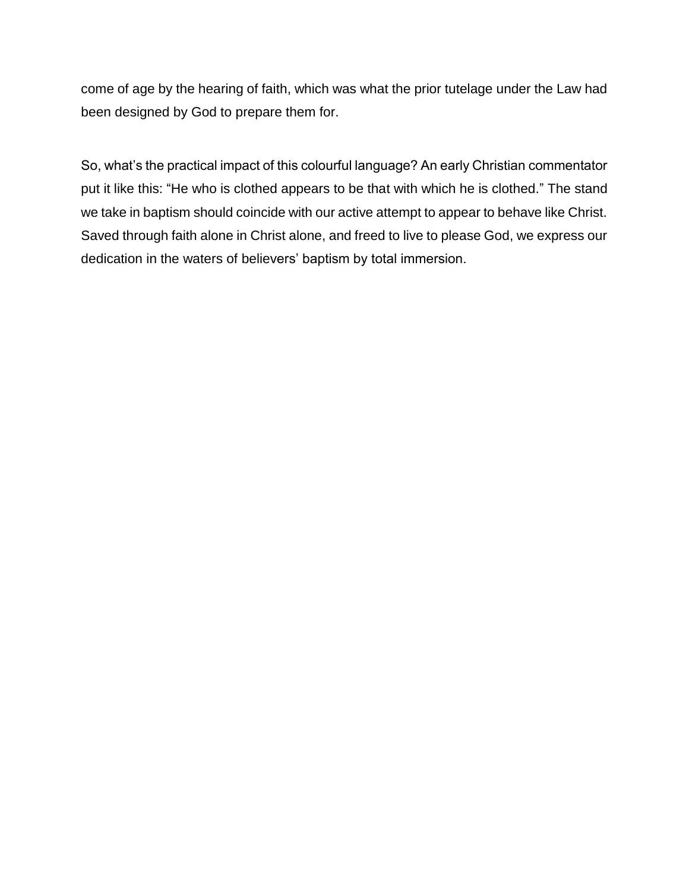come of age by the hearing of faith, which was what the prior tutelage under the Law had been designed by God to prepare them for.

So, what's the practical impact of this colourful language? An early Christian commentator put it like this: "He who is clothed appears to be that with which he is clothed." The stand we take in baptism should coincide with our active attempt to appear to behave like Christ. Saved through faith alone in Christ alone, and freed to live to please God, we express our dedication in the waters of believers' baptism by total immersion.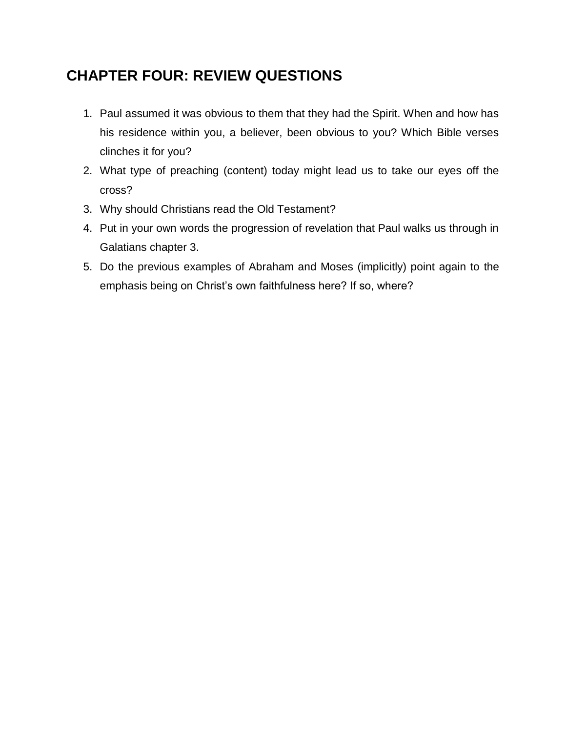## CHAPTER FOUR: REVIEW QUESTIONS

1. Paul assumed it was obvious to them that they had the Spirit. When and how has his residence within you, a believer, been obvious to you? Which Bible verses clinches it for you?
2. What type of preaching (content) today might lead us to take our eyes off the cross?
3. Why should Christians read the Old Testament?
4. Put in your own words the progression of revelation that Paul walks us through in Galatians chapter 3.
5. Do the previous examples of Abraham and Moses (implicitly) point again to the emphasis being on Christ's own faithfulness here? If so, where?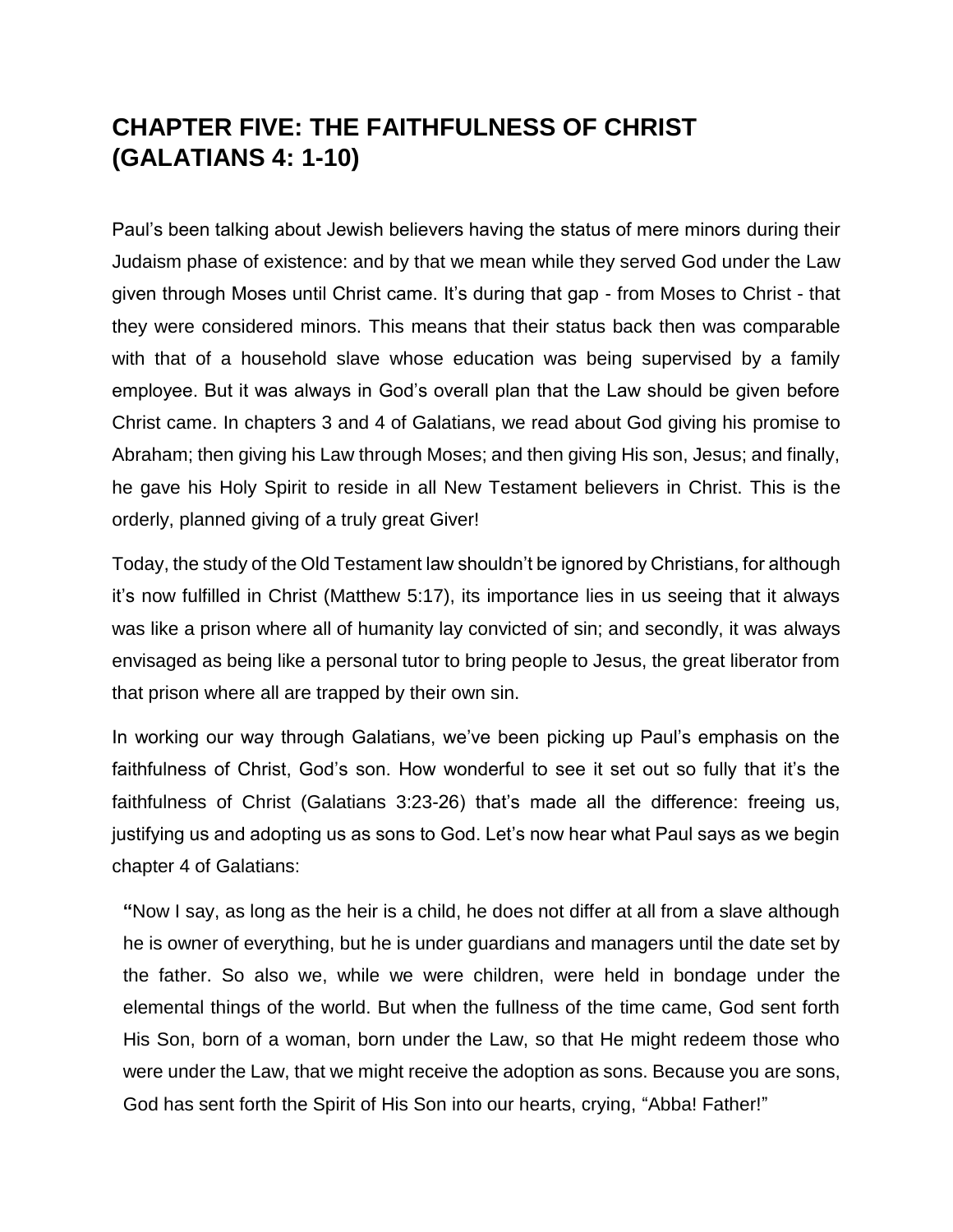# CHAPTER FIVE: THE FAITHFULNESS OF CHRIST (GALATIANS 4: 1-10)

Paul's been talking about Jewish believers having the status of mere minors during their Judaism phase of existence: and by that we mean while they served God under the Law given through Moses until Christ came. It's during that gap - from Moses to Christ - that they were considered minors. This means that their status back then was comparable with that of a household slave whose education was being supervised by a family employee. But it was always in God's overall plan that the Law should be given before Christ came. In chapters 3 and 4 of Galatians, we read about God giving his promise to Abraham; then giving his Law through Moses; and then giving His son, Jesus; and finally, he gave his Holy Spirit to reside in all New Testament believers in Christ. This is the orderly, planned giving of a truly great Giver!

Today, the study of the Old Testament law shouldn't be ignored by Christians, for although it's now fulfilled in Christ (Matthew 5:17), its importance lies in us seeing that it always was like a prison where all of humanity lay convicted of sin; and secondly, it was always envisaged as being like a personal tutor to bring people to Jesus, the great liberator from that prison where all are trapped by their own sin.

In working our way through Galatians, we've been picking up Paul's emphasis on the faithfulness of Christ, God's son. How wonderful to see it set out so fully that it's the faithfulness of Christ (Galatians 3:23-26) that's made all the difference: freeing us, justifying us and adopting us as sons to God. Let's now hear what Paul says as we begin chapter 4 of Galatians:

> **"**Now I say, as long as the heir is a child, he does not differ at all from a slave although he is owner of everything, but he is under guardians and managers until the date set by the father. So also we, while we were children, were held in bondage under the elemental things of the world. But when the fullness of the time came, God sent forth His Son, born of a woman, born under the Law, so that He might redeem those who were under the Law, that we might receive the adoption as sons. Because you are sons, God has sent forth the Spirit of His Son into our hearts, crying, "Abba! Father!"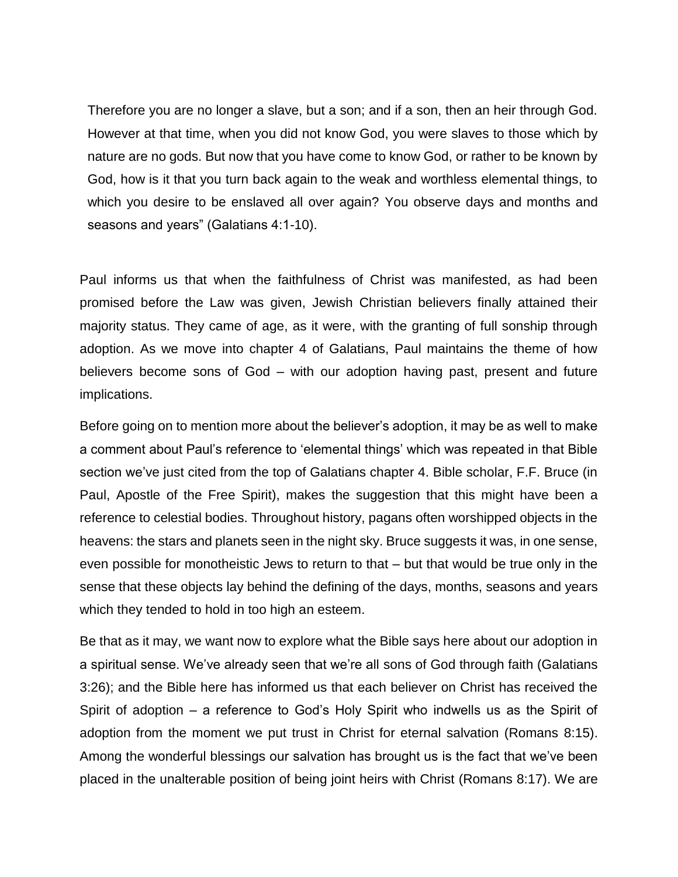> Therefore you are no longer a slave, but a son; and if a son, then an heir through God. However at that time, when you did not know God, you were slaves to those which by nature are no gods. But now that you have come to know God, or rather to be known by God, how is it that you turn back again to the weak and worthless elemental things, to which you desire to be enslaved all over again? You observe days and months and seasons and years" (Galatians 4:1-10).

Paul informs us that when the faithfulness of Christ was manifested, as had been promised before the Law was given, Jewish Christian believers finally attained their majority status. They came of age, as it were, with the granting of full sonship through adoption. As we move into chapter 4 of Galatians, Paul maintains the theme of how believers become sons of God – with our adoption having past, present and future implications.

Before going on to mention more about the believer's adoption, it may be as well to make a comment about Paul's reference to 'elemental things' which was repeated in that Bible section we've just cited from the top of Galatians chapter 4. Bible scholar, F.F. Bruce (in Paul, Apostle of the Free Spirit), makes the suggestion that this might have been a reference to celestial bodies. Throughout history, pagans often worshipped objects in the heavens: the stars and planets seen in the night sky. Bruce suggests it was, in one sense, even possible for monotheistic Jews to return to that – but that would be true only in the sense that these objects lay behind the defining of the days, months, seasons and years which they tended to hold in too high an esteem.

Be that as it may, we want now to explore what the Bible says here about our adoption in a spiritual sense. We've already seen that we're all sons of God through faith (Galatians 3:26); and the Bible here has informed us that each believer on Christ has received the Spirit of adoption – a reference to God's Holy Spirit who indwells us as the Spirit of adoption from the moment we put trust in Christ for eternal salvation (Romans 8:15). Among the wonderful blessings our salvation has brought us is the fact that we've been placed in the unalterable position of being joint heirs with Christ (Romans 8:17). We are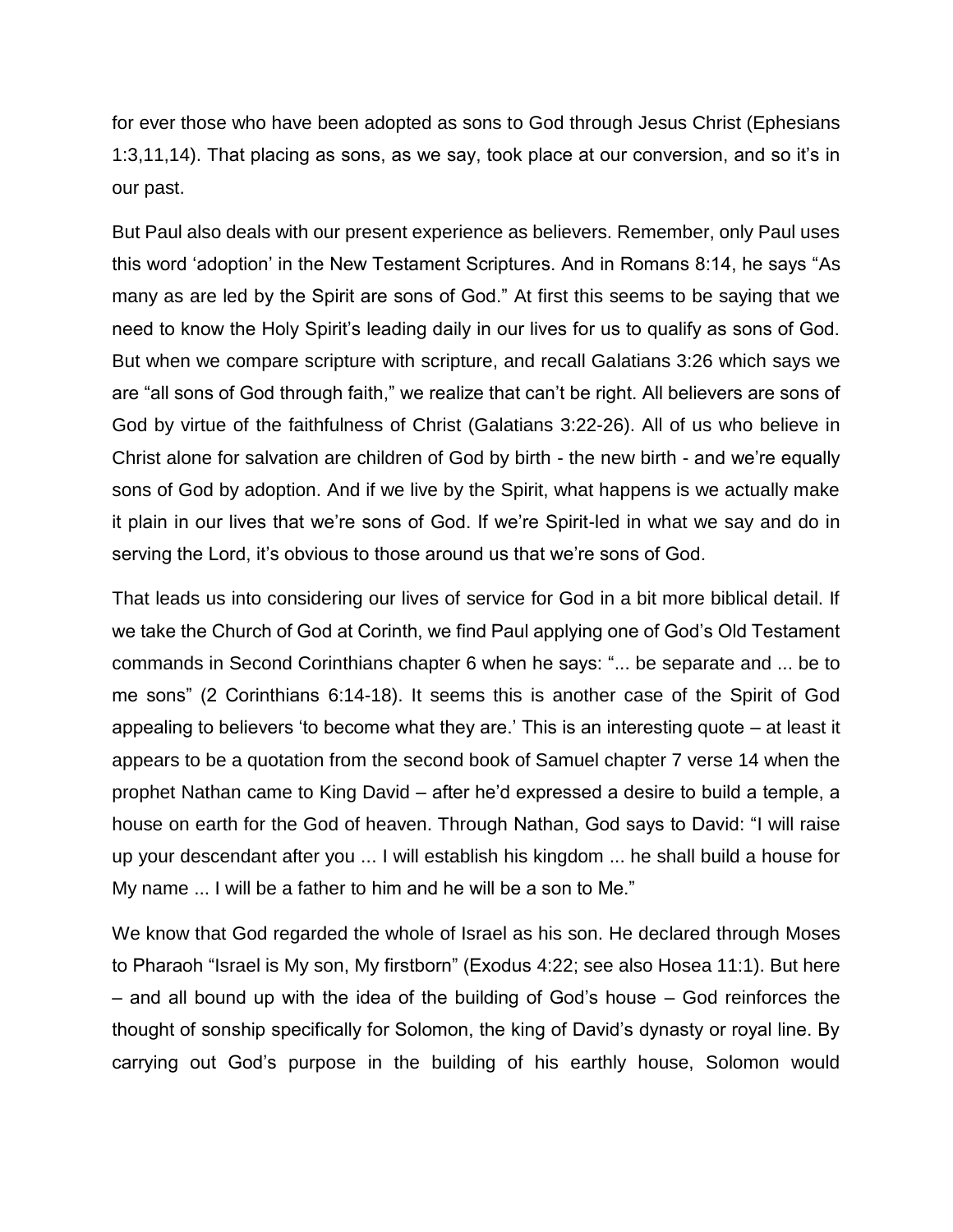for ever those who have been adopted as sons to God through Jesus Christ (Ephesians 1:3,11,14). That placing as sons, as we say, took place at our conversion, and so it's in our past.

But Paul also deals with our present experience as believers. Remember, only Paul uses this word 'adoption' in the New Testament Scriptures. And in Romans 8:14, he says "As many as are led by the Spirit are sons of God." At first this seems to be saying that we need to know the Holy Spirit's leading daily in our lives for us to qualify as sons of God. But when we compare scripture with scripture, and recall Galatians 3:26 which says we are "all sons of God through faith," we realize that can't be right. All believers are sons of God by virtue of the faithfulness of Christ (Galatians 3:22-26). All of us who believe in Christ alone for salvation are children of God by birth - the new birth - and we're equally sons of God by adoption. And if we live by the Spirit, what happens is we actually make it plain in our lives that we're sons of God. If we're Spirit-led in what we say and do in serving the Lord, it's obvious to those around us that we're sons of God.

That leads us into considering our lives of service for God in a bit more biblical detail. If we take the Church of God at Corinth, we find Paul applying one of God's Old Testament commands in Second Corinthians chapter 6 when he says: "... be separate and ... be to me sons" (2 Corinthians 6:14-18). It seems this is another case of the Spirit of God appealing to believers 'to become what they are.' This is an interesting quote – at least it appears to be a quotation from the second book of Samuel chapter 7 verse 14 when the prophet Nathan came to King David – after he'd expressed a desire to build a temple, a house on earth for the God of heaven. Through Nathan, God says to David: "I will raise up your descendant after you ... I will establish his kingdom ... he shall build a house for My name ... I will be a father to him and he will be a son to Me."

We know that God regarded the whole of Israel as his son. He declared through Moses to Pharaoh "Israel is My son, My firstborn" (Exodus 4:22; see also Hosea 11:1). But here – and all bound up with the idea of the building of God's house – God reinforces the thought of sonship specifically for Solomon, the king of David's dynasty or royal line. By carrying out God's purpose in the building of his earthly house, Solomon would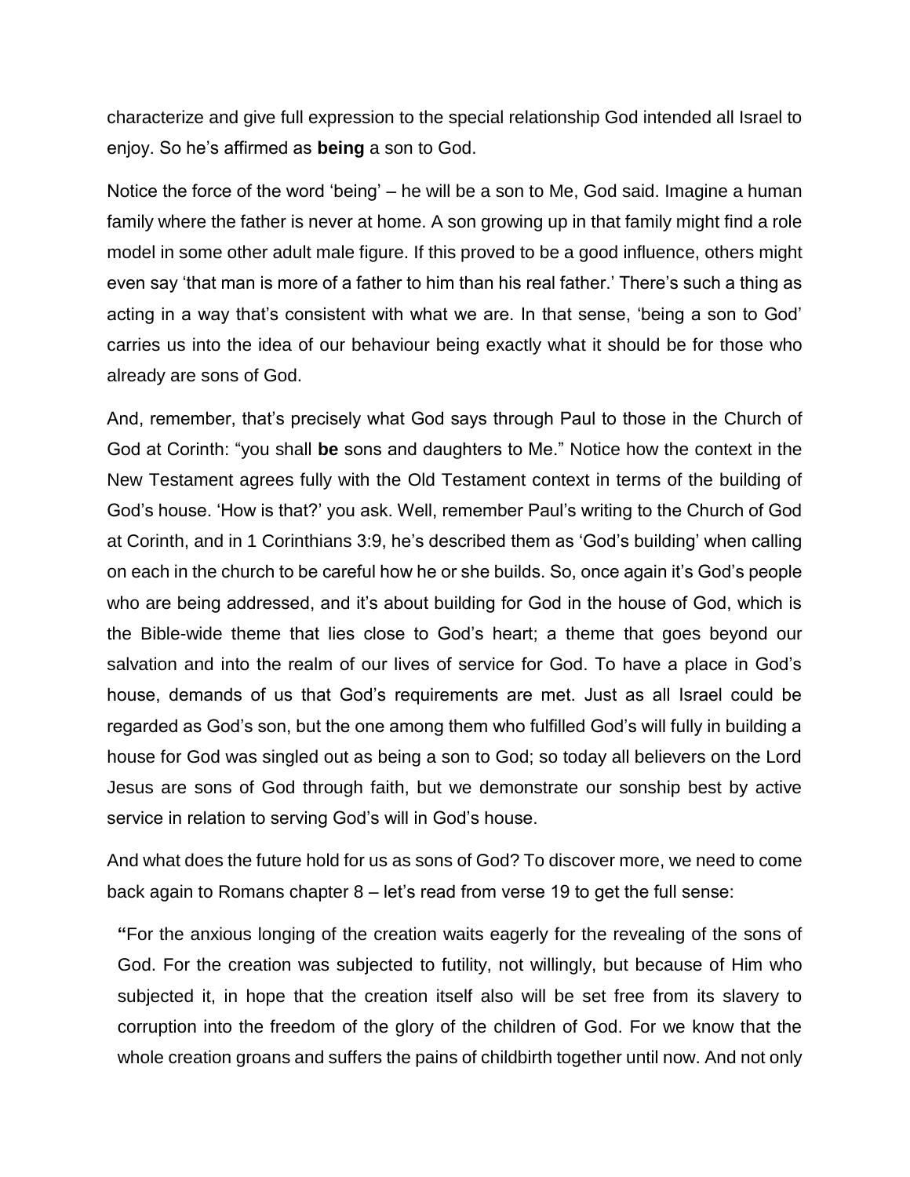characterize and give full expression to the special relationship God intended all Israel to enjoy. So he's affirmed as **being** a son to God.

Notice the force of the word 'being' – he will be a son to Me, God said. Imagine a human family where the father is never at home. A son growing up in that family might find a role model in some other adult male figure. If this proved to be a good influence, others might even say 'that man is more of a father to him than his real father.' There's such a thing as acting in a way that's consistent with what we are. In that sense, 'being a son to God' carries us into the idea of our behaviour being exactly what it should be for those who already are sons of God.

And, remember, that's precisely what God says through Paul to those in the Church of God at Corinth: "you shall **be** sons and daughters to Me." Notice how the context in the New Testament agrees fully with the Old Testament context in terms of the building of God's house. 'How is that?' you ask. Well, remember Paul's writing to the Church of God at Corinth, and in 1 Corinthians 3:9, he's described them as 'God's building' when calling on each in the church to be careful how he or she builds. So, once again it's God's people who are being addressed, and it's about building for God in the house of God, which is the Bible-wide theme that lies close to God's heart; a theme that goes beyond our salvation and into the realm of our lives of service for God. To have a place in God's house, demands of us that God's requirements are met. Just as all Israel could be regarded as God's son, but the one among them who fulfilled God's will fully in building a house for God was singled out as being a son to God; so today all believers on the Lord Jesus are sons of God through faith, but we demonstrate our sonship best by active service in relation to serving God's will in God's house.

And what does the future hold for us as sons of God? To discover more, we need to come back again to Romans chapter 8 – let's read from verse 19 to get the full sense:

> **"**For the anxious longing of the creation waits eagerly for the revealing of the sons of God. For the creation was subjected to futility, not willingly, but because of Him who subjected it, in hope that the creation itself also will be set free from its slavery to corruption into the freedom of the glory of the children of God. For we know that the whole creation groans and suffers the pains of childbirth together until now. And not only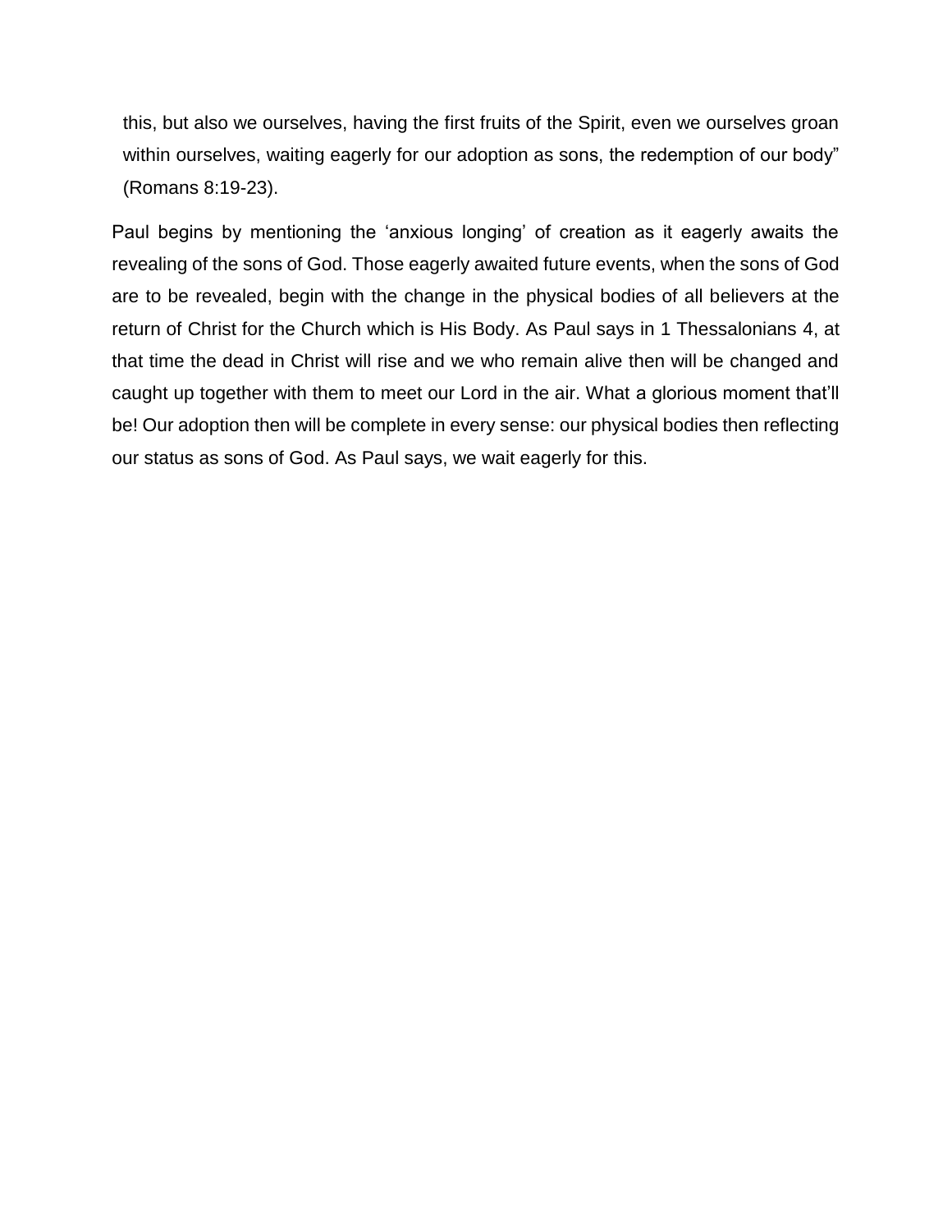> this, but also we ourselves, having the first fruits of the Spirit, even we ourselves groan within ourselves, waiting eagerly for our adoption as sons, the redemption of our body" (Romans 8:19-23).

Paul begins by mentioning the 'anxious longing' of creation as it eagerly awaits the revealing of the sons of God. Those eagerly awaited future events, when the sons of God are to be revealed, begin with the change in the physical bodies of all believers at the return of Christ for the Church which is His Body. As Paul says in 1 Thessalonians 4, at that time the dead in Christ will rise and we who remain alive then will be changed and caught up together with them to meet our Lord in the air. What a glorious moment that'll be! Our adoption then will be complete in every sense: our physical bodies then reflecting our status as sons of God. As Paul says, we wait eagerly for this.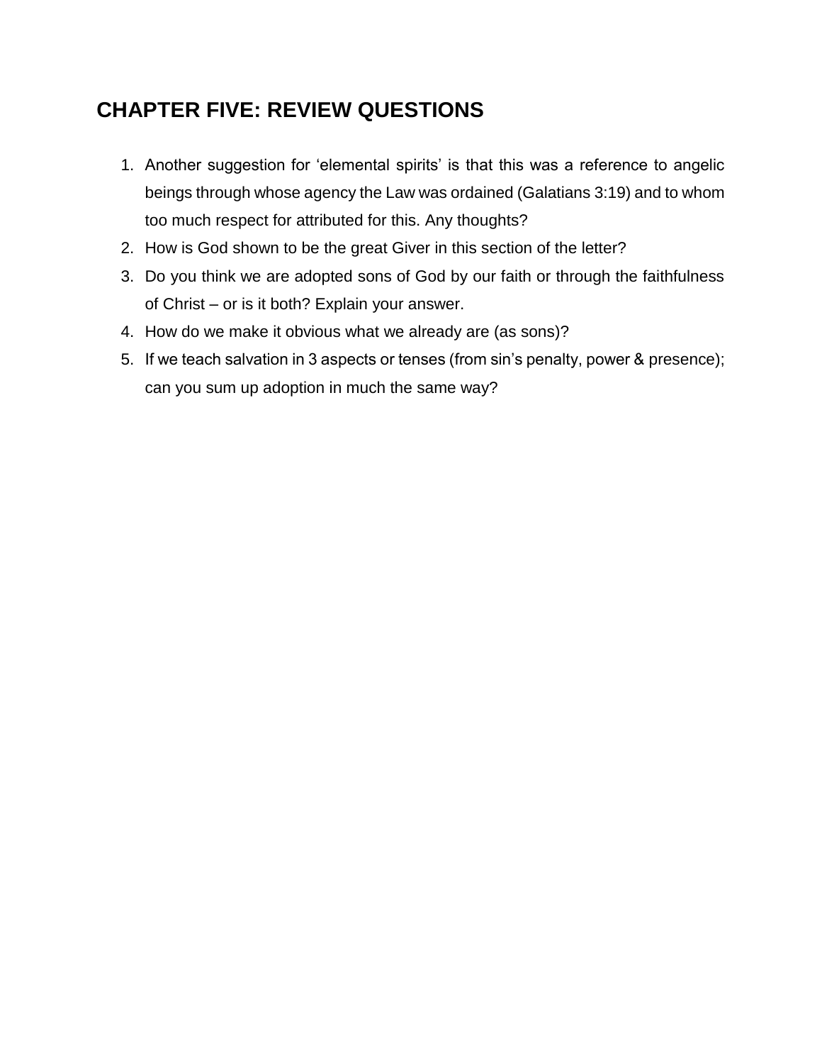## CHAPTER FIVE: REVIEW QUESTIONS

1. Another suggestion for 'elemental spirits' is that this was a reference to angelic beings through whose agency the Law was ordained (Galatians 3:19) and to whom too much respect for attributed for this. Any thoughts?
2. How is God shown to be the great Giver in this section of the letter?
3. Do you think we are adopted sons of God by our faith or through the faithfulness of Christ – or is it both? Explain your answer.
4. How do we make it obvious what we already are (as sons)?
5. If we teach salvation in 3 aspects or tenses (from sin's penalty, power & presence); can you sum up adoption in much the same way?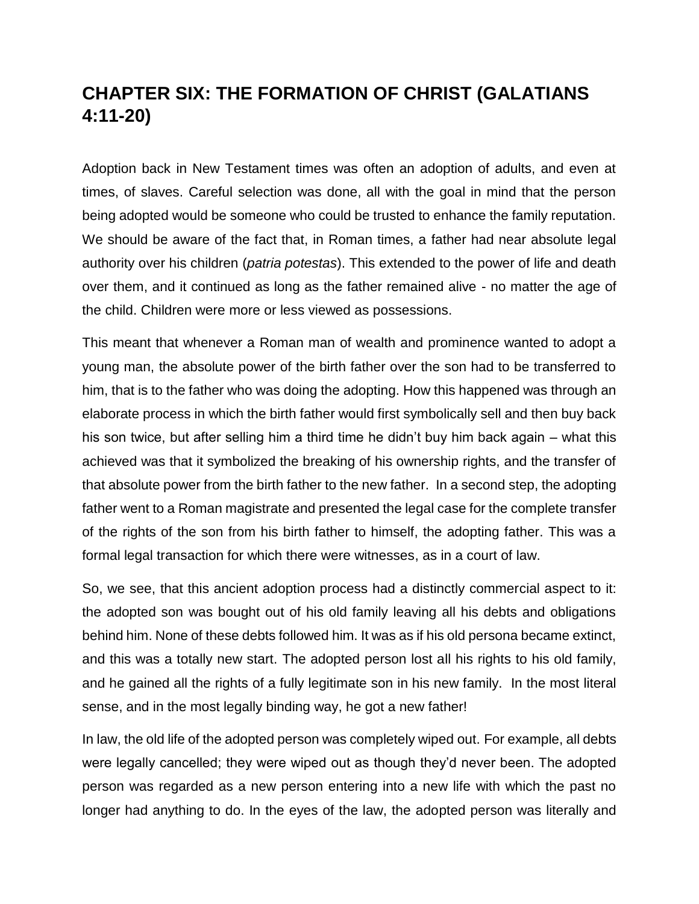## CHAPTER SIX: THE FORMATION OF CHRIST (GALATIANS 4:11-20)

Adoption back in New Testament times was often an adoption of adults, and even at times, of slaves. Careful selection was done, all with the goal in mind that the person being adopted would be someone who could be trusted to enhance the family reputation. We should be aware of the fact that, in Roman times, a father had near absolute legal authority over his children (*patria potestas*). This extended to the power of life and death over them, and it continued as long as the father remained alive - no matter the age of the child. Children were more or less viewed as possessions.

This meant that whenever a Roman man of wealth and prominence wanted to adopt a young man, the absolute power of the birth father over the son had to be transferred to him, that is to the father who was doing the adopting. How this happened was through an elaborate process in which the birth father would first symbolically sell and then buy back his son twice, but after selling him a third time he didn't buy him back again – what this achieved was that it symbolized the breaking of his ownership rights, and the transfer of that absolute power from the birth father to the new father. In a second step, the adopting father went to a Roman magistrate and presented the legal case for the complete transfer of the rights of the son from his birth father to himself, the adopting father. This was a formal legal transaction for which there were witnesses, as in a court of law.

So, we see, that this ancient adoption process had a distinctly commercial aspect to it: the adopted son was bought out of his old family leaving all his debts and obligations behind him. None of these debts followed him. It was as if his old persona became extinct, and this was a totally new start. The adopted person lost all his rights to his old family, and he gained all the rights of a fully legitimate son in his new family. In the most literal sense, and in the most legally binding way, he got a new father!

In law, the old life of the adopted person was completely wiped out. For example, all debts were legally cancelled; they were wiped out as though they'd never been. The adopted person was regarded as a new person entering into a new life with which the past no longer had anything to do. In the eyes of the law, the adopted person was literally and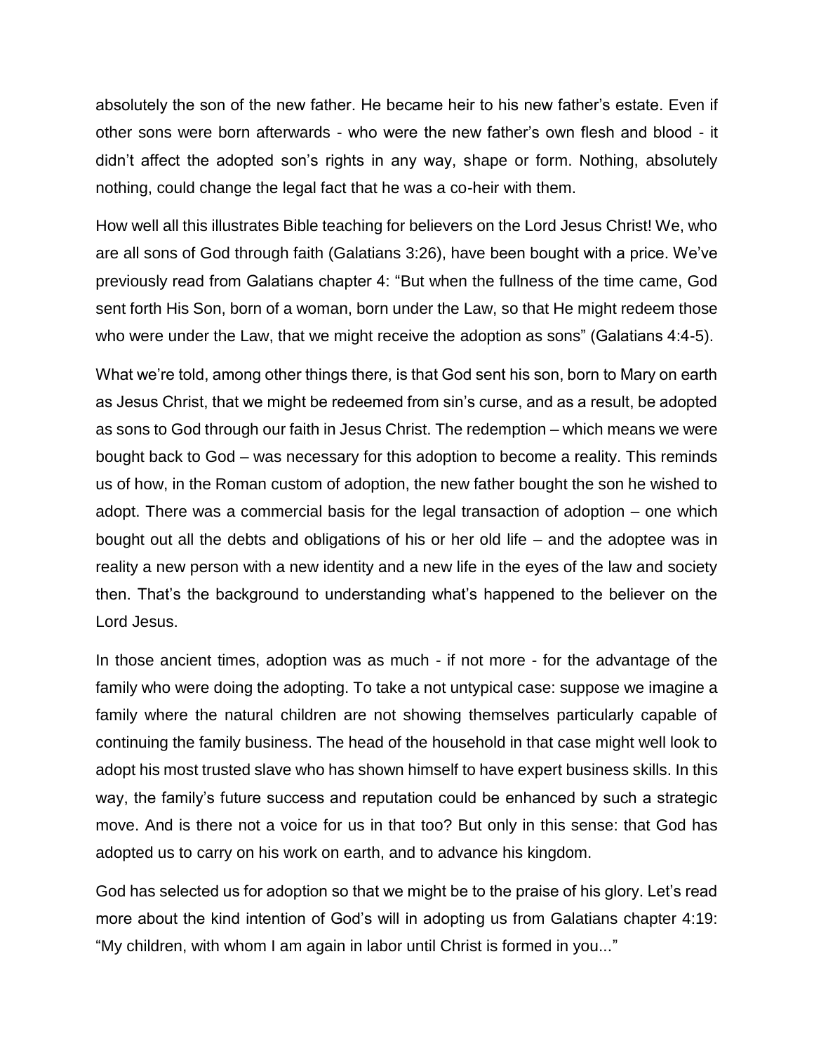absolutely the son of the new father. He became heir to his new father's estate. Even if other sons were born afterwards - who were the new father's own flesh and blood - it didn't affect the adopted son's rights in any way, shape or form. Nothing, absolutely nothing, could change the legal fact that he was a co-heir with them.

How well all this illustrates Bible teaching for believers on the Lord Jesus Christ! We, who are all sons of God through faith (Galatians 3:26), have been bought with a price. We've previously read from Galatians chapter 4: "But when the fullness of the time came, God sent forth His Son, born of a woman, born under the Law, so that He might redeem those who were under the Law, that we might receive the adoption as sons" (Galatians 4:4-5).

What we're told, among other things there, is that God sent his son, born to Mary on earth as Jesus Christ, that we might be redeemed from sin's curse, and as a result, be adopted as sons to God through our faith in Jesus Christ. The redemption – which means we were bought back to God – was necessary for this adoption to become a reality. This reminds us of how, in the Roman custom of adoption, the new father bought the son he wished to adopt. There was a commercial basis for the legal transaction of adoption – one which bought out all the debts and obligations of his or her old life – and the adoptee was in reality a new person with a new identity and a new life in the eyes of the law and society then. That's the background to understanding what's happened to the believer on the Lord Jesus.

In those ancient times, adoption was as much - if not more - for the advantage of the family who were doing the adopting. To take a not untypical case: suppose we imagine a family where the natural children are not showing themselves particularly capable of continuing the family business. The head of the household in that case might well look to adopt his most trusted slave who has shown himself to have expert business skills. In this way, the family's future success and reputation could be enhanced by such a strategic move. And is there not a voice for us in that too? But only in this sense: that God has adopted us to carry on his work on earth, and to advance his kingdom.

God has selected us for adoption so that we might be to the praise of his glory. Let's read more about the kind intention of God's will in adopting us from Galatians chapter 4:19: "My children, with whom I am again in labor until Christ is formed in you..."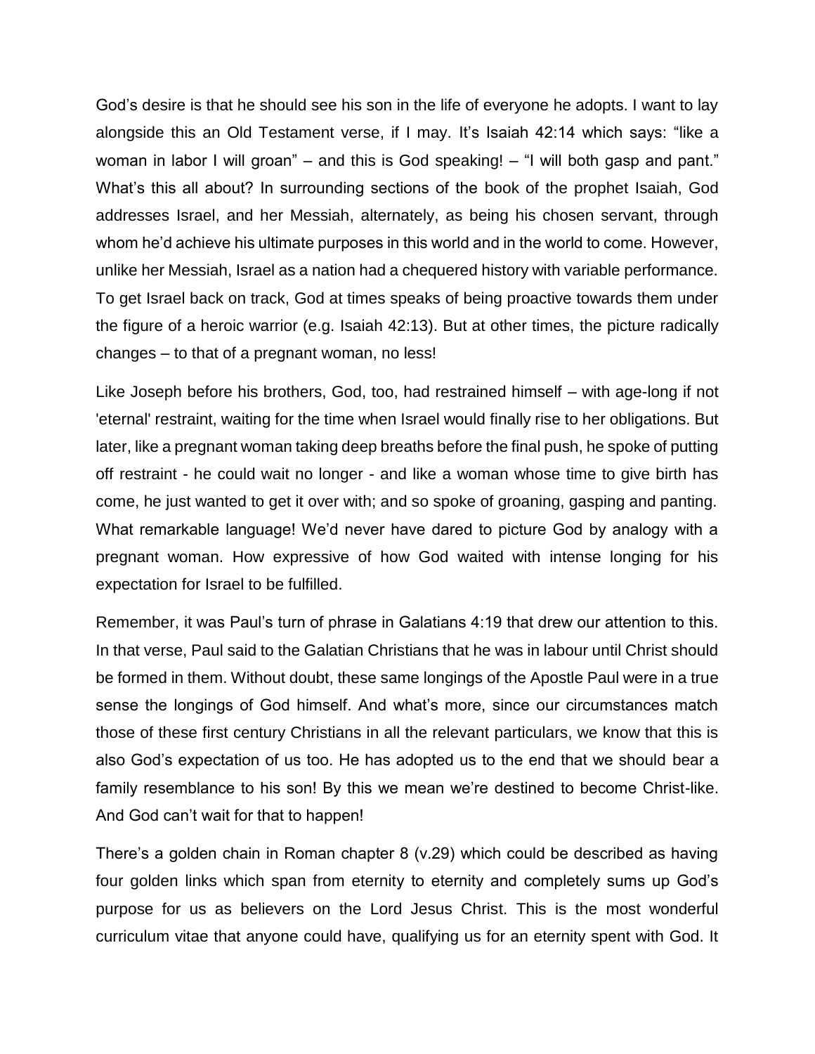God's desire is that he should see his son in the life of everyone he adopts. I want to lay alongside this an Old Testament verse, if I may. It's Isaiah 42:14 which says: "like a woman in labor I will groan" – and this is God speaking! – "I will both gasp and pant." What's this all about? In surrounding sections of the book of the prophet Isaiah, God addresses Israel, and her Messiah, alternately, as being his chosen servant, through whom he'd achieve his ultimate purposes in this world and in the world to come. However, unlike her Messiah, Israel as a nation had a chequered history with variable performance. To get Israel back on track, God at times speaks of being proactive towards them under the figure of a heroic warrior (e.g. Isaiah 42:13). But at other times, the picture radically changes – to that of a pregnant woman, no less!

Like Joseph before his brothers, God, too, had restrained himself – with age-long if not 'eternal' restraint, waiting for the time when Israel would finally rise to her obligations. But later, like a pregnant woman taking deep breaths before the final push, he spoke of putting off restraint - he could wait no longer - and like a woman whose time to give birth has come, he just wanted to get it over with; and so spoke of groaning, gasping and panting. What remarkable language! We'd never have dared to picture God by analogy with a pregnant woman. How expressive of how God waited with intense longing for his expectation for Israel to be fulfilled.

Remember, it was Paul's turn of phrase in Galatians 4:19 that drew our attention to this. In that verse, Paul said to the Galatian Christians that he was in labour until Christ should be formed in them. Without doubt, these same longings of the Apostle Paul were in a true sense the longings of God himself. And what's more, since our circumstances match those of these first century Christians in all the relevant particulars, we know that this is also God's expectation of us too. He has adopted us to the end that we should bear a family resemblance to his son! By this we mean we're destined to become Christ-like. And God can't wait for that to happen!

There's a golden chain in Roman chapter 8 (v.29) which could be described as having four golden links which span from eternity to eternity and completely sums up God's purpose for us as believers on the Lord Jesus Christ. This is the most wonderful curriculum vitae that anyone could have, qualifying us for an eternity spent with God. It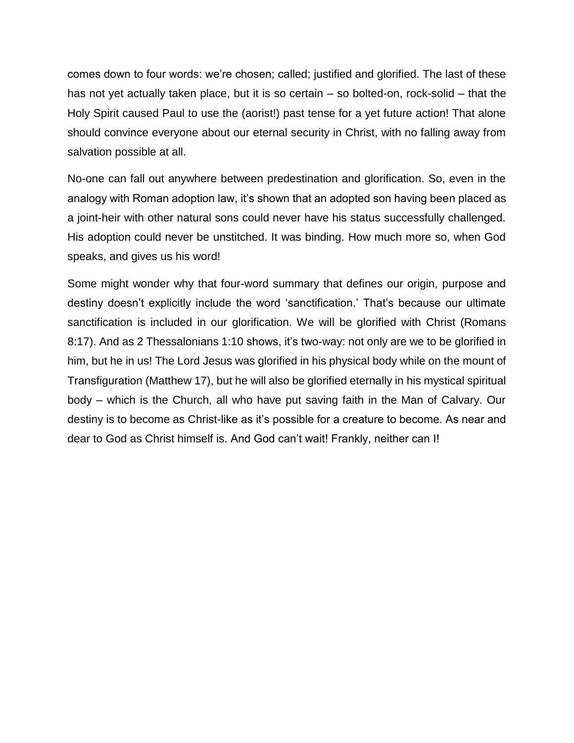comes down to four words: we're chosen; called; justified and glorified. The last of these has not yet actually taken place, but it is so certain – so bolted-on, rock-solid – that the Holy Spirit caused Paul to use the (aorist!) past tense for a yet future action! That alone should convince everyone about our eternal security in Christ, with no falling away from salvation possible at all.

No-one can fall out anywhere between predestination and glorification. So, even in the analogy with Roman adoption law, it's shown that an adopted son having been placed as a joint-heir with other natural sons could never have his status successfully challenged. His adoption could never be unstitched. It was binding. How much more so, when God speaks, and gives us his word!

Some might wonder why that four-word summary that defines our origin, purpose and destiny doesn't explicitly include the word 'sanctification.' That's because our ultimate sanctification is included in our glorification. We will be glorified with Christ (Romans 8:17). And as 2 Thessalonians 1:10 shows, it's two-way: not only are we to be glorified in him, but he in us! The Lord Jesus was glorified in his physical body while on the mount of Transfiguration (Matthew 17), but he will also be glorified eternally in his mystical spiritual body – which is the Church, all who have put saving faith in the Man of Calvary. Our destiny is to become as Christ-like as it's possible for a creature to become. As near and dear to God as Christ himself is. And God can't wait! Frankly, neither can I!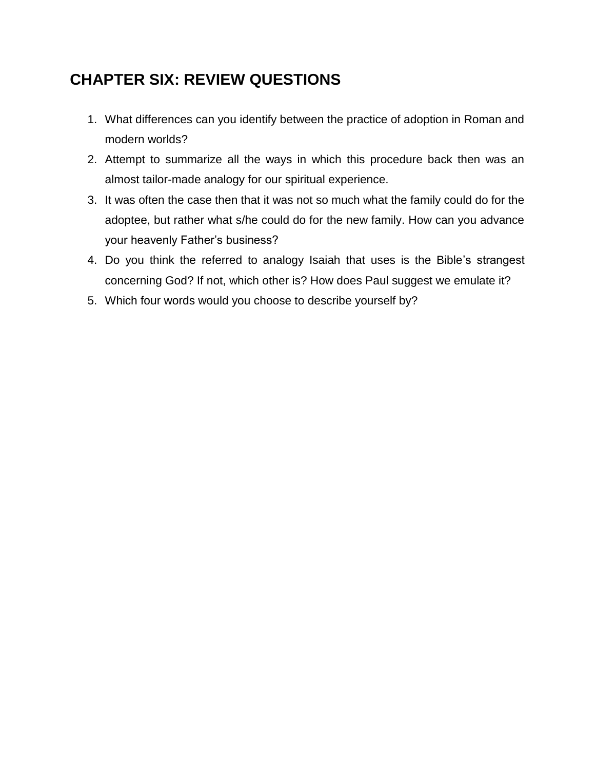## CHAPTER SIX: REVIEW QUESTIONS

1. What differences can you identify between the practice of adoption in Roman and modern worlds?
2. Attempt to summarize all the ways in which this procedure back then was an almost tailor-made analogy for our spiritual experience.
3. It was often the case then that it was not so much what the family could do for the adoptee, but rather what s/he could do for the new family. How can you advance your heavenly Father's business?
4. Do you think the referred to analogy Isaiah that uses is the Bible's strangest concerning God? If not, which other is? How does Paul suggest we emulate it?
5. Which four words would you choose to describe yourself by?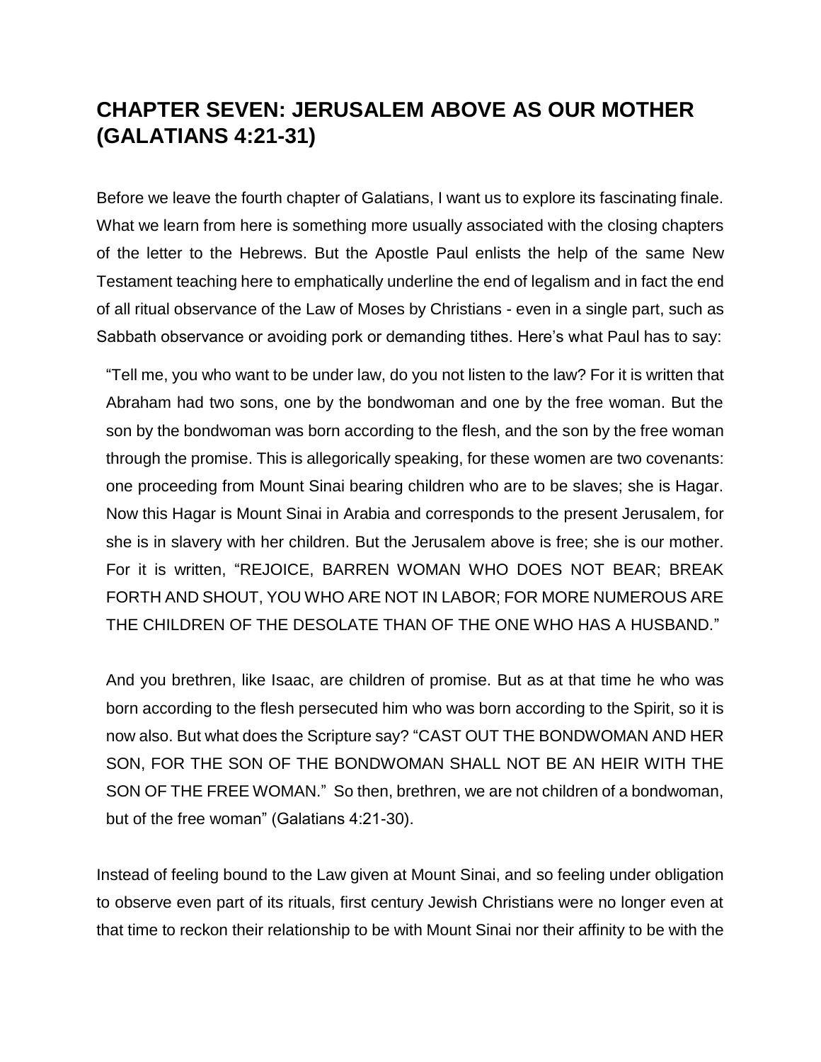## CHAPTER SEVEN: JERUSALEM ABOVE AS OUR MOTHER (GALATIANS 4:21-31)

Before we leave the fourth chapter of Galatians, I want us to explore its fascinating finale. What we learn from here is something more usually associated with the closing chapters of the letter to the Hebrews. But the Apostle Paul enlists the help of the same New Testament teaching here to emphatically underline the end of legalism and in fact the end of all ritual observance of the Law of Moses by Christians - even in a single part, such as Sabbath observance or avoiding pork or demanding tithes. Here's what Paul has to say:

> "Tell me, you who want to be under law, do you not listen to the law? For it is written that Abraham had two sons, one by the bondwoman and one by the free woman. But the son by the bondwoman was born according to the flesh, and the son by the free woman through the promise. This is allegorically speaking, for these women are two covenants: one proceeding from Mount Sinai bearing children who are to be slaves; she is Hagar. Now this Hagar is Mount Sinai in Arabia and corresponds to the present Jerusalem, for she is in slavery with her children. But the Jerusalem above is free; she is our mother. For it is written, "REJOICE, BARREN WOMAN WHO DOES NOT BEAR; BREAK FORTH AND SHOUT, YOU WHO ARE NOT IN LABOR; FOR MORE NUMEROUS ARE THE CHILDREN OF THE DESOLATE THAN OF THE ONE WHO HAS A HUSBAND."
>
> And you brethren, like Isaac, are children of promise. But as at that time he who was born according to the flesh persecuted him who was born according to the Spirit, so it is now also. But what does the Scripture say? "CAST OUT THE BONDWOMAN AND HER SON, FOR THE SON OF THE BONDWOMAN SHALL NOT BE AN HEIR WITH THE SON OF THE FREE WOMAN." So then, brethren, we are not children of a bondwoman, but of the free woman" (Galatians 4:21-30).

Instead of feeling bound to the Law given at Mount Sinai, and so feeling under obligation to observe even part of its rituals, first century Jewish Christians were no longer even at that time to reckon their relationship to be with Mount Sinai nor their affinity to be with the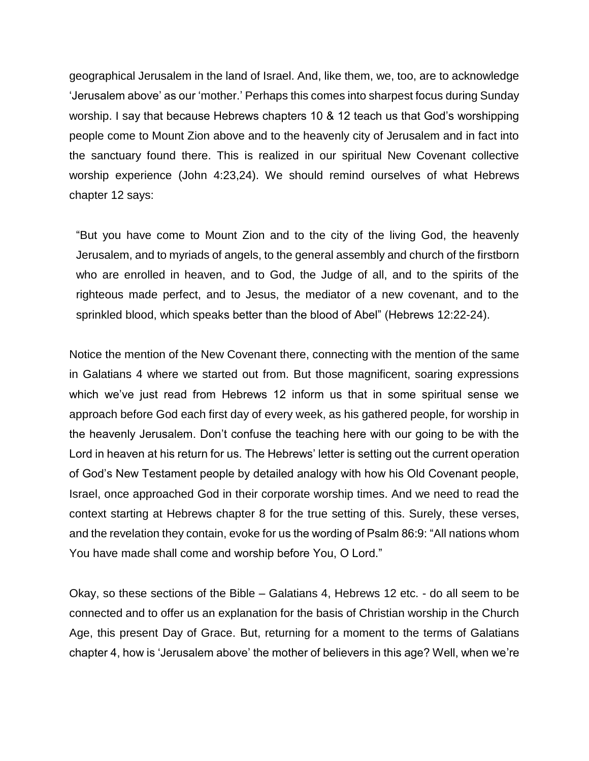geographical Jerusalem in the land of Israel. And, like them, we, too, are to acknowledge 'Jerusalem above' as our 'mother.' Perhaps this comes into sharpest focus during Sunday worship. I say that because Hebrews chapters 10 & 12 teach us that God's worshipping people come to Mount Zion above and to the heavenly city of Jerusalem and in fact into the sanctuary found there. This is realized in our spiritual New Covenant collective worship experience (John 4:23,24). We should remind ourselves of what Hebrews chapter 12 says:

> "But you have come to Mount Zion and to the city of the living God, the heavenly Jerusalem, and to myriads of angels, to the general assembly and church of the firstborn who are enrolled in heaven, and to God, the Judge of all, and to the spirits of the righteous made perfect, and to Jesus, the mediator of a new covenant, and to the sprinkled blood, which speaks better than the blood of Abel" (Hebrews 12:22-24).

Notice the mention of the New Covenant there, connecting with the mention of the same in Galatians 4 where we started out from. But those magnificent, soaring expressions which we've just read from Hebrews 12 inform us that in some spiritual sense we approach before God each first day of every week, as his gathered people, for worship in the heavenly Jerusalem. Don't confuse the teaching here with our going to be with the Lord in heaven at his return for us. The Hebrews' letter is setting out the current operation of God's New Testament people by detailed analogy with how his Old Covenant people, Israel, once approached God in their corporate worship times. And we need to read the context starting at Hebrews chapter 8 for the true setting of this. Surely, these verses, and the revelation they contain, evoke for us the wording of Psalm 86:9: "All nations whom You have made shall come and worship before You, O Lord."

Okay, so these sections of the Bible – Galatians 4, Hebrews 12 etc. - do all seem to be connected and to offer us an explanation for the basis of Christian worship in the Church Age, this present Day of Grace. But, returning for a moment to the terms of Galatians chapter 4, how is 'Jerusalem above' the mother of believers in this age? Well, when we're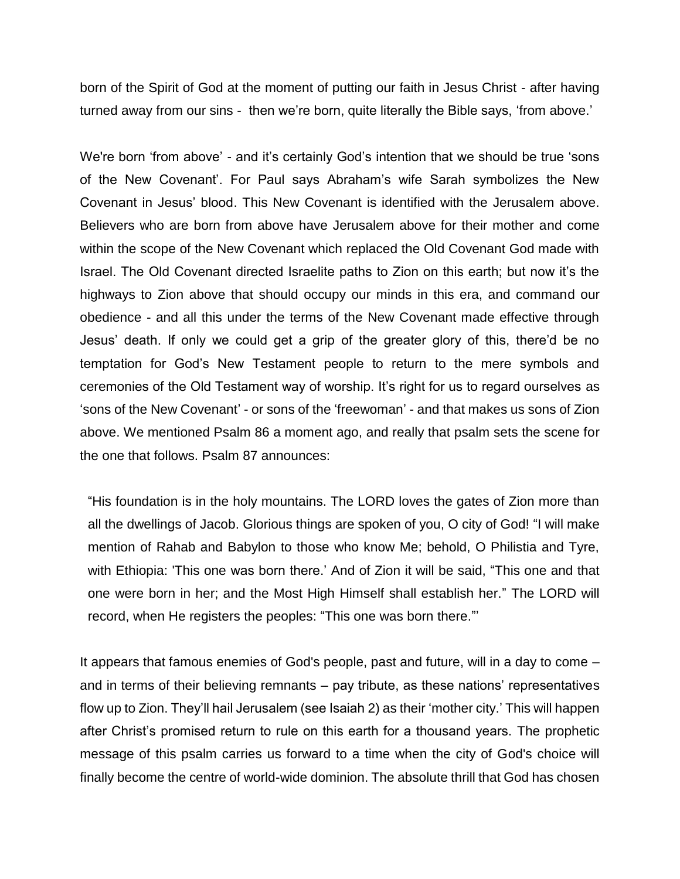born of the Spirit of God at the moment of putting our faith in Jesus Christ - after having turned away from our sins - then we're born, quite literally the Bible says, 'from above.'

We're born 'from above' - and it's certainly God's intention that we should be true 'sons of the New Covenant'. For Paul says Abraham's wife Sarah symbolizes the New Covenant in Jesus' blood. This New Covenant is identified with the Jerusalem above. Believers who are born from above have Jerusalem above for their mother and come within the scope of the New Covenant which replaced the Old Covenant God made with Israel. The Old Covenant directed Israelite paths to Zion on this earth; but now it's the highways to Zion above that should occupy our minds in this era, and command our obedience - and all this under the terms of the New Covenant made effective through Jesus' death. If only we could get a grip of the greater glory of this, there'd be no temptation for God's New Testament people to return to the mere symbols and ceremonies of the Old Testament way of worship. It's right for us to regard ourselves as 'sons of the New Covenant' - or sons of the 'freewoman' - and that makes us sons of Zion above. We mentioned Psalm 86 a moment ago, and really that psalm sets the scene for the one that follows. Psalm 87 announces:

> "His foundation is in the holy mountains. The LORD loves the gates of Zion more than all the dwellings of Jacob. Glorious things are spoken of you, O city of God! "I will make mention of Rahab and Babylon to those who know Me; behold, O Philistia and Tyre, with Ethiopia: 'This one was born there.' And of Zion it will be said, "This one and that one were born in her; and the Most High Himself shall establish her." The LORD will record, when He registers the peoples: "This one was born there."'

It appears that famous enemies of God's people, past and future, will in a day to come – and in terms of their believing remnants – pay tribute, as these nations' representatives flow up to Zion. They'll hail Jerusalem (see Isaiah 2) as their 'mother city.' This will happen after Christ's promised return to rule on this earth for a thousand years. The prophetic message of this psalm carries us forward to a time when the city of God's choice will finally become the centre of world-wide dominion. The absolute thrill that God has chosen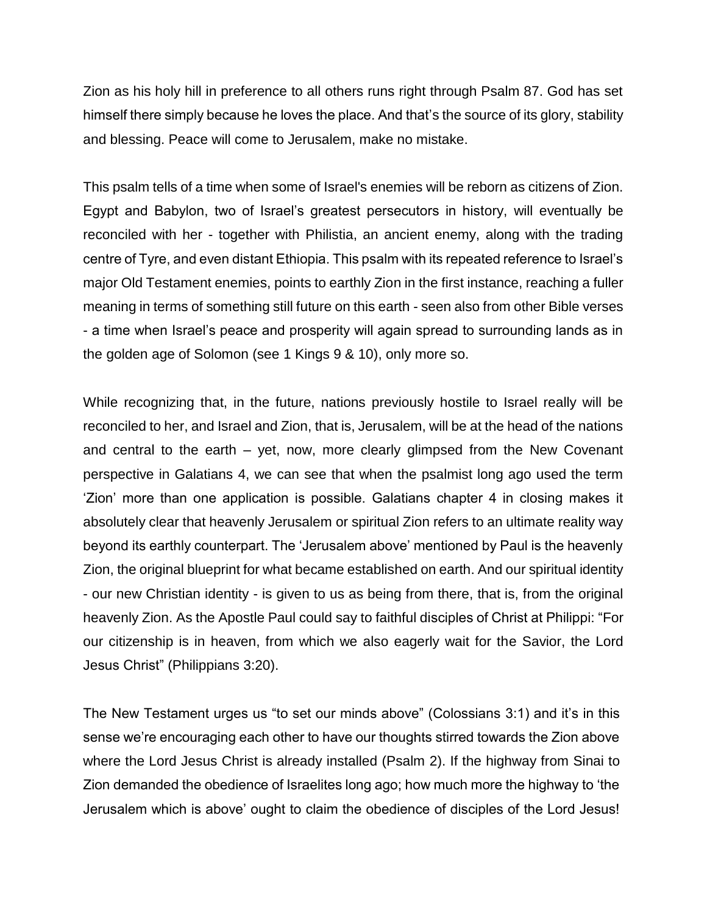Zion as his holy hill in preference to all others runs right through Psalm 87. God has set himself there simply because he loves the place. And that's the source of its glory, stability and blessing. Peace will come to Jerusalem, make no mistake.

This psalm tells of a time when some of Israel's enemies will be reborn as citizens of Zion. Egypt and Babylon, two of Israel's greatest persecutors in history, will eventually be reconciled with her - together with Philistia, an ancient enemy, along with the trading centre of Tyre, and even distant Ethiopia. This psalm with its repeated reference to Israel's major Old Testament enemies, points to earthly Zion in the first instance, reaching a fuller meaning in terms of something still future on this earth - seen also from other Bible verses - a time when Israel's peace and prosperity will again spread to surrounding lands as in the golden age of Solomon (see 1 Kings 9 & 10), only more so.

While recognizing that, in the future, nations previously hostile to Israel really will be reconciled to her, and Israel and Zion, that is, Jerusalem, will be at the head of the nations and central to the earth – yet, now, more clearly glimpsed from the New Covenant perspective in Galatians 4, we can see that when the psalmist long ago used the term 'Zion' more than one application is possible. Galatians chapter 4 in closing makes it absolutely clear that heavenly Jerusalem or spiritual Zion refers to an ultimate reality way beyond its earthly counterpart. The 'Jerusalem above' mentioned by Paul is the heavenly Zion, the original blueprint for what became established on earth. And our spiritual identity - our new Christian identity - is given to us as being from there, that is, from the original heavenly Zion. As the Apostle Paul could say to faithful disciples of Christ at Philippi: "For our citizenship is in heaven, from which we also eagerly wait for the Savior, the Lord Jesus Christ" (Philippians 3:20).

The New Testament urges us "to set our minds above" (Colossians 3:1) and it's in this sense we're encouraging each other to have our thoughts stirred towards the Zion above where the Lord Jesus Christ is already installed (Psalm 2). If the highway from Sinai to Zion demanded the obedience of Israelites long ago; how much more the highway to 'the Jerusalem which is above' ought to claim the obedience of disciples of the Lord Jesus!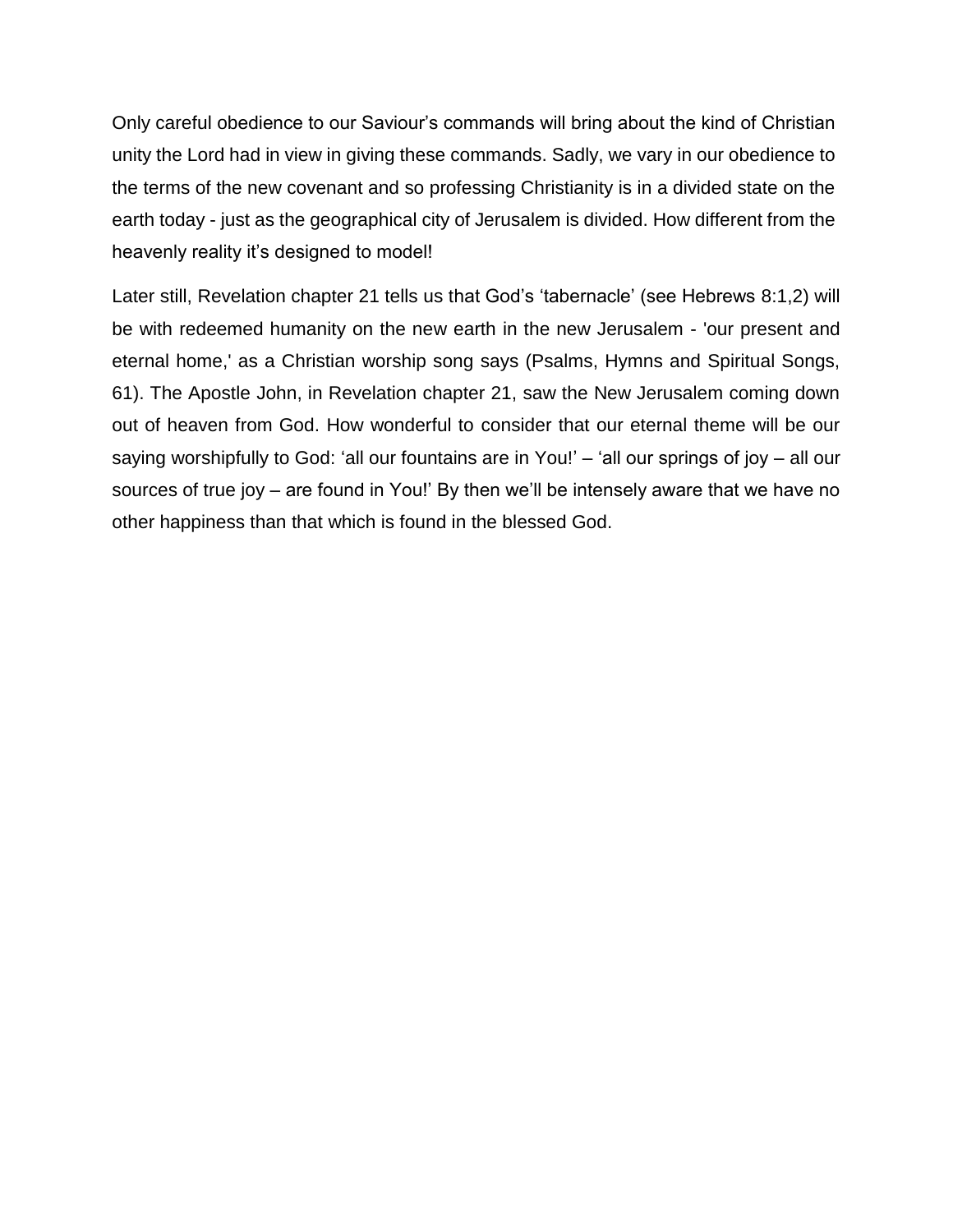Only careful obedience to our Saviour’s commands will bring about the kind of Christian unity the Lord had in view in giving these commands. Sadly, we vary in our obedience to the terms of the new covenant and so professing Christianity is in a divided state on the earth today - just as the geographical city of Jerusalem is divided. How different from the heavenly reality it’s designed to model!

Later still, Revelation chapter 21 tells us that God’s ‘tabernacle’ (see Hebrews 8:1,2) will be with redeemed humanity on the new earth in the new Jerusalem - 'our present and eternal home,' as a Christian worship song says (Psalms, Hymns and Spiritual Songs, 61). The Apostle John, in Revelation chapter 21, saw the New Jerusalem coming down out of heaven from God. How wonderful to consider that our eternal theme will be our saying worshipfully to God: ‘all our fountains are in You!’ – ‘all our springs of joy – all our sources of true joy – are found in You!’ By then we’ll be intensely aware that we have no other happiness than that which is found in the blessed God.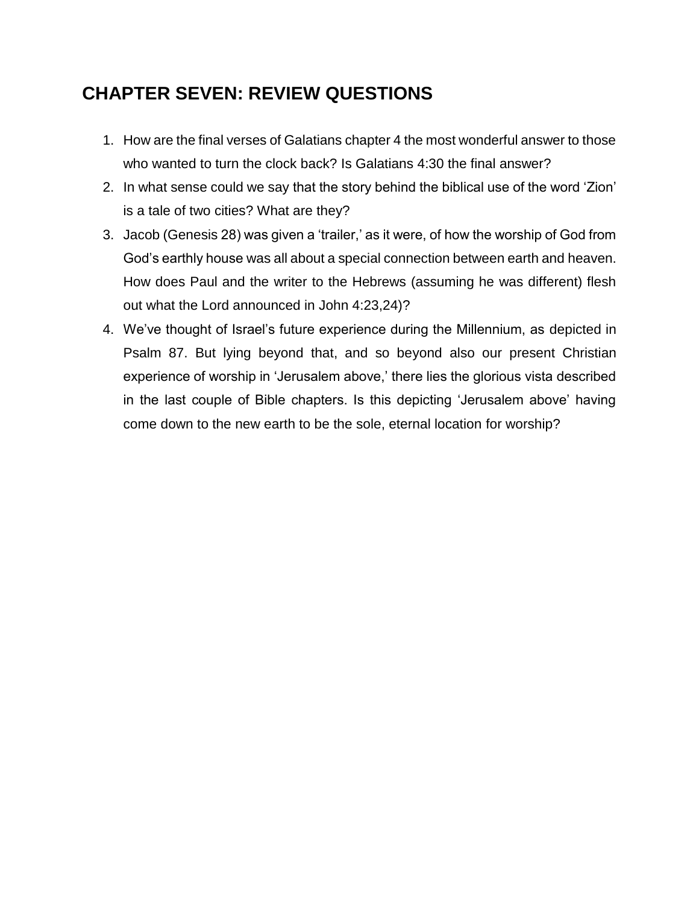## CHAPTER SEVEN: REVIEW QUESTIONS

1. How are the final verses of Galatians chapter 4 the most wonderful answer to those who wanted to turn the clock back? Is Galatians 4:30 the final answer?
2. In what sense could we say that the story behind the biblical use of the word 'Zion' is a tale of two cities? What are they?
3. Jacob (Genesis 28) was given a 'trailer,' as it were, of how the worship of God from God's earthly house was all about a special connection between earth and heaven. How does Paul and the writer to the Hebrews (assuming he was different) flesh out what the Lord announced in John 4:23,24)?
4. We've thought of Israel's future experience during the Millennium, as depicted in Psalm 87. But lying beyond that, and so beyond also our present Christian experience of worship in 'Jerusalem above,' there lies the glorious vista described in the last couple of Bible chapters. Is this depicting 'Jerusalem above' having come down to the new earth to be the sole, eternal location for worship?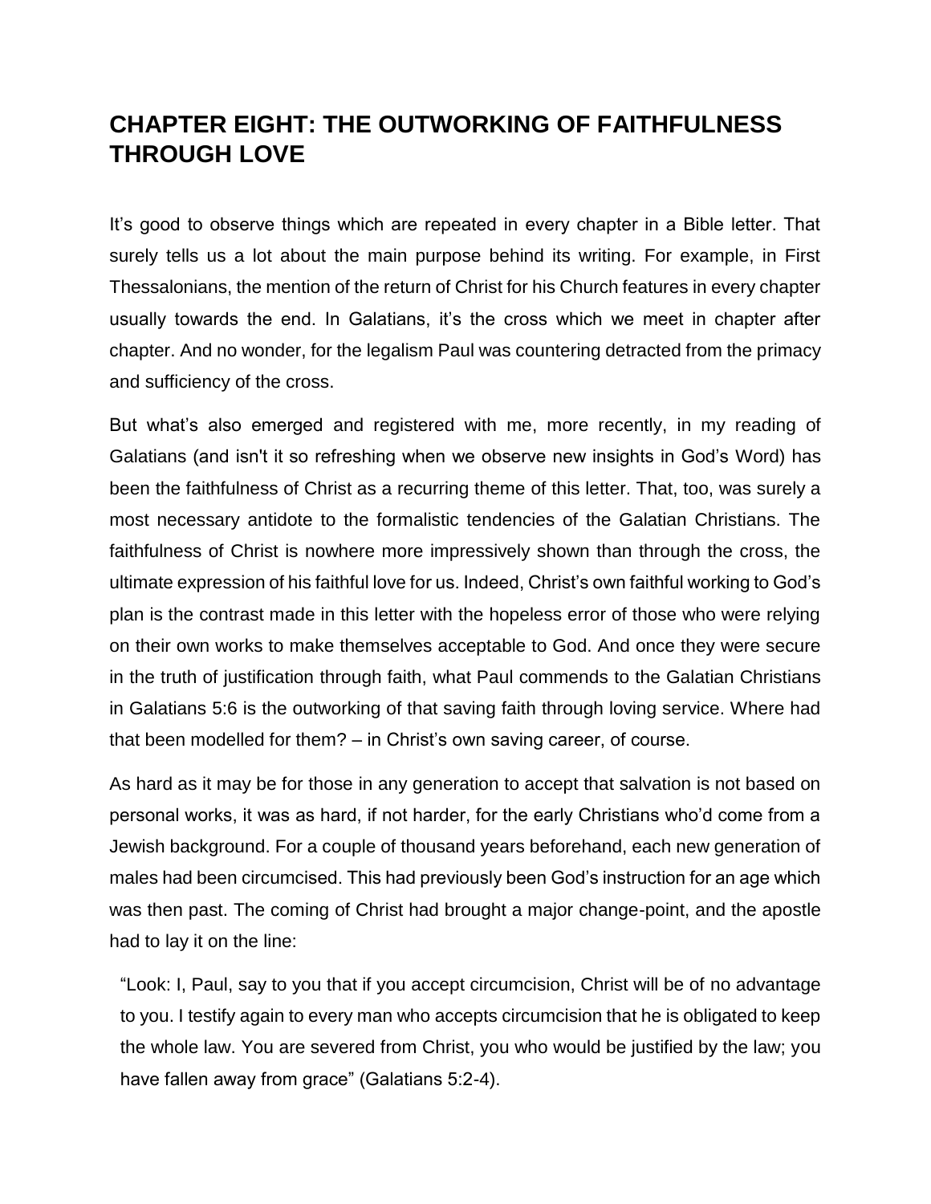## CHAPTER EIGHT: THE OUTWORKING OF FAITHFULNESS THROUGH LOVE

It's good to observe things which are repeated in every chapter in a Bible letter. That surely tells us a lot about the main purpose behind its writing. For example, in First Thessalonians, the mention of the return of Christ for his Church features in every chapter usually towards the end. In Galatians, it's the cross which we meet in chapter after chapter. And no wonder, for the legalism Paul was countering detracted from the primacy and sufficiency of the cross.

But what's also emerged and registered with me, more recently, in my reading of Galatians (and isn't it so refreshing when we observe new insights in God's Word) has been the faithfulness of Christ as a recurring theme of this letter. That, too, was surely a most necessary antidote to the formalistic tendencies of the Galatian Christians. The faithfulness of Christ is nowhere more impressively shown than through the cross, the ultimate expression of his faithful love for us. Indeed, Christ's own faithful working to God's plan is the contrast made in this letter with the hopeless error of those who were relying on their own works to make themselves acceptable to God. And once they were secure in the truth of justification through faith, what Paul commends to the Galatian Christians in Galatians 5:6 is the outworking of that saving faith through loving service. Where had that been modelled for them? – in Christ's own saving career, of course.

As hard as it may be for those in any generation to accept that salvation is not based on personal works, it was as hard, if not harder, for the early Christians who'd come from a Jewish background. For a couple of thousand years beforehand, each new generation of males had been circumcised. This had previously been God's instruction for an age which was then past. The coming of Christ had brought a major change-point, and the apostle had to lay it on the line:

> "Look: I, Paul, say to you that if you accept circumcision, Christ will be of no advantage to you. I testify again to every man who accepts circumcision that he is obligated to keep the whole law. You are severed from Christ, you who would be justified by the law; you have fallen away from grace" (Galatians 5:2-4).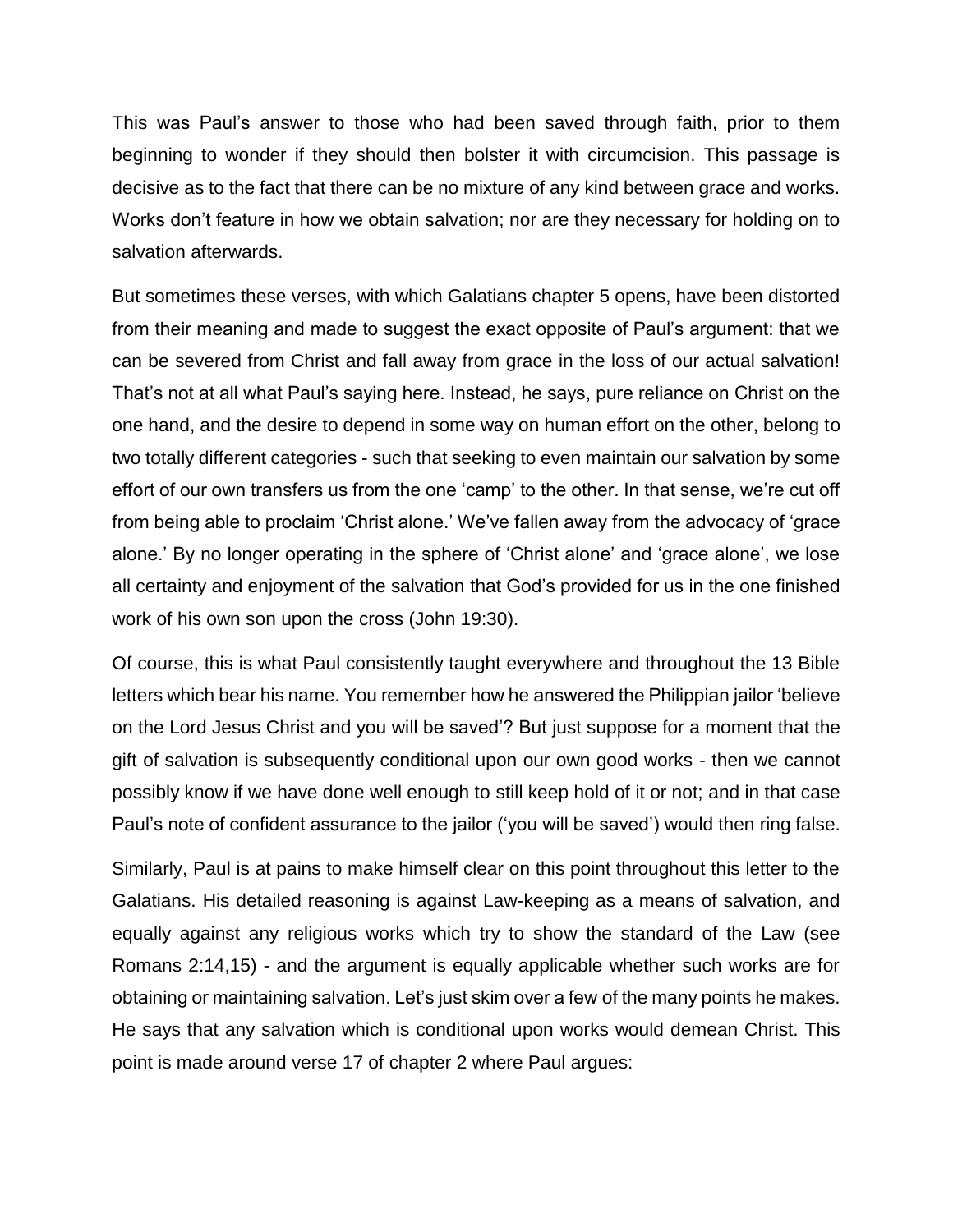This was Paul's answer to those who had been saved through faith, prior to them beginning to wonder if they should then bolster it with circumcision. This passage is decisive as to the fact that there can be no mixture of any kind between grace and works. Works don't feature in how we obtain salvation; nor are they necessary for holding on to salvation afterwards.

But sometimes these verses, with which Galatians chapter 5 opens, have been distorted from their meaning and made to suggest the exact opposite of Paul's argument: that we can be severed from Christ and fall away from grace in the loss of our actual salvation! That's not at all what Paul's saying here. Instead, he says, pure reliance on Christ on the one hand, and the desire to depend in some way on human effort on the other, belong to two totally different categories - such that seeking to even maintain our salvation by some effort of our own transfers us from the one 'camp' to the other. In that sense, we're cut off from being able to proclaim 'Christ alone.' We've fallen away from the advocacy of 'grace alone.' By no longer operating in the sphere of 'Christ alone' and 'grace alone', we lose all certainty and enjoyment of the salvation that God's provided for us in the one finished work of his own son upon the cross (John 19:30).

Of course, this is what Paul consistently taught everywhere and throughout the 13 Bible letters which bear his name. You remember how he answered the Philippian jailor 'believe on the Lord Jesus Christ and you will be saved'? But just suppose for a moment that the gift of salvation is subsequently conditional upon our own good works - then we cannot possibly know if we have done well enough to still keep hold of it or not; and in that case Paul's note of confident assurance to the jailor ('you will be saved') would then ring false.

Similarly, Paul is at pains to make himself clear on this point throughout this letter to the Galatians. His detailed reasoning is against Law-keeping as a means of salvation, and equally against any religious works which try to show the standard of the Law (see Romans 2:14,15) - and the argument is equally applicable whether such works are for obtaining or maintaining salvation. Let's just skim over a few of the many points he makes. He says that any salvation which is conditional upon works would demean Christ. This point is made around verse 17 of chapter 2 where Paul argues: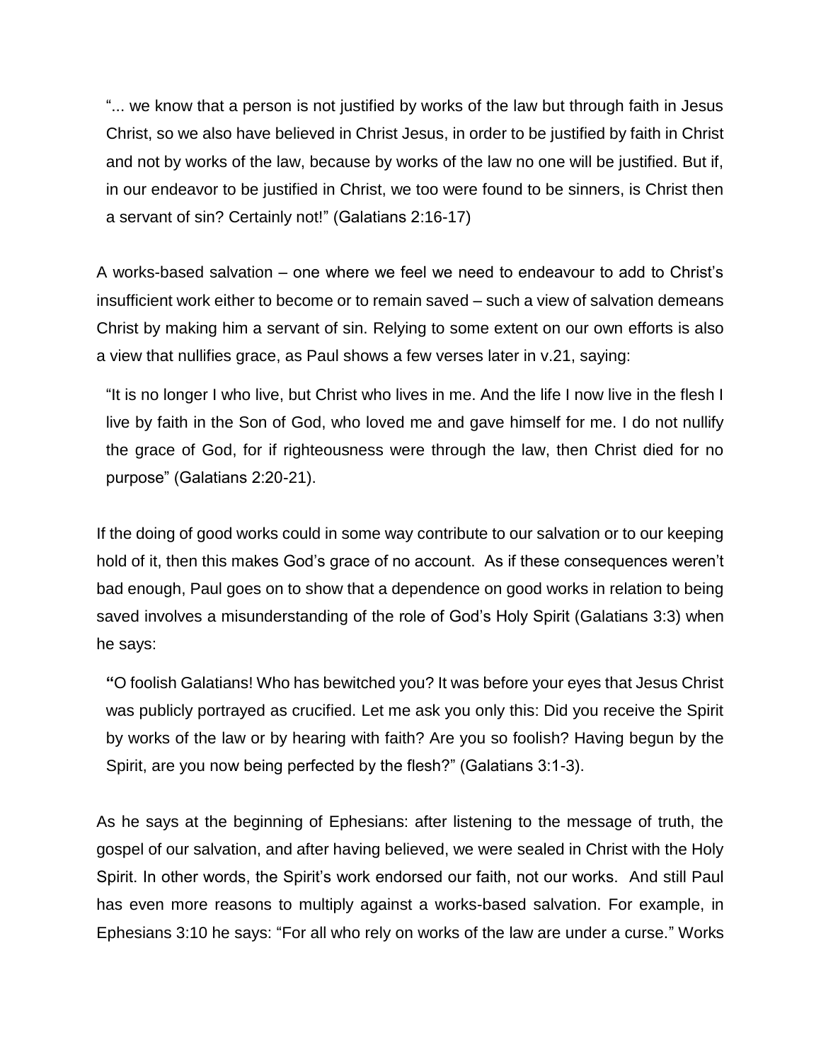> "... we know that a person is not justified by works of the law but through faith in Jesus Christ, so we also have believed in Christ Jesus, in order to be justified by faith in Christ and not by works of the law, because by works of the law no one will be justified. But if, in our endeavor to be justified in Christ, we too were found to be sinners, is Christ then a servant of sin? Certainly not!" (Galatians 2:16-17)

A works-based salvation – one where we feel we need to endeavour to add to Christ's insufficient work either to become or to remain saved – such a view of salvation demeans Christ by making him a servant of sin. Relying to some extent on our own efforts is also a view that nullifies grace, as Paul shows a few verses later in v.21, saying:

> "It is no longer I who live, but Christ who lives in me. And the life I now live in the flesh I live by faith in the Son of God, who loved me and gave himself for me. I do not nullify the grace of God, for if righteousness were through the law, then Christ died for no purpose" (Galatians 2:20-21).

If the doing of good works could in some way contribute to our salvation or to our keeping hold of it, then this makes God's grace of no account. As if these consequences weren't bad enough, Paul goes on to show that a dependence on good works in relation to being saved involves a misunderstanding of the role of God's Holy Spirit (Galatians 3:3) when he says:

> **"**O foolish Galatians! Who has bewitched you? It was before your eyes that Jesus Christ was publicly portrayed as crucified. Let me ask you only this: Did you receive the Spirit by works of the law or by hearing with faith? Are you so foolish? Having begun by the Spirit, are you now being perfected by the flesh?" (Galatians 3:1-3).

As he says at the beginning of Ephesians: after listening to the message of truth, the gospel of our salvation, and after having believed, we were sealed in Christ with the Holy Spirit. In other words, the Spirit's work endorsed our faith, not our works. And still Paul has even more reasons to multiply against a works-based salvation. For example, in Ephesians 3:10 he says: "For all who rely on works of the law are under a curse." Works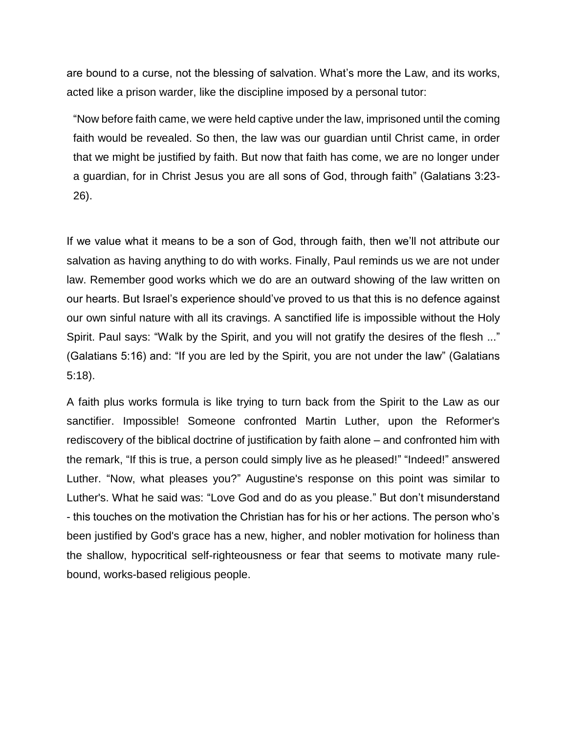are bound to a curse, not the blessing of salvation. What's more the Law, and its works, acted like a prison warder, like the discipline imposed by a personal tutor:

> "Now before faith came, we were held captive under the law, imprisoned until the coming faith would be revealed. So then, the law was our guardian until Christ came, in order that we might be justified by faith. But now that faith has come, we are no longer under a guardian, for in Christ Jesus you are all sons of God, through faith" (Galatians 3:23-26).

If we value what it means to be a son of God, through faith, then we'll not attribute our salvation as having anything to do with works. Finally, Paul reminds us we are not under law. Remember good works which we do are an outward showing of the law written on our hearts. But Israel's experience should've proved to us that this is no defence against our own sinful nature with all its cravings. A sanctified life is impossible without the Holy Spirit. Paul says: "Walk by the Spirit, and you will not gratify the desires of the flesh ..." (Galatians 5:16) and: "If you are led by the Spirit, you are not under the law" (Galatians 5:18).

A faith plus works formula is like trying to turn back from the Spirit to the Law as our sanctifier. Impossible! Someone confronted Martin Luther, upon the Reformer's rediscovery of the biblical doctrine of justification by faith alone – and confronted him with the remark, "If this is true, a person could simply live as he pleased!" "Indeed!" answered Luther. "Now, what pleases you?" Augustine's response on this point was similar to Luther's. What he said was: "Love God and do as you please." But don't misunderstand - this touches on the motivation the Christian has for his or her actions. The person who's been justified by God's grace has a new, higher, and nobler motivation for holiness than the shallow, hypocritical self-righteousness or fear that seems to motivate many rule-bound, works-based religious people.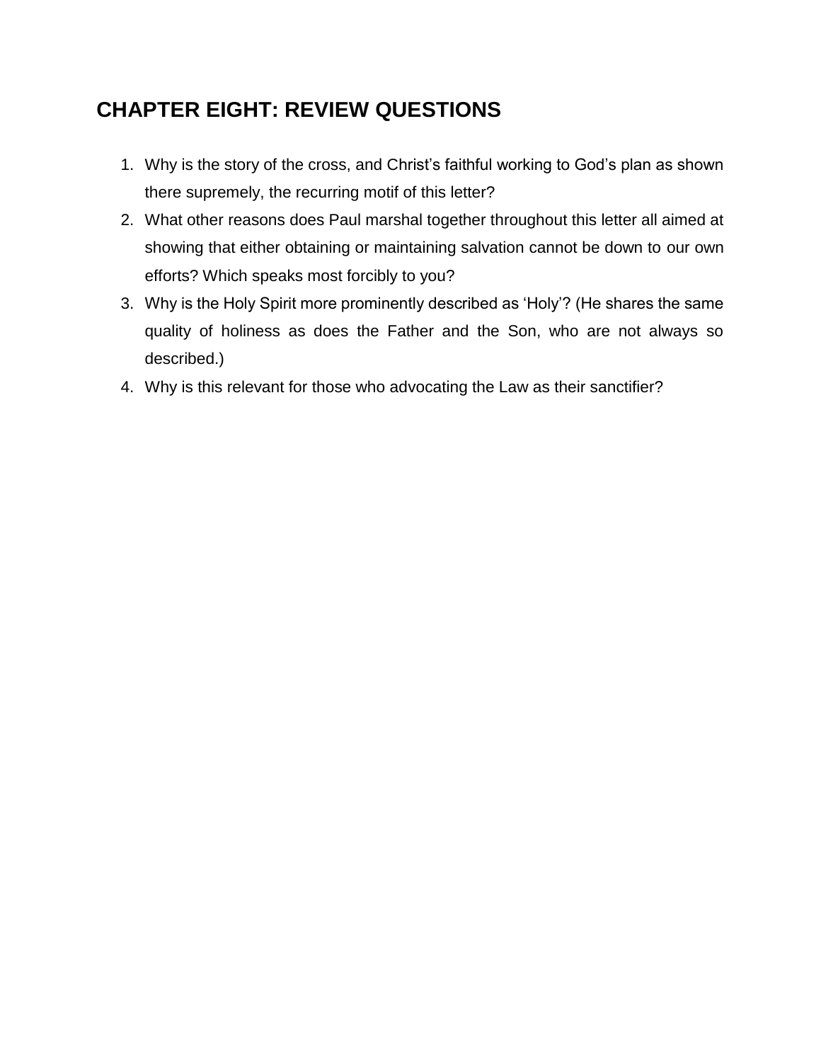## CHAPTER EIGHT: REVIEW QUESTIONS

1. Why is the story of the cross, and Christ's faithful working to God's plan as shown there supremely, the recurring motif of this letter?
2. What other reasons does Paul marshal together throughout this letter all aimed at showing that either obtaining or maintaining salvation cannot be down to our own efforts? Which speaks most forcibly to you?
3. Why is the Holy Spirit more prominently described as 'Holy'? (He shares the same quality of holiness as does the Father and the Son, who are not always so described.)
4. Why is this relevant for those who advocating the Law as their sanctifier?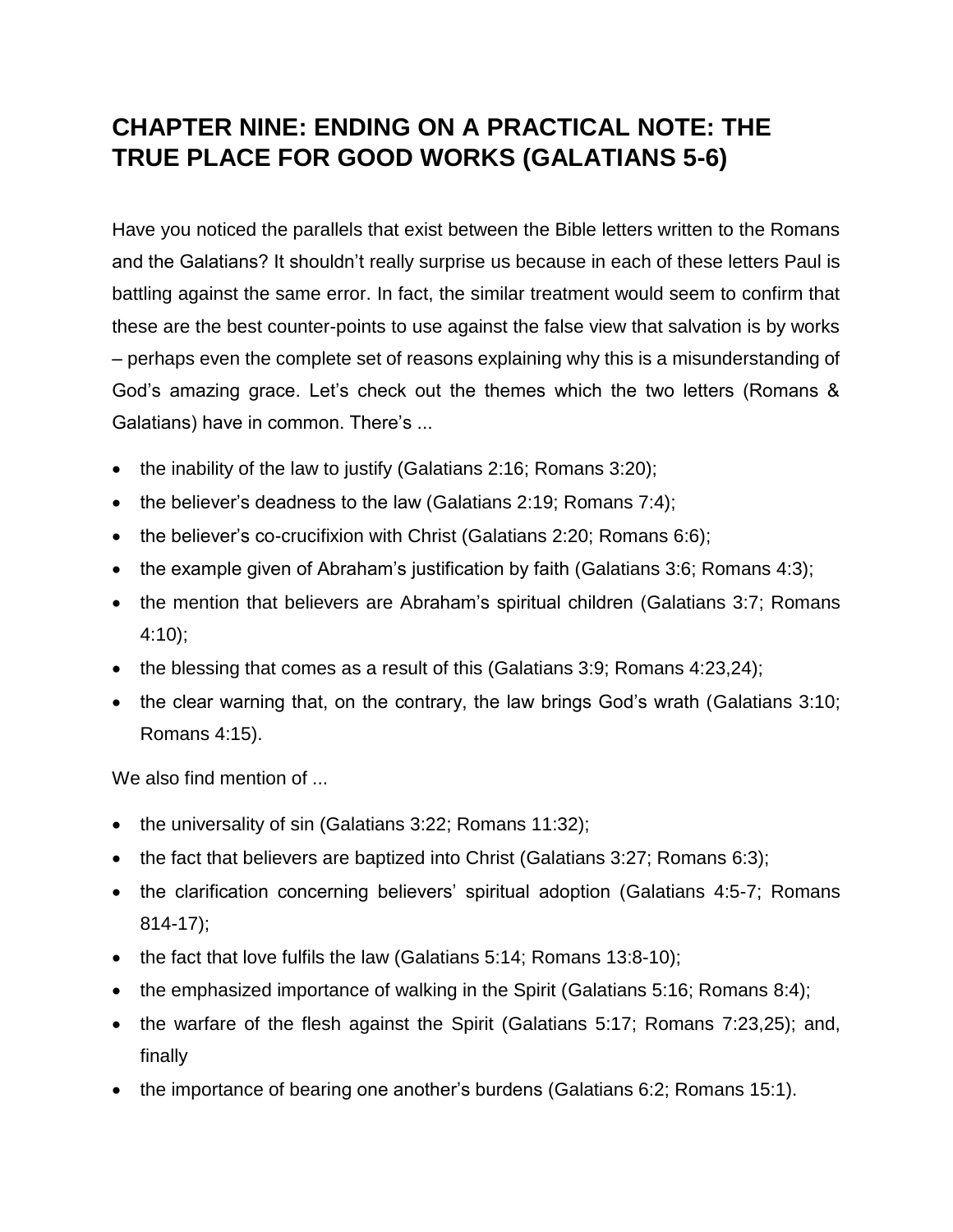## CHAPTER NINE: ENDING ON A PRACTICAL NOTE: THE TRUE PLACE FOR GOOD WORKS (GALATIANS 5-6)

Have you noticed the parallels that exist between the Bible letters written to the Romans and the Galatians? It shouldn't really surprise us because in each of these letters Paul is battling against the same error. In fact, the similar treatment would seem to confirm that these are the best counter-points to use against the false view that salvation is by works – perhaps even the complete set of reasons explaining why this is a misunderstanding of God's amazing grace. Let's check out the themes which the two letters (Romans & Galatians) have in common. There's ...

- the inability of the law to justify (Galatians 2:16; Romans 3:20);
- the believer's deadness to the law (Galatians 2:19; Romans 7:4);
- the believer's co-crucifixion with Christ (Galatians 2:20; Romans 6:6);
- the example given of Abraham's justification by faith (Galatians 3:6; Romans 4:3);
- the mention that believers are Abraham's spiritual children (Galatians 3:7; Romans 4:10);
- the blessing that comes as a result of this (Galatians 3:9; Romans 4:23,24);
- the clear warning that, on the contrary, the law brings God's wrath (Galatians 3:10; Romans 4:15).

We also find mention of ...

- the universality of sin (Galatians 3:22; Romans 11:32);
- the fact that believers are baptized into Christ (Galatians 3:27; Romans 6:3);
- the clarification concerning believers' spiritual adoption (Galatians 4:5-7; Romans 814-17);
- the fact that love fulfils the law (Galatians 5:14; Romans 13:8-10);
- the emphasized importance of walking in the Spirit (Galatians 5:16; Romans 8:4);
- the warfare of the flesh against the Spirit (Galatians 5:17; Romans 7:23,25); and, finally
- the importance of bearing one another's burdens (Galatians 6:2; Romans 15:1).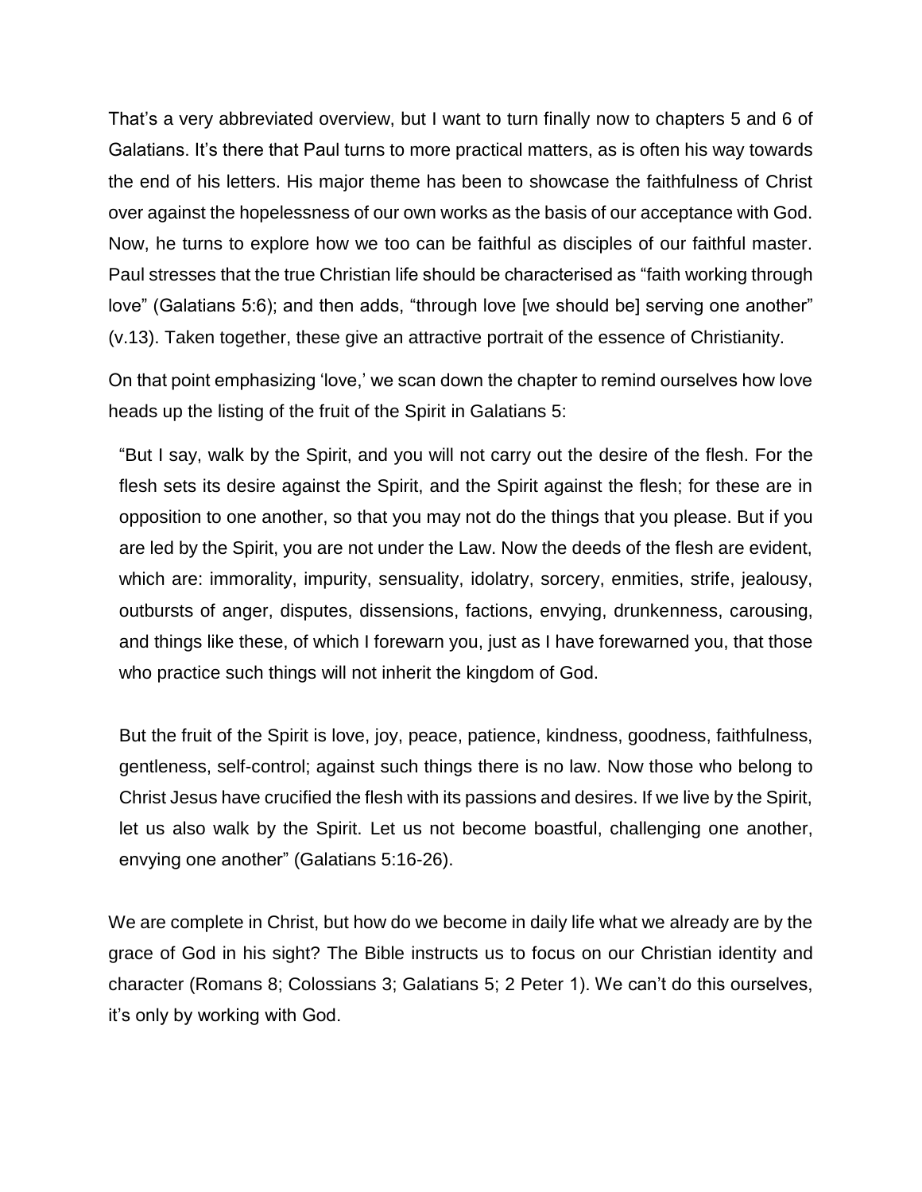That's a very abbreviated overview, but I want to turn finally now to chapters 5 and 6 of Galatians. It's there that Paul turns to more practical matters, as is often his way towards the end of his letters. His major theme has been to showcase the faithfulness of Christ over against the hopelessness of our own works as the basis of our acceptance with God. Now, he turns to explore how we too can be faithful as disciples of our faithful master. Paul stresses that the true Christian life should be characterised as "faith working through love" (Galatians 5:6); and then adds, "through love [we should be] serving one another" (v.13). Taken together, these give an attractive portrait of the essence of Christianity.

On that point emphasizing 'love,' we scan down the chapter to remind ourselves how love heads up the listing of the fruit of the Spirit in Galatians 5:

> "But I say, walk by the Spirit, and you will not carry out the desire of the flesh. For the flesh sets its desire against the Spirit, and the Spirit against the flesh; for these are in opposition to one another, so that you may not do the things that you please. But if you are led by the Spirit, you are not under the Law. Now the deeds of the flesh are evident, which are: immorality, impurity, sensuality, idolatry, sorcery, enmities, strife, jealousy, outbursts of anger, disputes, dissensions, factions, envying, drunkenness, carousing, and things like these, of which I forewarn you, just as I have forewarned you, that those who practice such things will not inherit the kingdom of God.
>
> But the fruit of the Spirit is love, joy, peace, patience, kindness, goodness, faithfulness, gentleness, self-control; against such things there is no law. Now those who belong to Christ Jesus have crucified the flesh with its passions and desires. If we live by the Spirit, let us also walk by the Spirit. Let us not become boastful, challenging one another, envying one another" (Galatians 5:16-26).

We are complete in Christ, but how do we become in daily life what we already are by the grace of God in his sight? The Bible instructs us to focus on our Christian identity and character (Romans 8; Colossians 3; Galatians 5; 2 Peter 1). We can't do this ourselves, it's only by working with God.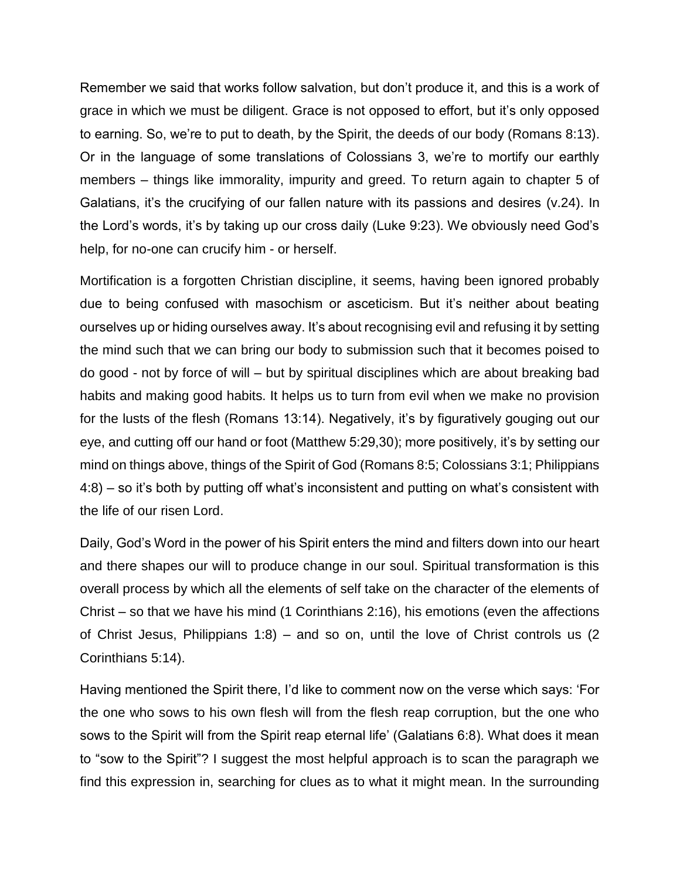Remember we said that works follow salvation, but don't produce it, and this is a work of grace in which we must be diligent. Grace is not opposed to effort, but it's only opposed to earning. So, we're to put to death, by the Spirit, the deeds of our body (Romans 8:13). Or in the language of some translations of Colossians 3, we're to mortify our earthly members – things like immorality, impurity and greed. To return again to chapter 5 of Galatians, it's the crucifying of our fallen nature with its passions and desires (v.24). In the Lord's words, it's by taking up our cross daily (Luke 9:23). We obviously need God's help, for no-one can crucify him - or herself.

Mortification is a forgotten Christian discipline, it seems, having been ignored probably due to being confused with masochism or asceticism. But it's neither about beating ourselves up or hiding ourselves away. It's about recognising evil and refusing it by setting the mind such that we can bring our body to submission such that it becomes poised to do good - not by force of will – but by spiritual disciplines which are about breaking bad habits and making good habits. It helps us to turn from evil when we make no provision for the lusts of the flesh (Romans 13:14). Negatively, it's by figuratively gouging out our eye, and cutting off our hand or foot (Matthew 5:29,30); more positively, it's by setting our mind on things above, things of the Spirit of God (Romans 8:5; Colossians 3:1; Philippians 4:8) – so it's both by putting off what's inconsistent and putting on what's consistent with the life of our risen Lord.

Daily, God's Word in the power of his Spirit enters the mind and filters down into our heart and there shapes our will to produce change in our soul. Spiritual transformation is this overall process by which all the elements of self take on the character of the elements of Christ – so that we have his mind (1 Corinthians 2:16), his emotions (even the affections of Christ Jesus, Philippians 1:8) – and so on, until the love of Christ controls us (2 Corinthians 5:14).

Having mentioned the Spirit there, I'd like to comment now on the verse which says: 'For the one who sows to his own flesh will from the flesh reap corruption, but the one who sows to the Spirit will from the Spirit reap eternal life' (Galatians 6:8). What does it mean to "sow to the Spirit"? I suggest the most helpful approach is to scan the paragraph we find this expression in, searching for clues as to what it might mean. In the surrounding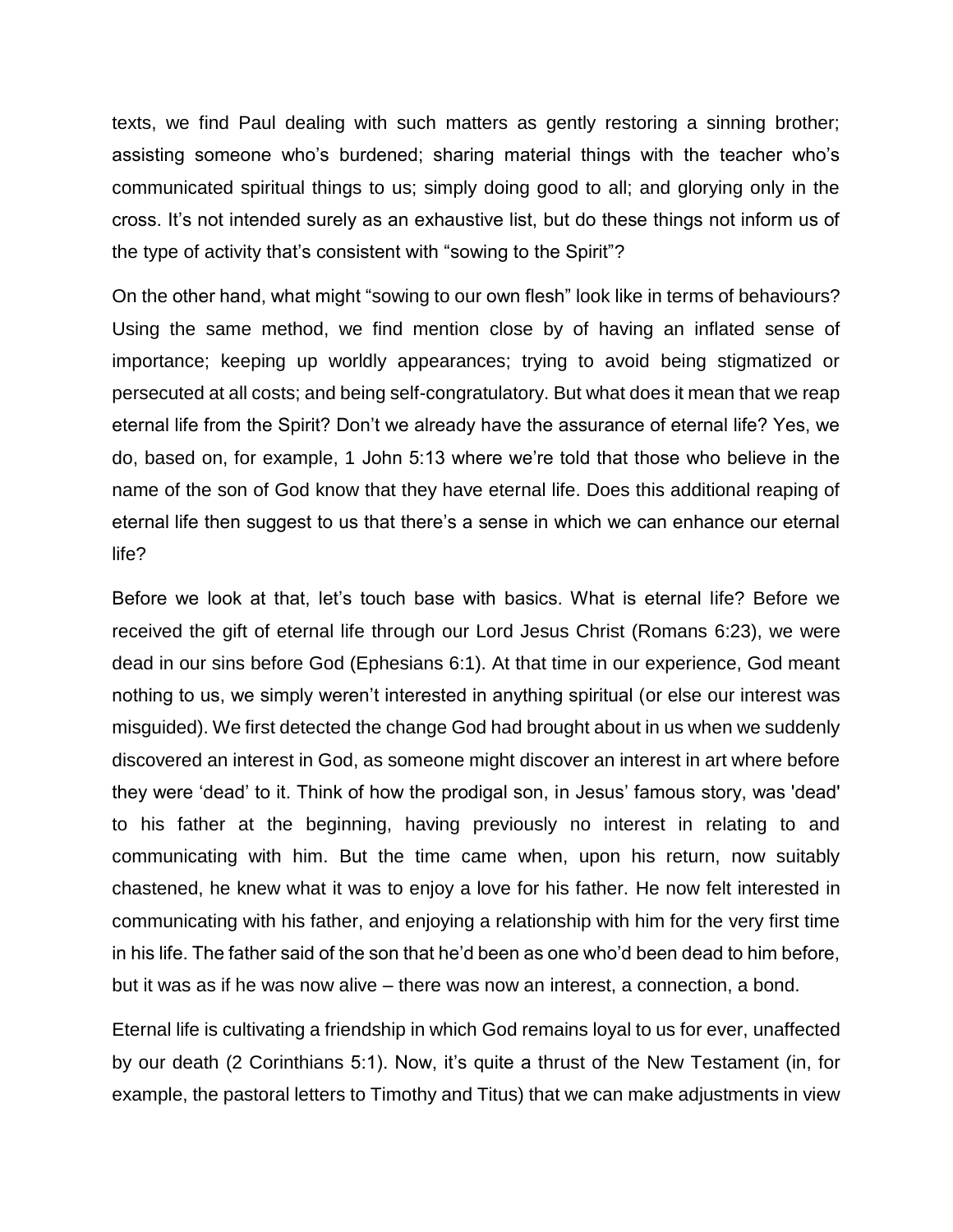texts, we find Paul dealing with such matters as gently restoring a sinning brother; assisting someone who's burdened; sharing material things with the teacher who's communicated spiritual things to us; simply doing good to all; and glorying only in the cross. It's not intended surely as an exhaustive list, but do these things not inform us of the type of activity that's consistent with "sowing to the Spirit"?

On the other hand, what might "sowing to our own flesh" look like in terms of behaviours? Using the same method, we find mention close by of having an inflated sense of importance; keeping up worldly appearances; trying to avoid being stigmatized or persecuted at all costs; and being self-congratulatory. But what does it mean that we reap eternal life from the Spirit? Don't we already have the assurance of eternal life? Yes, we do, based on, for example, 1 John 5:13 where we're told that those who believe in the name of the son of God know that they have eternal life. Does this additional reaping of eternal life then suggest to us that there's a sense in which we can enhance our eternal life?

Before we look at that, let's touch base with basics. What is eternal life? Before we received the gift of eternal life through our Lord Jesus Christ (Romans 6:23), we were dead in our sins before God (Ephesians 6:1). At that time in our experience, God meant nothing to us, we simply weren't interested in anything spiritual (or else our interest was misguided). We first detected the change God had brought about in us when we suddenly discovered an interest in God, as someone might discover an interest in art where before they were 'dead' to it. Think of how the prodigal son, in Jesus' famous story, was 'dead' to his father at the beginning, having previously no interest in relating to and communicating with him. But the time came when, upon his return, now suitably chastened, he knew what it was to enjoy a love for his father. He now felt interested in communicating with his father, and enjoying a relationship with him for the very first time in his life. The father said of the son that he'd been as one who'd been dead to him before, but it was as if he was now alive – there was now an interest, a connection, a bond.

Eternal life is cultivating a friendship in which God remains loyal to us for ever, unaffected by our death (2 Corinthians 5:1). Now, it's quite a thrust of the New Testament (in, for example, the pastoral letters to Timothy and Titus) that we can make adjustments in view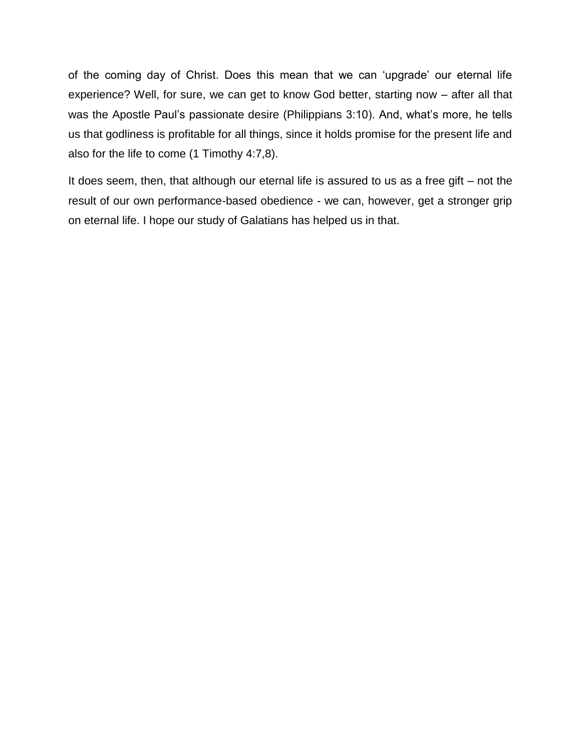of the coming day of Christ. Does this mean that we can 'upgrade' our eternal life experience? Well, for sure, we can get to know God better, starting now – after all that was the Apostle Paul's passionate desire (Philippians 3:10). And, what's more, he tells us that godliness is profitable for all things, since it holds promise for the present life and also for the life to come (1 Timothy 4:7,8).

It does seem, then, that although our eternal life is assured to us as a free gift – not the result of our own performance-based obedience - we can, however, get a stronger grip on eternal life. I hope our study of Galatians has helped us in that.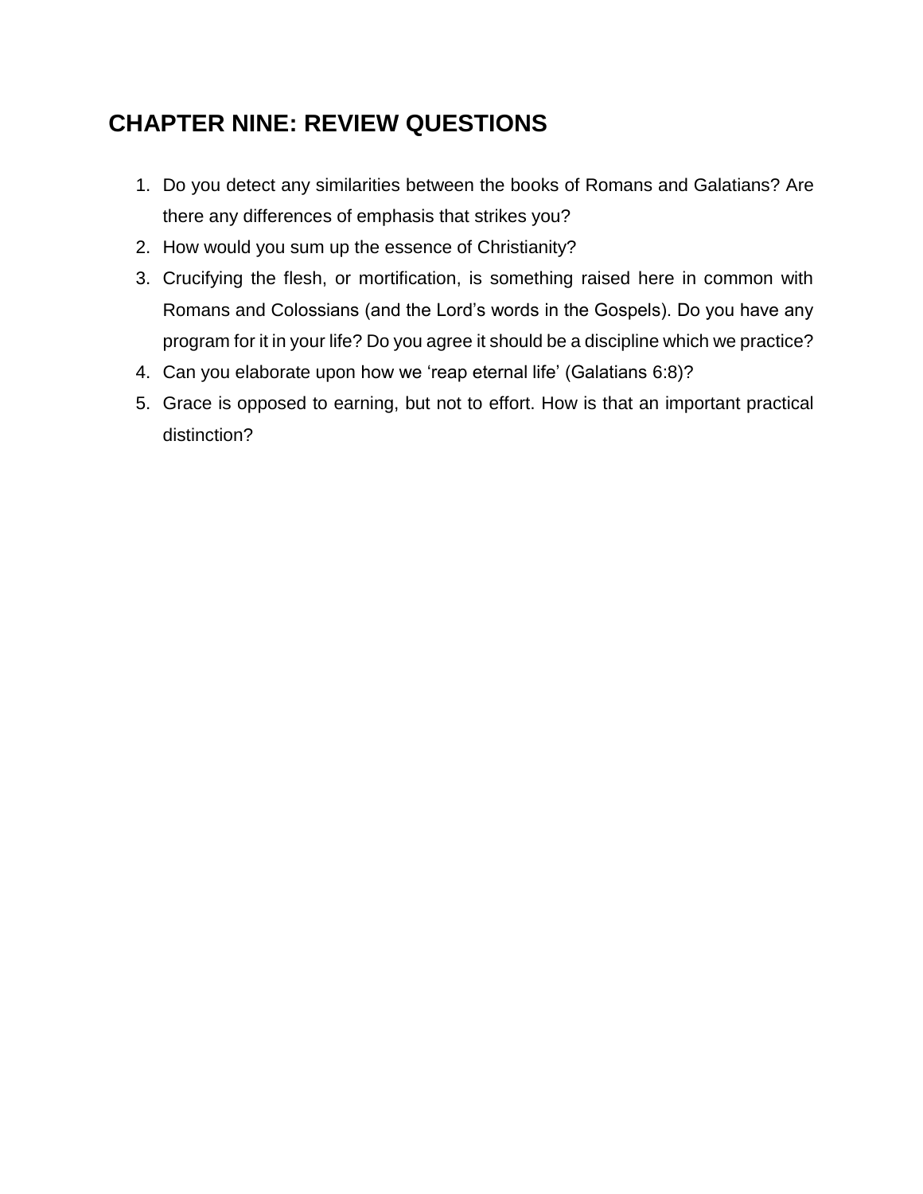## CHAPTER NINE: REVIEW QUESTIONS

1. Do you detect any similarities between the books of Romans and Galatians? Are there any differences of emphasis that strikes you?
2. How would you sum up the essence of Christianity?
3. Crucifying the flesh, or mortification, is something raised here in common with Romans and Colossians (and the Lord's words in the Gospels). Do you have any program for it in your life? Do you agree it should be a discipline which we practice?
4. Can you elaborate upon how we 'reap eternal life' (Galatians 6:8)?
5. Grace is opposed to earning, but not to effort. How is that an important practical distinction?